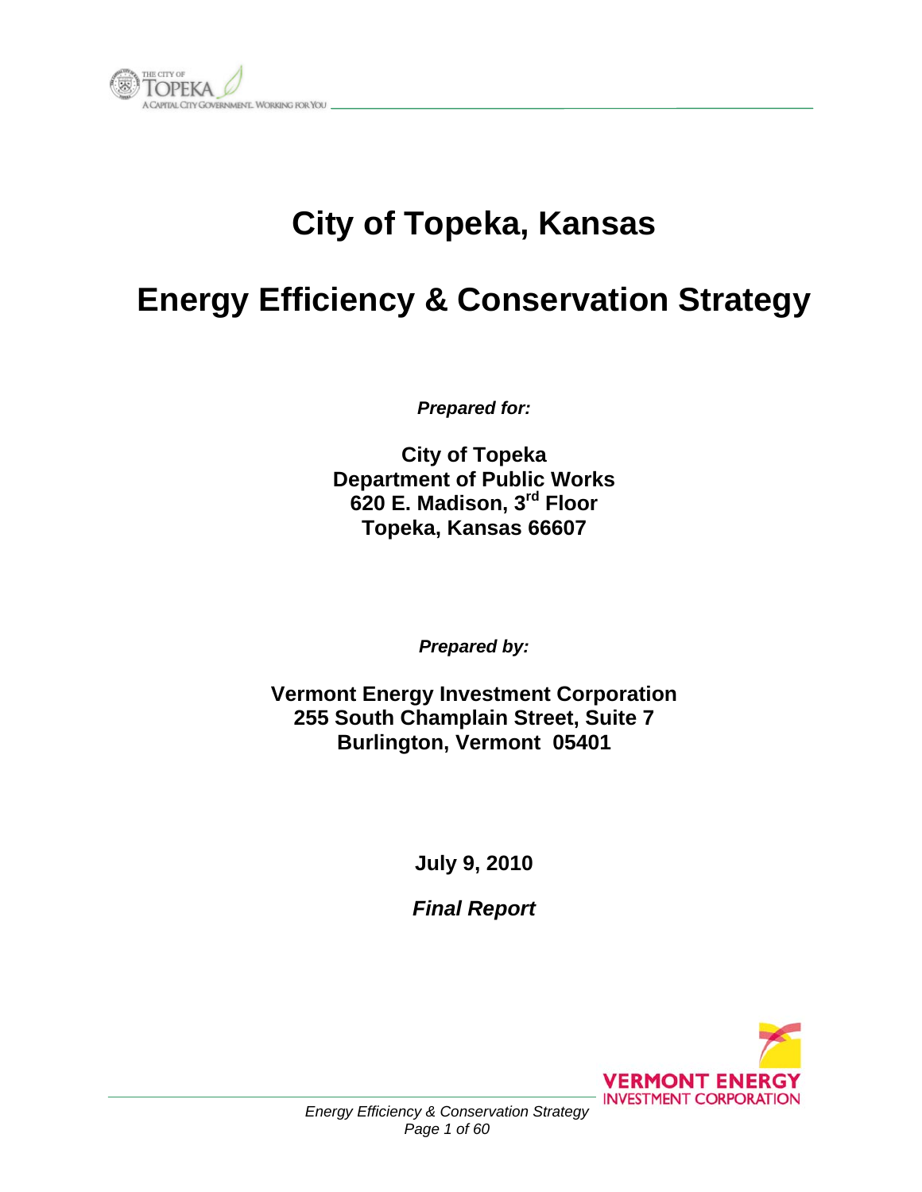# City of Topeka, Kansas

# Energy Efficiency & Conservation Strategy

***Prepared for:***

**City of Topeka**
**Department of Public Works**
**620 E. Madison, 3rd Floor**
**Topeka, Kansas 66607**

***Prepared by:***

**Vermont Energy Investment Corporation**
**255 South Champlain Street, Suite 7**
**Burlington, Vermont 05401**

**July 9, 2010**

***Final Report***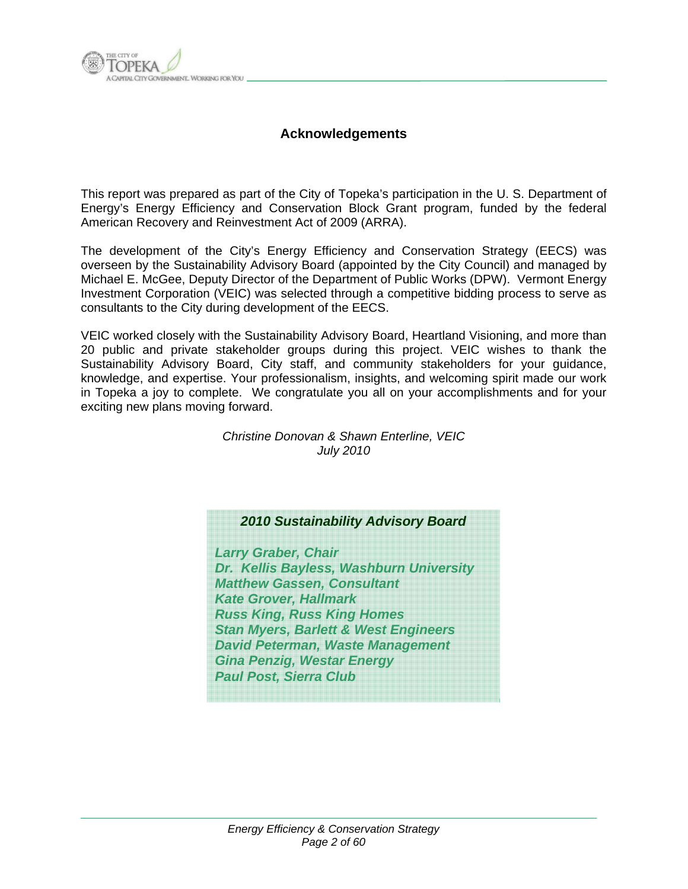## Acknowledgements

This report was prepared as part of the City of Topeka's participation in the U. S. Department of Energy's Energy Efficiency and Conservation Block Grant program, funded by the federal American Recovery and Reinvestment Act of 2009 (ARRA).

The development of the City's Energy Efficiency and Conservation Strategy (EECS) was overseen by the Sustainability Advisory Board (appointed by the City Council) and managed by Michael E. McGee, Deputy Director of the Department of Public Works (DPW). Vermont Energy Investment Corporation (VEIC) was selected through a competitive bidding process to serve as consultants to the City during development of the EECS.

VEIC worked closely with the Sustainability Advisory Board, Heartland Visioning, and more than 20 public and private stakeholder groups during this project. VEIC wishes to thank the Sustainability Advisory Board, City staff, and community stakeholders for your guidance, knowledge, and expertise. Your professionalism, insights, and welcoming spirit made our work in Topeka a joy to complete. We congratulate you all on your accomplishments and for your exciting new plans moving forward.

*Christine Donovan & Shawn Enterline, VEIC*
*July 2010*

***2010 Sustainability Advisory Board***

***Larry Graber, Chair***
***Dr. Kellis Bayless, Washburn University***
***Matthew Gassen, Consultant***
***Kate Grover, Hallmark***
***Russ King, Russ King Homes***
***Stan Myers, Barlett & West Engineers***
***David Peterman, Waste Management***
***Gina Penzig, Westar Energy***
***Paul Post, Sierra Club***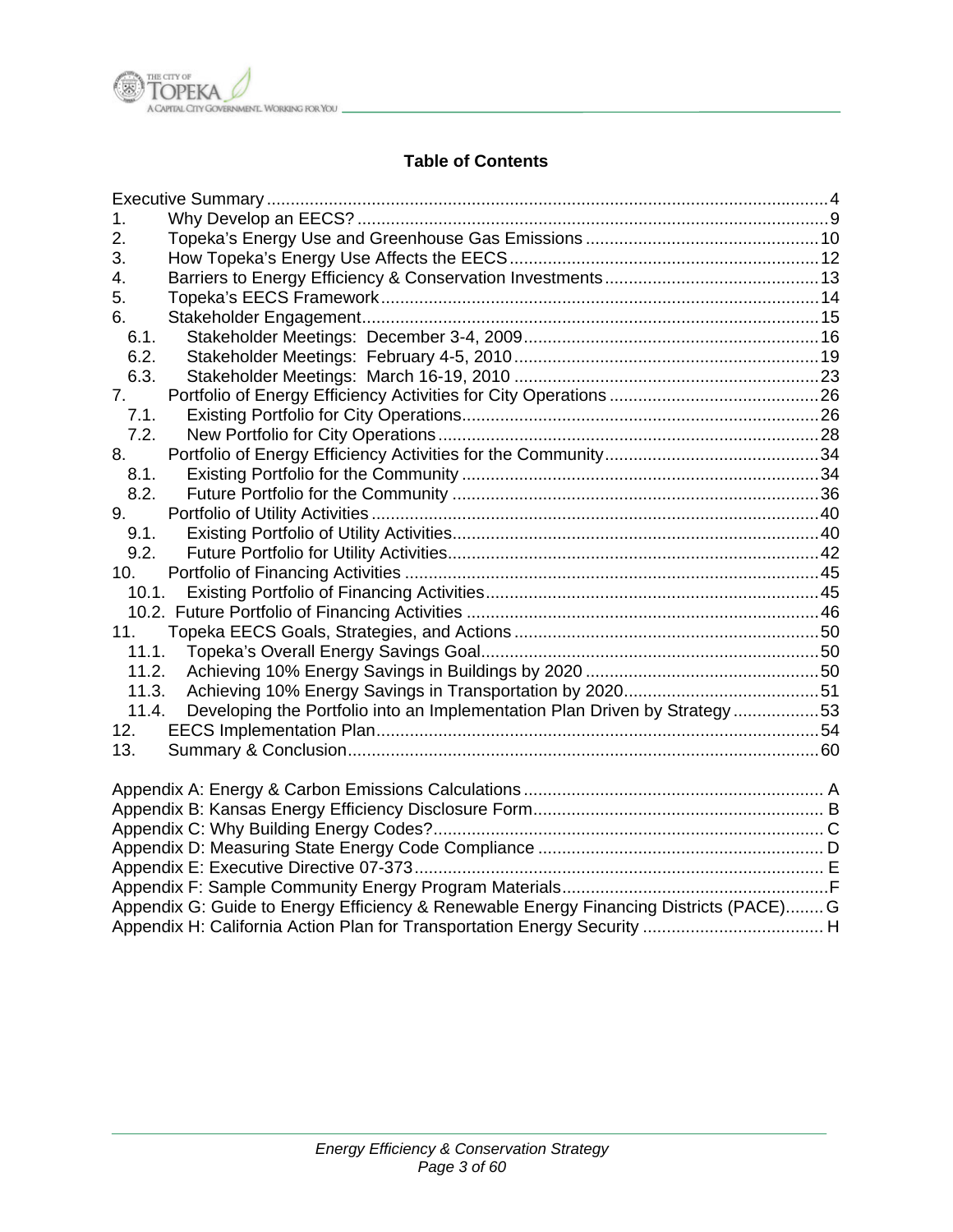## Table of Contents

Executive Summary ..... 4
1. Why Develop an EECS? ..... 9
2. Topeka's Energy Use and Greenhouse Gas Emissions ..... 10
3. How Topeka's Energy Use Affects the EECS ..... 12
4. Barriers to Energy Efficiency & Conservation Investments ..... 13
5. Topeka's EECS Framework ..... 14
6. Stakeholder Engagement ..... 15
   - 6.1. Stakeholder Meetings: December 3-4, 2009 ..... 16
   - 6.2. Stakeholder Meetings: February 4-5, 2010 ..... 19
   - 6.3. Stakeholder Meetings: March 16-19, 2010 ..... 23
7. Portfolio of Energy Efficiency Activities for City Operations ..... 26
   - 7.1. Existing Portfolio for City Operations ..... 26
   - 7.2. New Portfolio for City Operations ..... 28
8. Portfolio of Energy Efficiency Activities for the Community ..... 34
   - 8.1. Existing Portfolio for the Community ..... 34
   - 8.2. Future Portfolio for the Community ..... 36
9. Portfolio of Utility Activities ..... 40
   - 9.1. Existing Portfolio of Utility Activities ..... 40
   - 9.2. Future Portfolio for Utility Activities ..... 42
10. Portfolio of Financing Activities ..... 45
    - 10.1. Existing Portfolio of Financing Activities ..... 45
    - 10.2. Future Portfolio of Financing Activities ..... 46
11. Topeka EECS Goals, Strategies, and Actions ..... 50
    - 11.1. Topeka's Overall Energy Savings Goal ..... 50
    - 11.2. Achieving 10% Energy Savings in Buildings by 2020 ..... 50
    - 11.3. Achieving 10% Energy Savings in Transportation by 2020 ..... 51
    - 11.4. Developing the Portfolio into an Implementation Plan Driven by Strategy ..... 53
12. EECS Implementation Plan ..... 54
13. Summary & Conclusion ..... 60

Appendix A: Energy & Carbon Emissions Calculations ..... A
Appendix B: Kansas Energy Efficiency Disclosure Form ..... B
Appendix C: Why Building Energy Codes? ..... C
Appendix D: Measuring State Energy Code Compliance ..... D
Appendix E: Executive Directive 07-373 ..... E
Appendix F: Sample Community Energy Program Materials ..... F
Appendix G: Guide to Energy Efficiency & Renewable Energy Financing Districts (PACE) ..... G
Appendix H: California Action Plan for Transportation Energy Security ..... H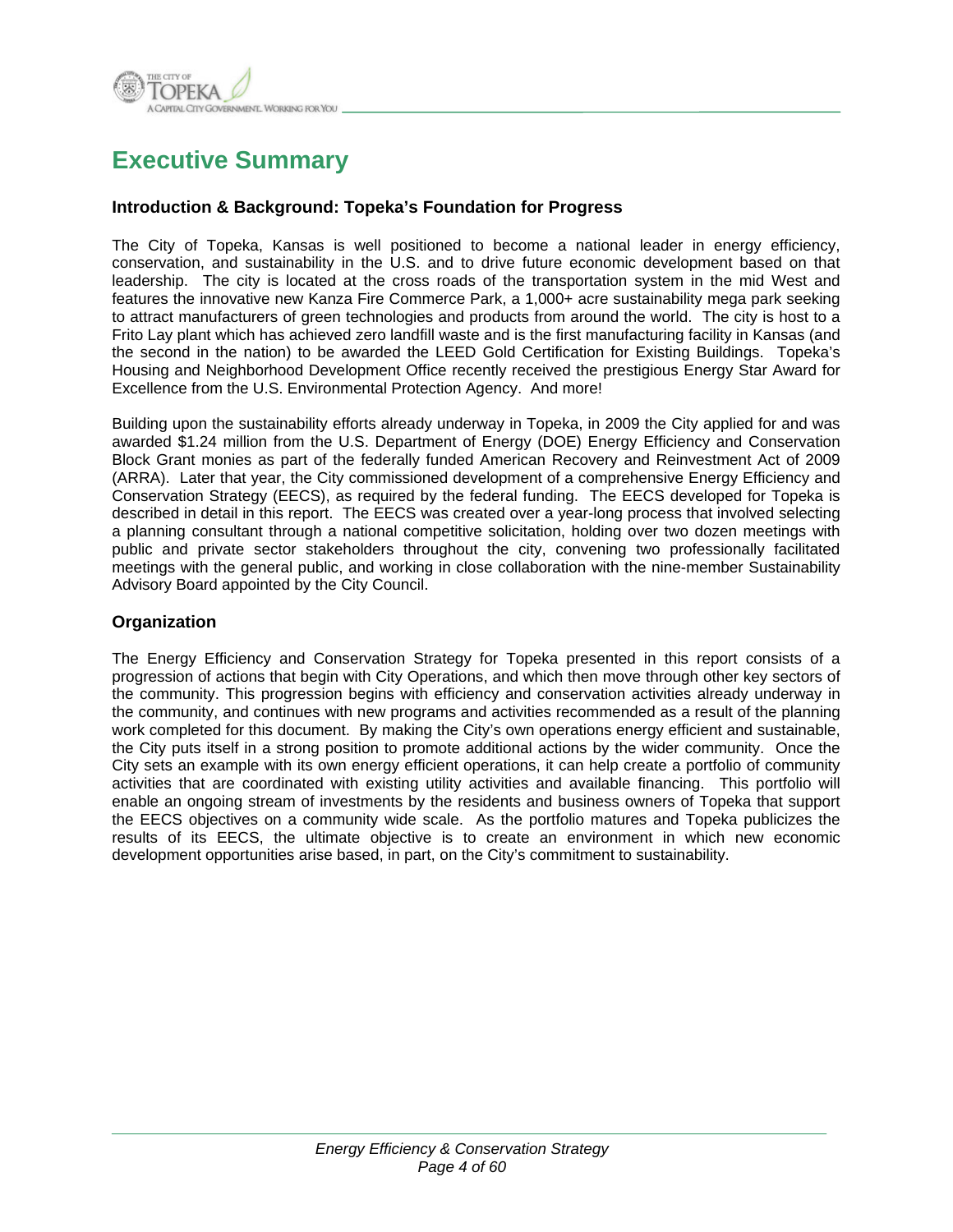# Executive Summary

### Introduction & Background: Topeka's Foundation for Progress

The City of Topeka, Kansas is well positioned to become a national leader in energy efficiency, conservation, and sustainability in the U.S. and to drive future economic development based on that leadership. The city is located at the cross roads of the transportation system in the mid West and features the innovative new Kanza Fire Commerce Park, a 1,000+ acre sustainability mega park seeking to attract manufacturers of green technologies and products from around the world. The city is host to a Frito Lay plant which has achieved zero landfill waste and is the first manufacturing facility in Kansas (and the second in the nation) to be awarded the LEED Gold Certification for Existing Buildings. Topeka's Housing and Neighborhood Development Office recently received the prestigious Energy Star Award for Excellence from the U.S. Environmental Protection Agency. And more!

Building upon the sustainability efforts already underway in Topeka, in 2009 the City applied for and was awarded $1.24 million from the U.S. Department of Energy (DOE) Energy Efficiency and Conservation Block Grant monies as part of the federally funded American Recovery and Reinvestment Act of 2009 (ARRA). Later that year, the City commissioned development of a comprehensive Energy Efficiency and Conservation Strategy (EECS), as required by the federal funding. The EECS developed for Topeka is described in detail in this report. The EECS was created over a year-long process that involved selecting a planning consultant through a national competitive solicitation, holding over two dozen meetings with public and private sector stakeholders throughout the city, convening two professionally facilitated meetings with the general public, and working in close collaboration with the nine-member Sustainability Advisory Board appointed by the City Council.

### Organization

The Energy Efficiency and Conservation Strategy for Topeka presented in this report consists of a progression of actions that begin with City Operations, and which then move through other key sectors of the community. This progression begins with efficiency and conservation activities already underway in the community, and continues with new programs and activities recommended as a result of the planning work completed for this document. By making the City's own operations energy efficient and sustainable, the City puts itself in a strong position to promote additional actions by the wider community. Once the City sets an example with its own energy efficient operations, it can help create a portfolio of community activities that are coordinated with existing utility activities and available financing. This portfolio will enable an ongoing stream of investments by the residents and business owners of Topeka that support the EECS objectives on a community wide scale. As the portfolio matures and Topeka publicizes the results of its EECS, the ultimate objective is to create an environment in which new economic development opportunities arise based, in part, on the City's commitment to sustainability.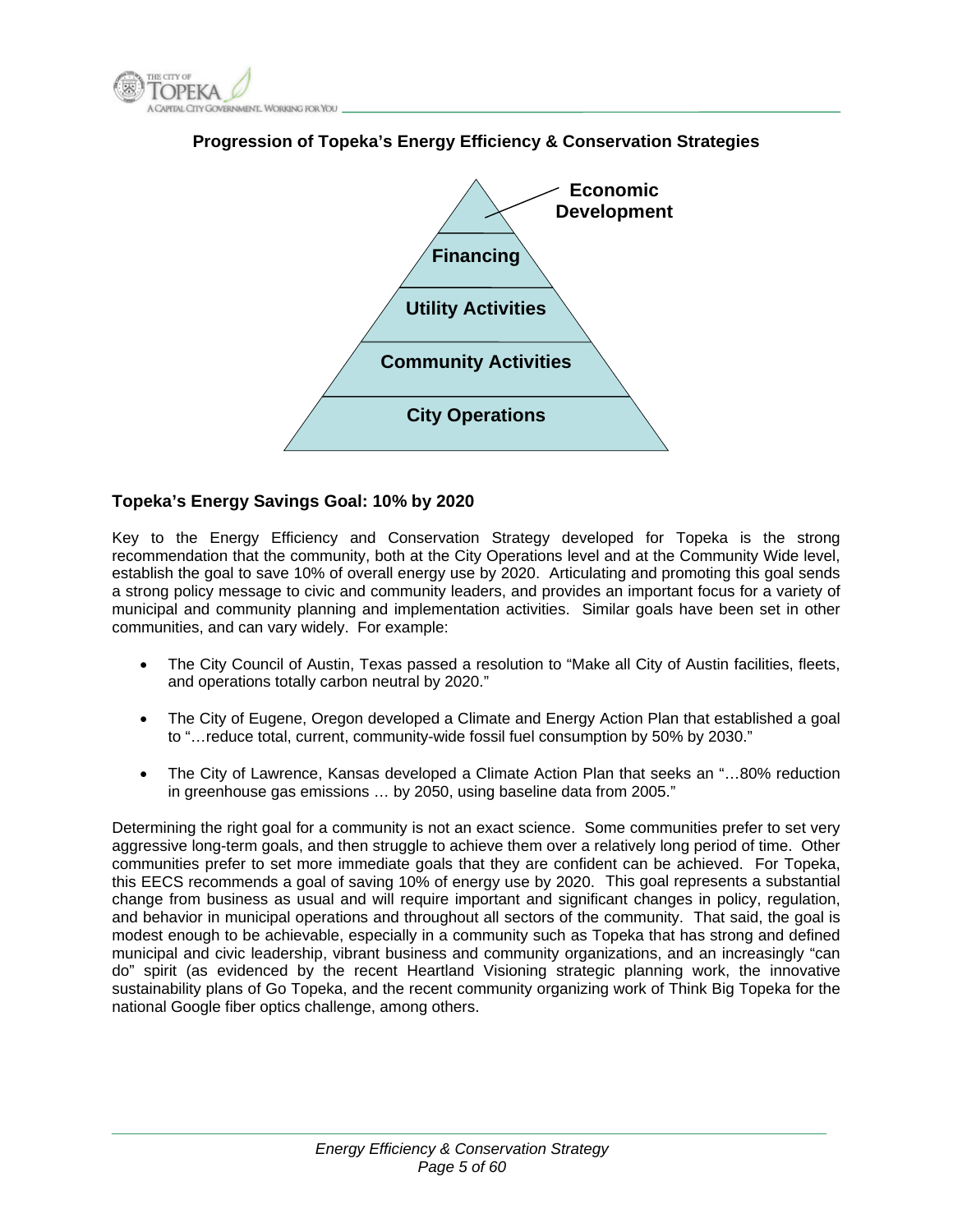**Progression of Topeka's Energy Efficiency & Conservation Strategies**

- Economic Development
- Financing
- Utility Activities
- Community Activities
- City Operations

### Topeka's Energy Savings Goal: 10% by 2020

Key to the Energy Efficiency and Conservation Strategy developed for Topeka is the strong recommendation that the community, both at the City Operations level and at the Community Wide level, establish the goal to save 10% of overall energy use by 2020. Articulating and promoting this goal sends a strong policy message to civic and community leaders, and provides an important focus for a variety of municipal and community planning and implementation activities. Similar goals have been set in other communities, and can vary widely. For example:

- The City Council of Austin, Texas passed a resolution to "Make all City of Austin facilities, fleets, and operations totally carbon neutral by 2020."
- The City of Eugene, Oregon developed a Climate and Energy Action Plan that established a goal to "…reduce total, current, community-wide fossil fuel consumption by 50% by 2030."
- The City of Lawrence, Kansas developed a Climate Action Plan that seeks an "…80% reduction in greenhouse gas emissions … by 2050, using baseline data from 2005."

Determining the right goal for a community is not an exact science. Some communities prefer to set very aggressive long-term goals, and then struggle to achieve them over a relatively long period of time. Other communities prefer to set more immediate goals that they are confident can be achieved. For Topeka, this EECS recommends a goal of saving 10% of energy use by 2020. This goal represents a substantial change from business as usual and will require important and significant changes in policy, regulation, and behavior in municipal operations and throughout all sectors of the community. That said, the goal is modest enough to be achievable, especially in a community such as Topeka that has strong and defined municipal and civic leadership, vibrant business and community organizations, and an increasingly "can do" spirit (as evidenced by the recent Heartland Visioning strategic planning work, the innovative sustainability plans of Go Topeka, and the recent community organizing work of Think Big Topeka for the national Google fiber optics challenge, among others.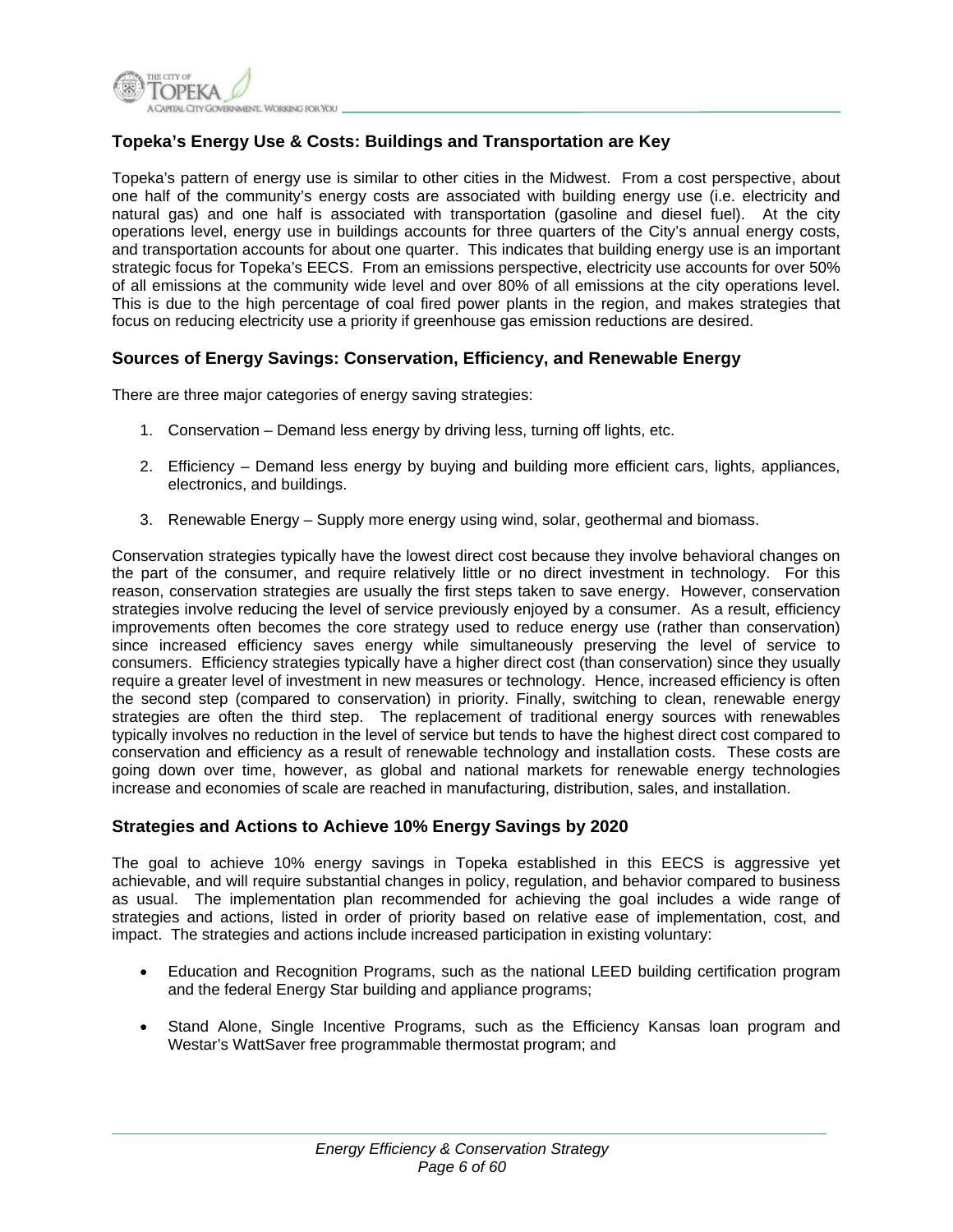## Topeka's Energy Use & Costs: Buildings and Transportation are Key

Topeka's pattern of energy use is similar to other cities in the Midwest. From a cost perspective, about one half of the community's energy costs are associated with building energy use (i.e. electricity and natural gas) and one half is associated with transportation (gasoline and diesel fuel). At the city operations level, energy use in buildings accounts for three quarters of the City's annual energy costs, and transportation accounts for about one quarter. This indicates that building energy use is an important strategic focus for Topeka's EECS. From an emissions perspective, electricity use accounts for over 50% of all emissions at the community wide level and over 80% of all emissions at the city operations level. This is due to the high percentage of coal fired power plants in the region, and makes strategies that focus on reducing electricity use a priority if greenhouse gas emission reductions are desired.

## Sources of Energy Savings: Conservation, Efficiency, and Renewable Energy

There are three major categories of energy saving strategies:

1. Conservation – Demand less energy by driving less, turning off lights, etc.
2. Efficiency – Demand less energy by buying and building more efficient cars, lights, appliances, electronics, and buildings.
3. Renewable Energy – Supply more energy using wind, solar, geothermal and biomass.

Conservation strategies typically have the lowest direct cost because they involve behavioral changes on the part of the consumer, and require relatively little or no direct investment in technology. For this reason, conservation strategies are usually the first steps taken to save energy. However, conservation strategies involve reducing the level of service previously enjoyed by a consumer. As a result, efficiency improvements often becomes the core strategy used to reduce energy use (rather than conservation) since increased efficiency saves energy while simultaneously preserving the level of service to consumers. Efficiency strategies typically have a higher direct cost (than conservation) since they usually require a greater level of investment in new measures or technology. Hence, increased efficiency is often the second step (compared to conservation) in priority. Finally, switching to clean, renewable energy strategies are often the third step. The replacement of traditional energy sources with renewables typically involves no reduction in the level of service but tends to have the highest direct cost compared to conservation and efficiency as a result of renewable technology and installation costs. These costs are going down over time, however, as global and national markets for renewable energy technologies increase and economies of scale are reached in manufacturing, distribution, sales, and installation.

## Strategies and Actions to Achieve 10% Energy Savings by 2020

The goal to achieve 10% energy savings in Topeka established in this EECS is aggressive yet achievable, and will require substantial changes in policy, regulation, and behavior compared to business as usual. The implementation plan recommended for achieving the goal includes a wide range of strategies and actions, listed in order of priority based on relative ease of implementation, cost, and impact. The strategies and actions include increased participation in existing voluntary:

- Education and Recognition Programs, such as the national LEED building certification program and the federal Energy Star building and appliance programs;
- Stand Alone, Single Incentive Programs, such as the Efficiency Kansas loan program and Westar's WattSaver free programmable thermostat program; and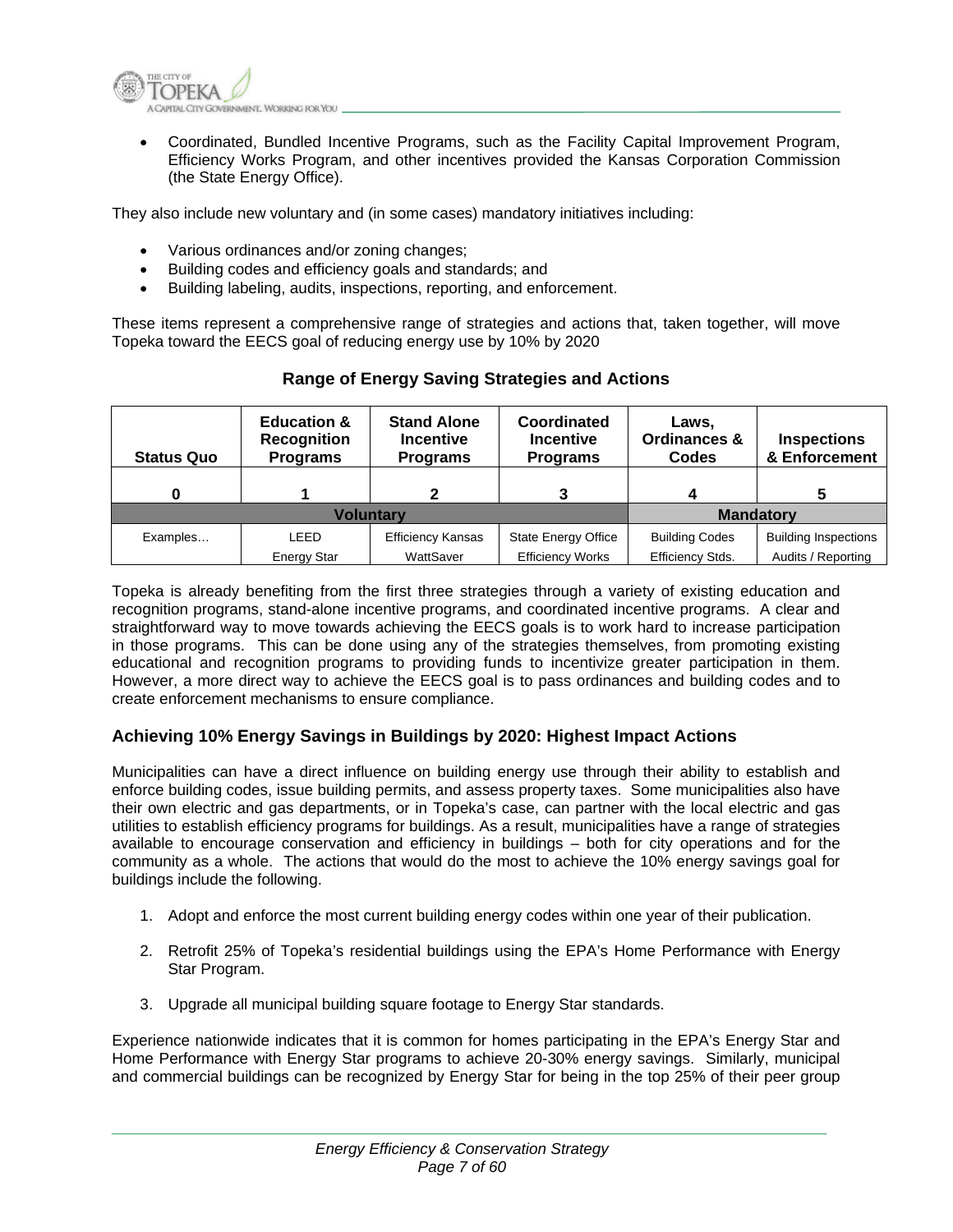- Coordinated, Bundled Incentive Programs, such as the Facility Capital Improvement Program, Efficiency Works Program, and other incentives provided the Kansas Corporation Commission (the State Energy Office).

They also include new voluntary and (in some cases) mandatory initiatives including:

- Various ordinances and/or zoning changes;
- Building codes and efficiency goals and standards; and
- Building labeling, audits, inspections, reporting, and enforcement.

These items represent a comprehensive range of strategies and actions that, taken together, will move Topeka toward the EECS goal of reducing energy use by 10% by 2020

**Range of Energy Saving Strategies and Actions**

| **Status Quo** | **Education & Recognition Programs** | **Stand Alone Incentive Programs** | **Coordinated Incentive Programs** | **Laws, Ordinances & Codes** | **Inspections & Enforcement** |
|---|---|---|---|---|---|
| **0** | **1** | **2** | **3** | **4** | **5** |
| **Voluntary** | | | | **Mandatory** | |
| Examples… | LEED | Efficiency Kansas | State Energy Office | Building Codes | Building Inspections |
| | Energy Star | WattSaver | Efficiency Works | Efficiency Stds. | Audits / Reporting |

Topeka is already benefiting from the first three strategies through a variety of existing education and recognition programs, stand-alone incentive programs, and coordinated incentive programs. A clear and straightforward way to move towards achieving the EECS goals is to work hard to increase participation in those programs. This can be done using any of the strategies themselves, from promoting existing educational and recognition programs to providing funds to incentivize greater participation in them. However, a more direct way to achieve the EECS goal is to pass ordinances and building codes and to create enforcement mechanisms to ensure compliance.

### Achieving 10% Energy Savings in Buildings by 2020: Highest Impact Actions

Municipalities can have a direct influence on building energy use through their ability to establish and enforce building codes, issue building permits, and assess property taxes. Some municipalities also have their own electric and gas departments, or in Topeka's case, can partner with the local electric and gas utilities to establish efficiency programs for buildings. As a result, municipalities have a range of strategies available to encourage conservation and efficiency in buildings – both for city operations and for the community as a whole. The actions that would do the most to achieve the 10% energy savings goal for buildings include the following.

1. Adopt and enforce the most current building energy codes within one year of their publication.

2. Retrofit 25% of Topeka's residential buildings using the EPA's Home Performance with Energy Star Program.

3. Upgrade all municipal building square footage to Energy Star standards.

Experience nationwide indicates that it is common for homes participating in the EPA's Energy Star and Home Performance with Energy Star programs to achieve 20-30% energy savings. Similarly, municipal and commercial buildings can be recognized by Energy Star for being in the top 25% of their peer group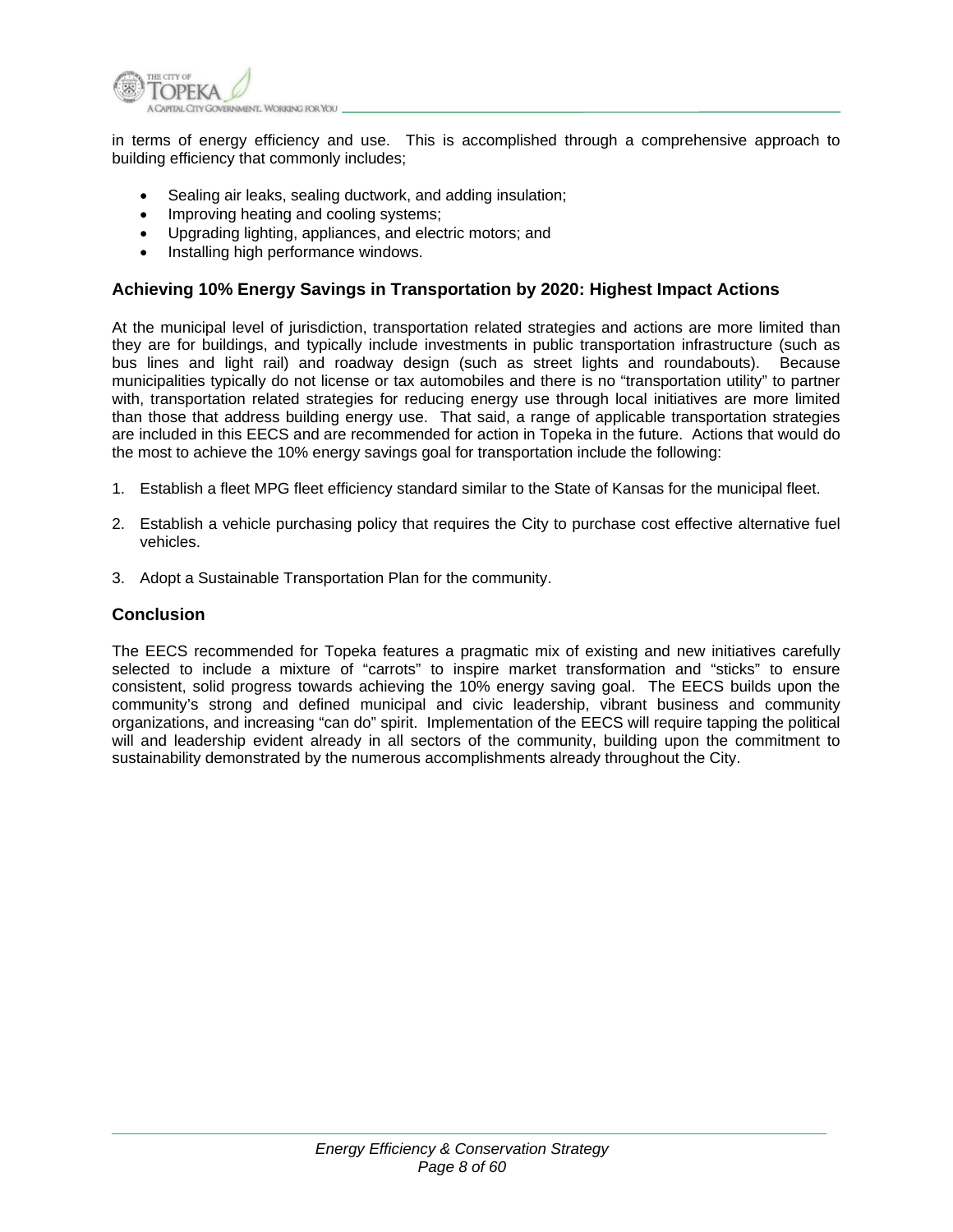in terms of energy efficiency and use. This is accomplished through a comprehensive approach to building efficiency that commonly includes;

- Sealing air leaks, sealing ductwork, and adding insulation;
- Improving heating and cooling systems;
- Upgrading lighting, appliances, and electric motors; and
- Installing high performance windows.

### Achieving 10% Energy Savings in Transportation by 2020: Highest Impact Actions

At the municipal level of jurisdiction, transportation related strategies and actions are more limited than they are for buildings, and typically include investments in public transportation infrastructure (such as bus lines and light rail) and roadway design (such as street lights and roundabouts). Because municipalities typically do not license or tax automobiles and there is no "transportation utility" to partner with, transportation related strategies for reducing energy use through local initiatives are more limited than those that address building energy use. That said, a range of applicable transportation strategies are included in this EECS and are recommended for action in Topeka in the future. Actions that would do the most to achieve the 10% energy savings goal for transportation include the following:

1. Establish a fleet MPG fleet efficiency standard similar to the State of Kansas for the municipal fleet.
2. Establish a vehicle purchasing policy that requires the City to purchase cost effective alternative fuel vehicles.
3. Adopt a Sustainable Transportation Plan for the community.

### Conclusion

The EECS recommended for Topeka features a pragmatic mix of existing and new initiatives carefully selected to include a mixture of "carrots" to inspire market transformation and "sticks" to ensure consistent, solid progress towards achieving the 10% energy saving goal. The EECS builds upon the community's strong and defined municipal and civic leadership, vibrant business and community organizations, and increasing "can do" spirit. Implementation of the EECS will require tapping the political will and leadership evident already in all sectors of the community, building upon the commitment to sustainability demonstrated by the numerous accomplishments already throughout the City.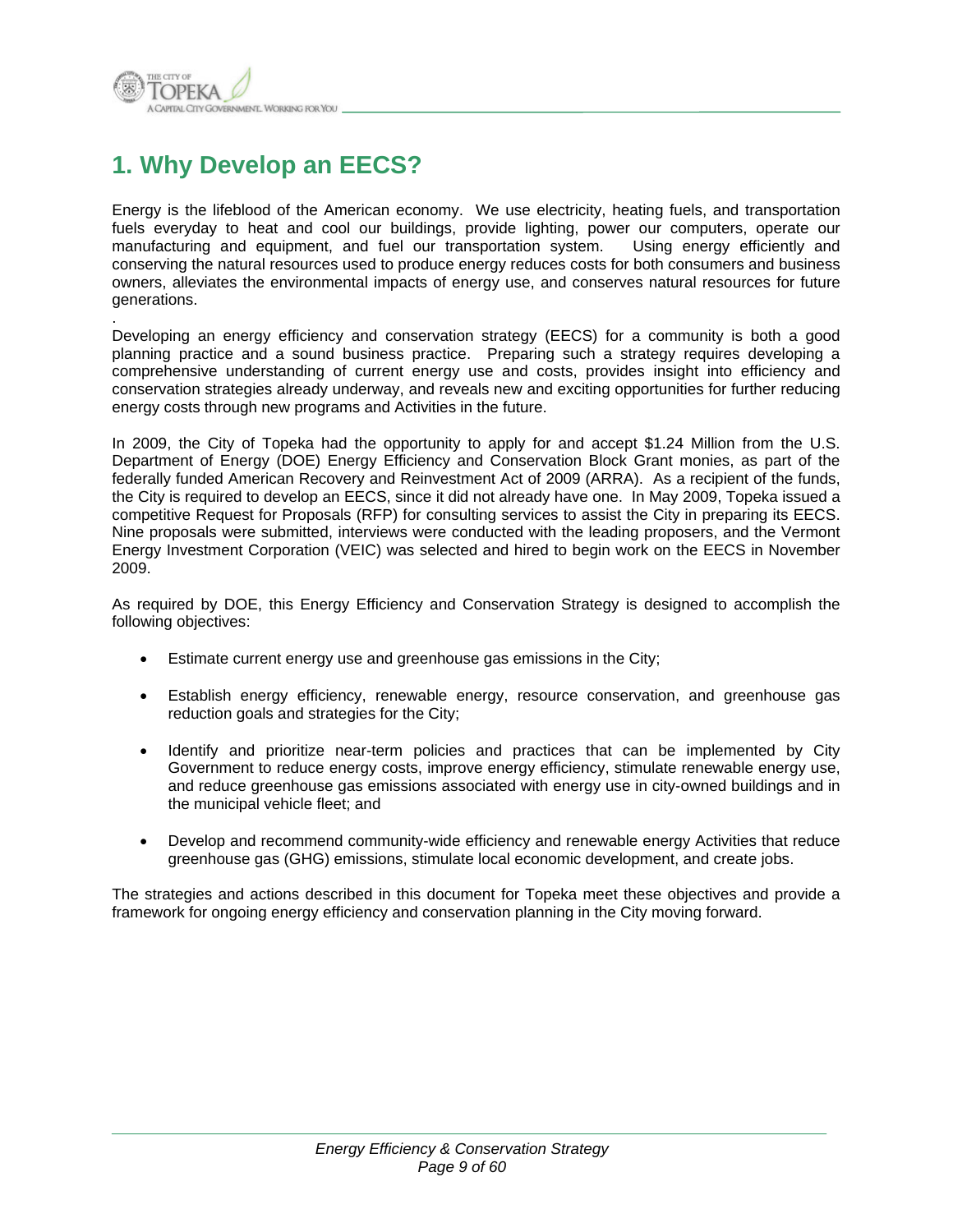# 1. Why Develop an EECS?

Energy is the lifeblood of the American economy. We use electricity, heating fuels, and transportation fuels everyday to heat and cool our buildings, provide lighting, power our computers, operate our manufacturing and equipment, and fuel our transportation system. Using energy efficiently and conserving the natural resources used to produce energy reduces costs for both consumers and business owners, alleviates the environmental impacts of energy use, and conserves natural resources for future generations.

.
Developing an energy efficiency and conservation strategy (EECS) for a community is both a good planning practice and a sound business practice. Preparing such a strategy requires developing a comprehensive understanding of current energy use and costs, provides insight into efficiency and conservation strategies already underway, and reveals new and exciting opportunities for further reducing energy costs through new programs and Activities in the future.

In 2009, the City of Topeka had the opportunity to apply for and accept $1.24 Million from the U.S. Department of Energy (DOE) Energy Efficiency and Conservation Block Grant monies, as part of the federally funded American Recovery and Reinvestment Act of 2009 (ARRA). As a recipient of the funds, the City is required to develop an EECS, since it did not already have one. In May 2009, Topeka issued a competitive Request for Proposals (RFP) for consulting services to assist the City in preparing its EECS. Nine proposals were submitted, interviews were conducted with the leading proposers, and the Vermont Energy Investment Corporation (VEIC) was selected and hired to begin work on the EECS in November 2009.

As required by DOE, this Energy Efficiency and Conservation Strategy is designed to accomplish the following objectives:

- Estimate current energy use and greenhouse gas emissions in the City;
- Establish energy efficiency, renewable energy, resource conservation, and greenhouse gas reduction goals and strategies for the City;
- Identify and prioritize near-term policies and practices that can be implemented by City Government to reduce energy costs, improve energy efficiency, stimulate renewable energy use, and reduce greenhouse gas emissions associated with energy use in city-owned buildings and in the municipal vehicle fleet; and
- Develop and recommend community-wide efficiency and renewable energy Activities that reduce greenhouse gas (GHG) emissions, stimulate local economic development, and create jobs.

The strategies and actions described in this document for Topeka meet these objectives and provide a framework for ongoing energy efficiency and conservation planning in the City moving forward.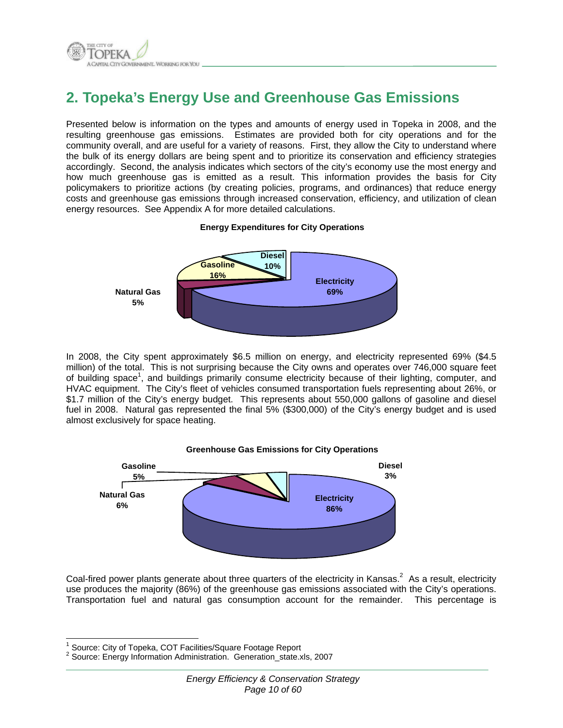## 2. Topeka's Energy Use and Greenhouse Gas Emissions

Presented below is information on the types and amounts of energy used in Topeka in 2008, and the resulting greenhouse gas emissions. Estimates are provided both for city operations and for the community overall, and are useful for a variety of reasons. First, they allow the City to understand where the bulk of its energy dollars are being spent and to prioritize its conservation and efficiency strategies accordingly. Second, the analysis indicates which sectors of the city's economy use the most energy and how much greenhouse gas is emitted as a result. This information provides the basis for City policymakers to prioritize actions (by creating policies, programs, and ordinances) that reduce energy costs and greenhouse gas emissions through increased conservation, efficiency, and utilization of clean energy resources. See Appendix A for more detailed calculations.

**Energy Expenditures for City Operations**

| Energy Type | Share |
|---|---|
| Electricity | 69% |
| Gasoline | 16% |
| Diesel | 10% |
| Natural Gas | 5% |

In 2008, the City spent approximately $6.5 million on energy, and electricity represented 69% ($4.5 million) of the total. This is not surprising because the City owns and operates over 746,000 square feet of building space[1], and buildings primarily consume electricity because of their lighting, computer, and HVAC equipment. The City's fleet of vehicles consumed transportation fuels representing about 26%, or $1.7 million of the City's energy budget. This represents about 550,000 gallons of gasoline and diesel fuel in 2008. Natural gas represented the final 5% ($300,000) of the City's energy budget and is used almost exclusively for space heating.

**Greenhouse Gas Emissions for City Operations**

| Energy Type | Share |
|---|---|
| Electricity | 86% |
| Natural Gas | 6% |
| Gasoline | 5% |
| Diesel | 3% |

Coal-fired power plants generate about three quarters of the electricity in Kansas.[2] As a result, electricity use produces the majority (86%) of the greenhouse gas emissions associated with the City's operations. Transportation fuel and natural gas consumption account for the remainder. This percentage is

[1] Source: City of Topeka, COT Facilities/Square Footage Report

[2] Source: Energy Information Administration. Generation_state.xls, 2007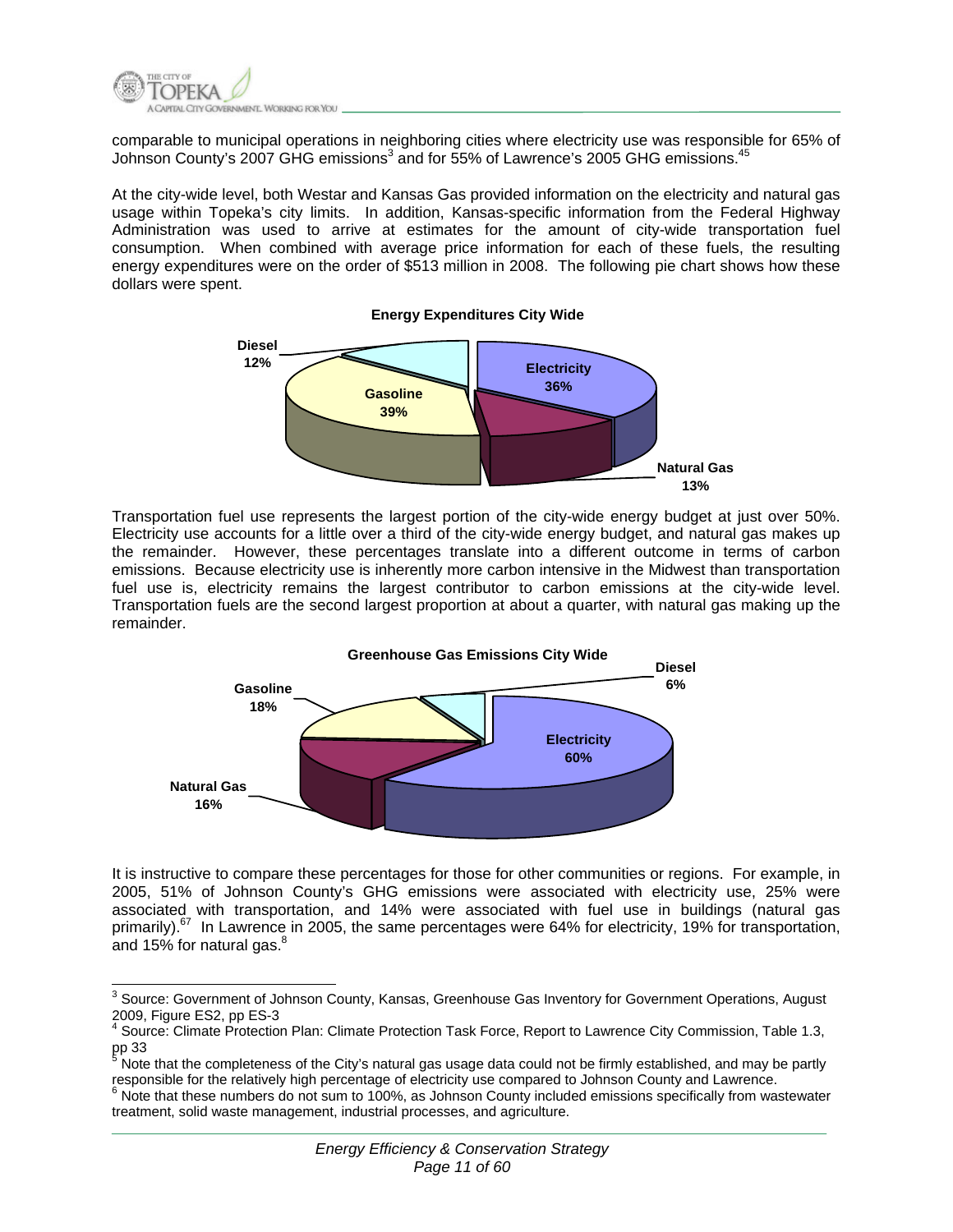comparable to municipal operations in neighboring cities where electricity use was responsible for 65% of Johnson County's 2007 GHG emissions[3] and for 55% of Lawrence's 2005 GHG emissions.[45]

At the city-wide level, both Westar and Kansas Gas provided information on the electricity and natural gas usage within Topeka's city limits. In addition, Kansas-specific information from the Federal Highway Administration was used to arrive at estimates for the amount of city-wide transportation fuel consumption. When combined with average price information for each of these fuels, the resulting energy expenditures were on the order of $513 million in 2008. The following pie chart shows how these dollars were spent.

**Energy Expenditures City Wide**

| Category | Percentage |
|---|---|
| Electricity | 36% |
| Natural Gas | 13% |
| Gasoline | 39% |
| Diesel | 12% |

Transportation fuel use represents the largest portion of the city-wide energy budget at just over 50%. Electricity use accounts for a little over a third of the city-wide energy budget, and natural gas makes up the remainder. However, these percentages translate into a different outcome in terms of carbon emissions. Because electricity use is inherently more carbon intensive in the Midwest than transportation fuel use is, electricity remains the largest contributor to carbon emissions at the city-wide level. Transportation fuels are the second largest proportion at about a quarter, with natural gas making up the remainder.

**Greenhouse Gas Emissions City Wide**

| Category | Percentage |
|---|---|
| Electricity | 60% |
| Natural Gas | 16% |
| Gasoline | 18% |
| Diesel | 6% |

It is instructive to compare these percentages for those for other communities or regions. For example, in 2005, 51% of Johnson County's GHG emissions were associated with electricity use, 25% were associated with transportation, and 14% were associated with fuel use in buildings (natural gas primarily).[67] In Lawrence in 2005, the same percentages were 64% for electricity, 19% for transportation, and 15% for natural gas.[8]

---

[3] Source: Government of Johnson County, Kansas, Greenhouse Gas Inventory for Government Operations, August 2009, Figure ES2, pp ES-3

[4] Source: Climate Protection Plan: Climate Protection Task Force, Report to Lawrence City Commission, Table 1.3, pp 33

[5] Note that the completeness of the City's natural gas usage data could not be firmly established, and may be partly responsible for the relatively high percentage of electricity use compared to Johnson County and Lawrence.

[6] Note that these numbers do not sum to 100%, as Johnson County included emissions specifically from wastewater treatment, solid waste management, industrial processes, and agriculture.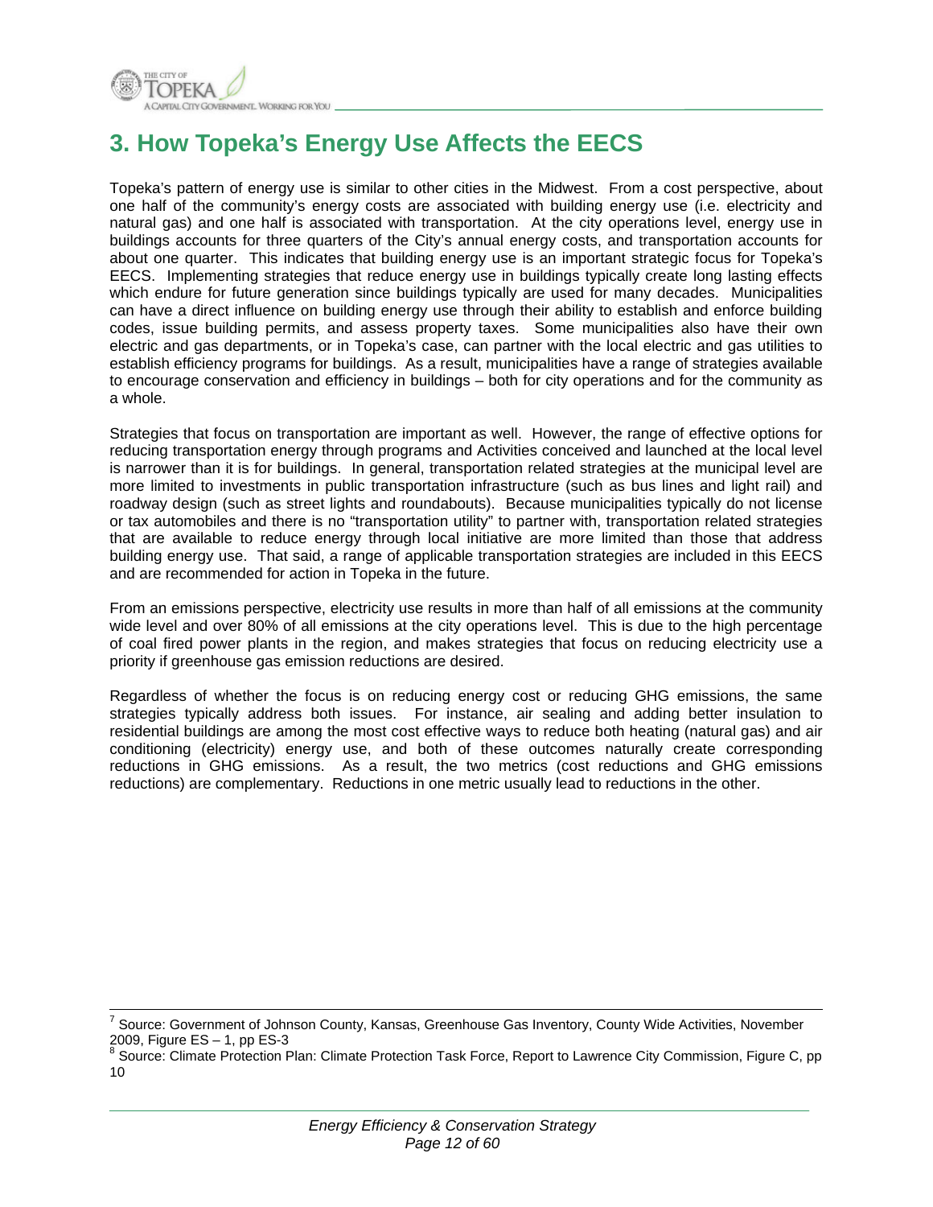# 3. How Topeka's Energy Use Affects the EECS

Topeka's pattern of energy use is similar to other cities in the Midwest. From a cost perspective, about one half of the community's energy costs are associated with building energy use (i.e. electricity and natural gas) and one half is associated with transportation. At the city operations level, energy use in buildings accounts for three quarters of the City's annual energy costs, and transportation accounts for about one quarter. This indicates that building energy use is an important strategic focus for Topeka's EECS. Implementing strategies that reduce energy use in buildings typically create long lasting effects which endure for future generation since buildings typically are used for many decades. Municipalities can have a direct influence on building energy use through their ability to establish and enforce building codes, issue building permits, and assess property taxes. Some municipalities also have their own electric and gas departments, or in Topeka's case, can partner with the local electric and gas utilities to establish efficiency programs for buildings. As a result, municipalities have a range of strategies available to encourage conservation and efficiency in buildings – both for city operations and for the community as a whole.

Strategies that focus on transportation are important as well. However, the range of effective options for reducing transportation energy through programs and Activities conceived and launched at the local level is narrower than it is for buildings. In general, transportation related strategies at the municipal level are more limited to investments in public transportation infrastructure (such as bus lines and light rail) and roadway design (such as street lights and roundabouts). Because municipalities typically do not license or tax automobiles and there is no "transportation utility" to partner with, transportation related strategies that are available to reduce energy through local initiative are more limited than those that address building energy use. That said, a range of applicable transportation strategies are included in this EECS and are recommended for action in Topeka in the future.

From an emissions perspective, electricity use results in more than half of all emissions at the community wide level and over 80% of all emissions at the city operations level. This is due to the high percentage of coal fired power plants in the region, and makes strategies that focus on reducing electricity use a priority if greenhouse gas emission reductions are desired.

Regardless of whether the focus is on reducing energy cost or reducing GHG emissions, the same strategies typically address both issues. For instance, air sealing and adding better insulation to residential buildings are among the most cost effective ways to reduce both heating (natural gas) and air conditioning (electricity) energy use, and both of these outcomes naturally create corresponding reductions in GHG emissions. As a result, the two metrics (cost reductions and GHG emissions reductions) are complementary. Reductions in one metric usually lead to reductions in the other.

---

[7] Source: Government of Johnson County, Kansas, Greenhouse Gas Inventory, County Wide Activities, November 2009, Figure ES – 1, pp ES-3

[8] Source: Climate Protection Plan: Climate Protection Task Force, Report to Lawrence City Commission, Figure C, pp 10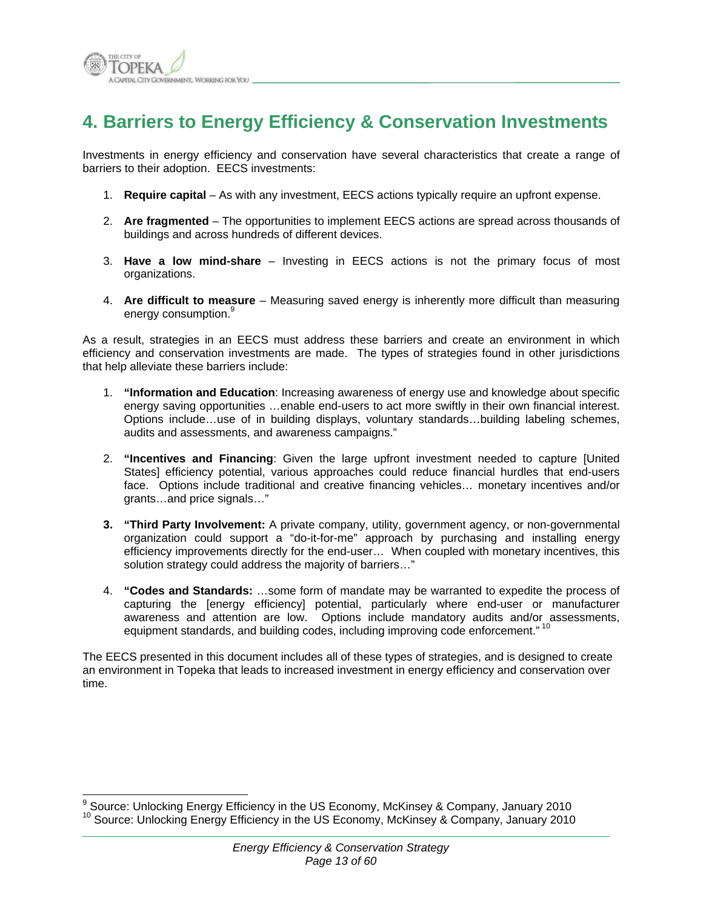# 4. Barriers to Energy Efficiency & Conservation Investments

Investments in energy efficiency and conservation have several characteristics that create a range of barriers to their adoption. EECS investments:

1. **Require capital** – As with any investment, EECS actions typically require an upfront expense.
2. **Are fragmented** – The opportunities to implement EECS actions are spread across thousands of buildings and across hundreds of different devices.
3. **Have a low mind-share** – Investing in EECS actions is not the primary focus of most organizations.
4. **Are difficult to measure** – Measuring saved energy is inherently more difficult than measuring energy consumption.[9]

As a result, strategies in an EECS must address these barriers and create an environment in which efficiency and conservation investments are made. The types of strategies found in other jurisdictions that help alleviate these barriers include:

1. **"Information and Education**: Increasing awareness of energy use and knowledge about specific energy saving opportunities …enable end-users to act more swiftly in their own financial interest. Options include…use of in building displays, voluntary standards…building labeling schemes, audits and assessments, and awareness campaigns."
2. **"Incentives and Financing**: Given the large upfront investment needed to capture [United States] efficiency potential, various approaches could reduce financial hurdles that end-users face. Options include traditional and creative financing vehicles… monetary incentives and/or grants…and price signals…"
3. **"Third Party Involvement:** A private company, utility, government agency, or non-governmental organization could support a "do-it-for-me" approach by purchasing and installing energy efficiency improvements directly for the end-user… When coupled with monetary incentives, this solution strategy could address the majority of barriers…"
4. **"Codes and Standards:** …some form of mandate may be warranted to expedite the process of capturing the [energy efficiency] potential, particularly where end-user or manufacturer awareness and attention are low. Options include mandatory audits and/or assessments, equipment standards, and building codes, including improving code enforcement."[10]

The EECS presented in this document includes all of these types of strategies, and is designed to create an environment in Topeka that leads to increased investment in energy efficiency and conservation over time.

---

[9] Source: Unlocking Energy Efficiency in the US Economy, McKinsey & Company, January 2010

[10] Source: Unlocking Energy Efficiency in the US Economy, McKinsey & Company, January 2010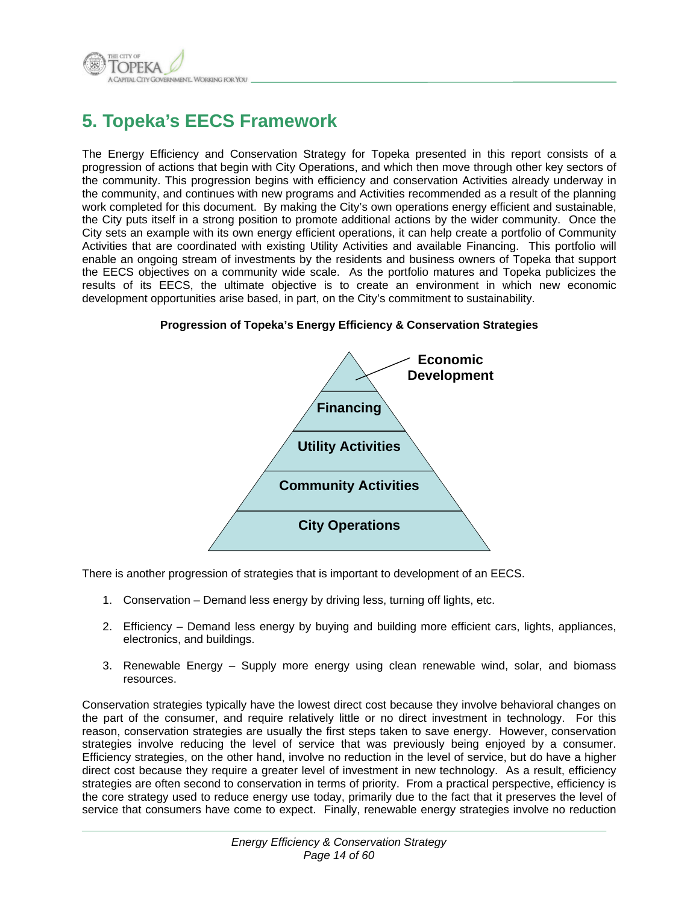# 5. Topeka's EECS Framework

The Energy Efficiency and Conservation Strategy for Topeka presented in this report consists of a progression of actions that begin with City Operations, and which then move through other key sectors of the community. This progression begins with efficiency and conservation Activities already underway in the community, and continues with new programs and Activities recommended as a result of the planning work completed for this document. By making the City's own operations energy efficient and sustainable, the City puts itself in a strong position to promote additional actions by the wider community. Once the City sets an example with its own energy efficient operations, it can help create a portfolio of Community Activities that are coordinated with existing Utility Activities and available Financing. This portfolio will enable an ongoing stream of investments by the residents and business owners of Topeka that support the EECS objectives on a community wide scale. As the portfolio matures and Topeka publicizes the results of its EECS, the ultimate objective is to create an environment in which new economic development opportunities arise based, in part, on the City's commitment to sustainability.

**Progression of Topeka's Energy Efficiency & Conservation Strategies**

- Economic Development
- Financing
- Utility Activities
- Community Activities
- City Operations

There is another progression of strategies that is important to development of an EECS.

1. Conservation – Demand less energy by driving less, turning off lights, etc.
2. Efficiency – Demand less energy by buying and building more efficient cars, lights, appliances, electronics, and buildings.
3. Renewable Energy – Supply more energy using clean renewable wind, solar, and biomass resources.

Conservation strategies typically have the lowest direct cost because they involve behavioral changes on the part of the consumer, and require relatively little or no direct investment in technology. For this reason, conservation strategies are usually the first steps taken to save energy. However, conservation strategies involve reducing the level of service that was previously being enjoyed by a consumer. Efficiency strategies, on the other hand, involve no reduction in the level of service, but do have a higher direct cost because they require a greater level of investment in new technology. As a result, efficiency strategies are often second to conservation in terms of priority. From a practical perspective, efficiency is the core strategy used to reduce energy use today, primarily due to the fact that it preserves the level of service that consumers have come to expect. Finally, renewable energy strategies involve no reduction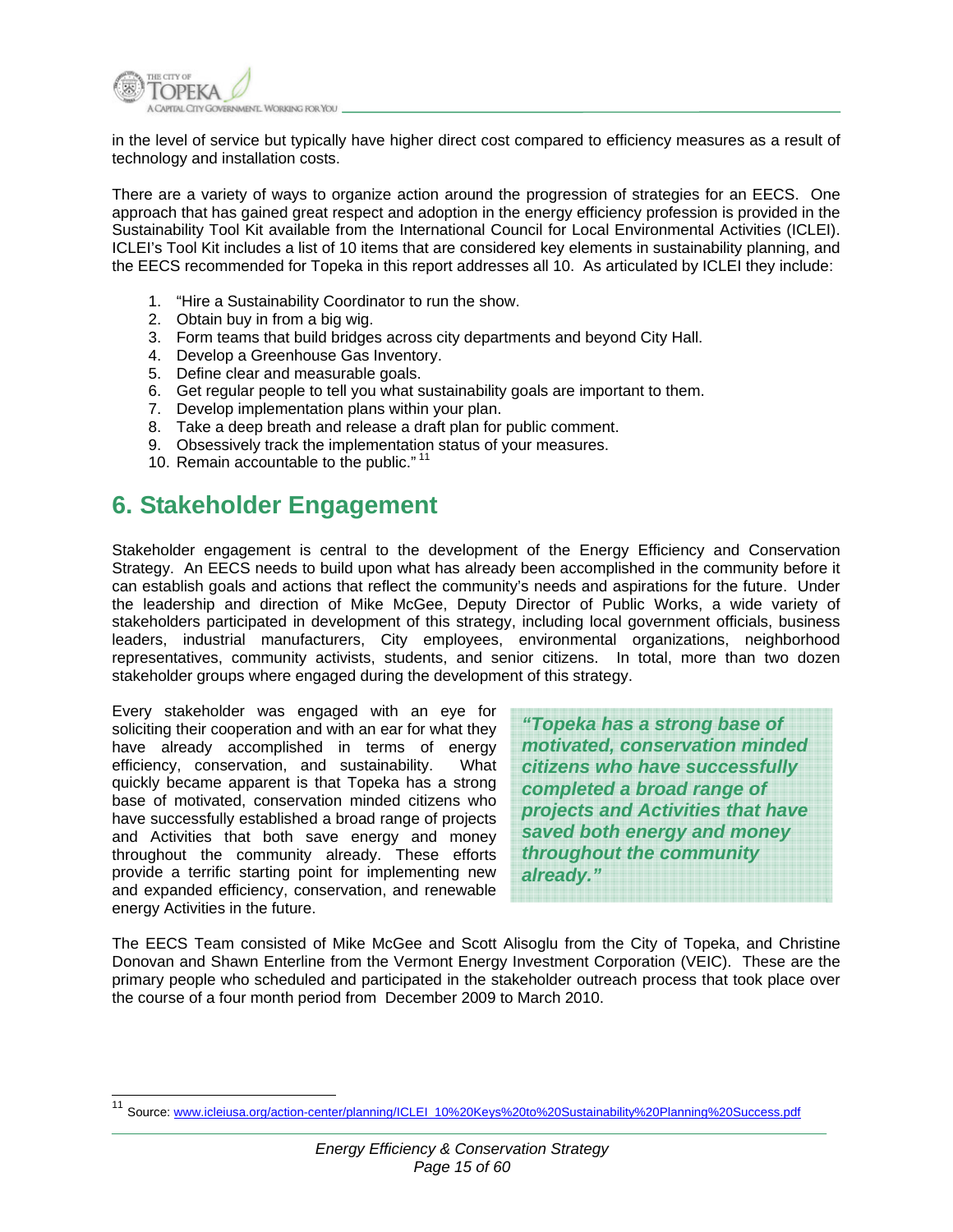in the level of service but typically have higher direct cost compared to efficiency measures as a result of technology and installation costs.

There are a variety of ways to organize action around the progression of strategies for an EECS. One approach that has gained great respect and adoption in the energy efficiency profession is provided in the Sustainability Tool Kit available from the International Council for Local Environmental Activities (ICLEI). ICLEI's Tool Kit includes a list of 10 items that are considered key elements in sustainability planning, and the EECS recommended for Topeka in this report addresses all 10. As articulated by ICLEI they include:

1. "Hire a Sustainability Coordinator to run the show.
2. Obtain buy in from a big wig.
3. Form teams that build bridges across city departments and beyond City Hall.
4. Develop a Greenhouse Gas Inventory.
5. Define clear and measurable goals.
6. Get regular people to tell you what sustainability goals are important to them.
7. Develop implementation plans within your plan.
8. Take a deep breath and release a draft plan for public comment.
9. Obsessively track the implementation status of your measures.
10. Remain accountable to the public." [11]

## 6. Stakeholder Engagement

Stakeholder engagement is central to the development of the Energy Efficiency and Conservation Strategy. An EECS needs to build upon what has already been accomplished in the community before it can establish goals and actions that reflect the community's needs and aspirations for the future. Under the leadership and direction of Mike McGee, Deputy Director of Public Works, a wide variety of stakeholders participated in development of this strategy, including local government officials, business leaders, industrial manufacturers, City employees, environmental organizations, neighborhood representatives, community activists, students, and senior citizens. In total, more than two dozen stakeholder groups where engaged during the development of this strategy.

Every stakeholder was engaged with an eye for soliciting their cooperation and with an ear for what they have already accomplished in terms of energy efficiency, conservation, and sustainability. What quickly became apparent is that Topeka has a strong base of motivated, conservation minded citizens who have successfully established a broad range of projects and Activities that both save energy and money throughout the community already. These efforts provide a terrific starting point for implementing new and expanded efficiency, conservation, and renewable energy Activities in the future.

> ***"Topeka has a strong base of motivated, conservation minded citizens who have successfully completed a broad range of projects and Activities that have saved both energy and money throughout the community already."***

The EECS Team consisted of Mike McGee and Scott Alisoglu from the City of Topeka, and Christine Donovan and Shawn Enterline from the Vermont Energy Investment Corporation (VEIC). These are the primary people who scheduled and participated in the stakeholder outreach process that took place over the course of a four month period from December 2009 to March 2010.

---

[11] Source: www.icleiusa.org/action-center/planning/ICLEI_10%20Keys%20to%20Sustainability%20Planning%20Success.pdf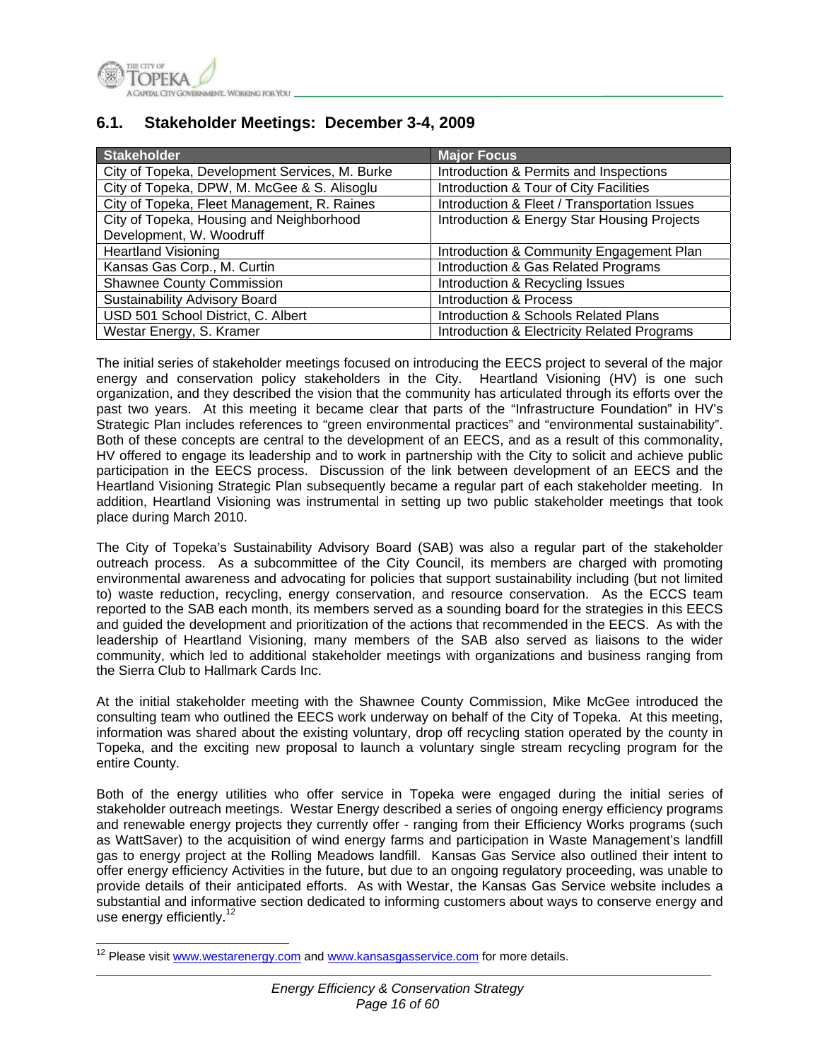## 6.1. Stakeholder Meetings: December 3-4, 2009

| Stakeholder | Major Focus |
|---|---|
| City of Topeka, Development Services, M. Burke | Introduction & Permits and Inspections |
| City of Topeka, DPW, M. McGee & S. Alisoglu | Introduction & Tour of City Facilities |
| City of Topeka, Fleet Management, R. Raines | Introduction & Fleet / Transportation Issues |
| City of Topeka, Housing and Neighborhood Development, W. Woodruff | Introduction & Energy Star Housing Projects |
| Heartland Visioning | Introduction & Community Engagement Plan |
| Kansas Gas Corp., M. Curtin | Introduction & Gas Related Programs |
| Shawnee County Commission | Introduction & Recycling Issues |
| Sustainability Advisory Board | Introduction & Process |
| USD 501 School District, C. Albert | Introduction & Schools Related Plans |
| Westar Energy, S. Kramer | Introduction & Electricity Related Programs |

The initial series of stakeholder meetings focused on introducing the EECS project to several of the major energy and conservation policy stakeholders in the City. Heartland Visioning (HV) is one such organization, and they described the vision that the community has articulated through its efforts over the past two years. At this meeting it became clear that parts of the "Infrastructure Foundation" in HV's Strategic Plan includes references to "green environmental practices" and "environmental sustainability". Both of these concepts are central to the development of an EECS, and as a result of this commonality, HV offered to engage its leadership and to work in partnership with the City to solicit and achieve public participation in the EECS process. Discussion of the link between development of an EECS and the Heartland Visioning Strategic Plan subsequently became a regular part of each stakeholder meeting. In addition, Heartland Visioning was instrumental in setting up two public stakeholder meetings that took place during March 2010.

The City of Topeka's Sustainability Advisory Board (SAB) was also a regular part of the stakeholder outreach process. As a subcommittee of the City Council, its members are charged with promoting environmental awareness and advocating for policies that support sustainability including (but not limited to) waste reduction, recycling, energy conservation, and resource conservation. As the ECCS team reported to the SAB each month, its members served as a sounding board for the strategies in this EECS and guided the development and prioritization of the actions that recommended in the EECS. As with the leadership of Heartland Visioning, many members of the SAB also served as liaisons to the wider community, which led to additional stakeholder meetings with organizations and business ranging from the Sierra Club to Hallmark Cards Inc.

At the initial stakeholder meeting with the Shawnee County Commission, Mike McGee introduced the consulting team who outlined the EECS work underway on behalf of the City of Topeka. At this meeting, information was shared about the existing voluntary, drop off recycling station operated by the county in Topeka, and the exciting new proposal to launch a voluntary single stream recycling program for the entire County.

Both of the energy utilities who offer service in Topeka were engaged during the initial series of stakeholder outreach meetings. Westar Energy described a series of ongoing energy efficiency programs and renewable energy projects they currently offer - ranging from their Efficiency Works programs (such as WattSaver) to the acquisition of wind energy farms and participation in Waste Management's landfill gas to energy project at the Rolling Meadows landfill. Kansas Gas Service also outlined their intent to offer energy efficiency Activities in the future, but due to an ongoing regulatory proceeding, was unable to provide details of their anticipated efforts. As with Westar, the Kansas Gas Service website includes a substantial and informative section dedicated to informing customers about ways to conserve energy and use energy efficiently.[12]

---

[12] Please visit www.westarenergy.com and www.kansasgasservice.com for more details.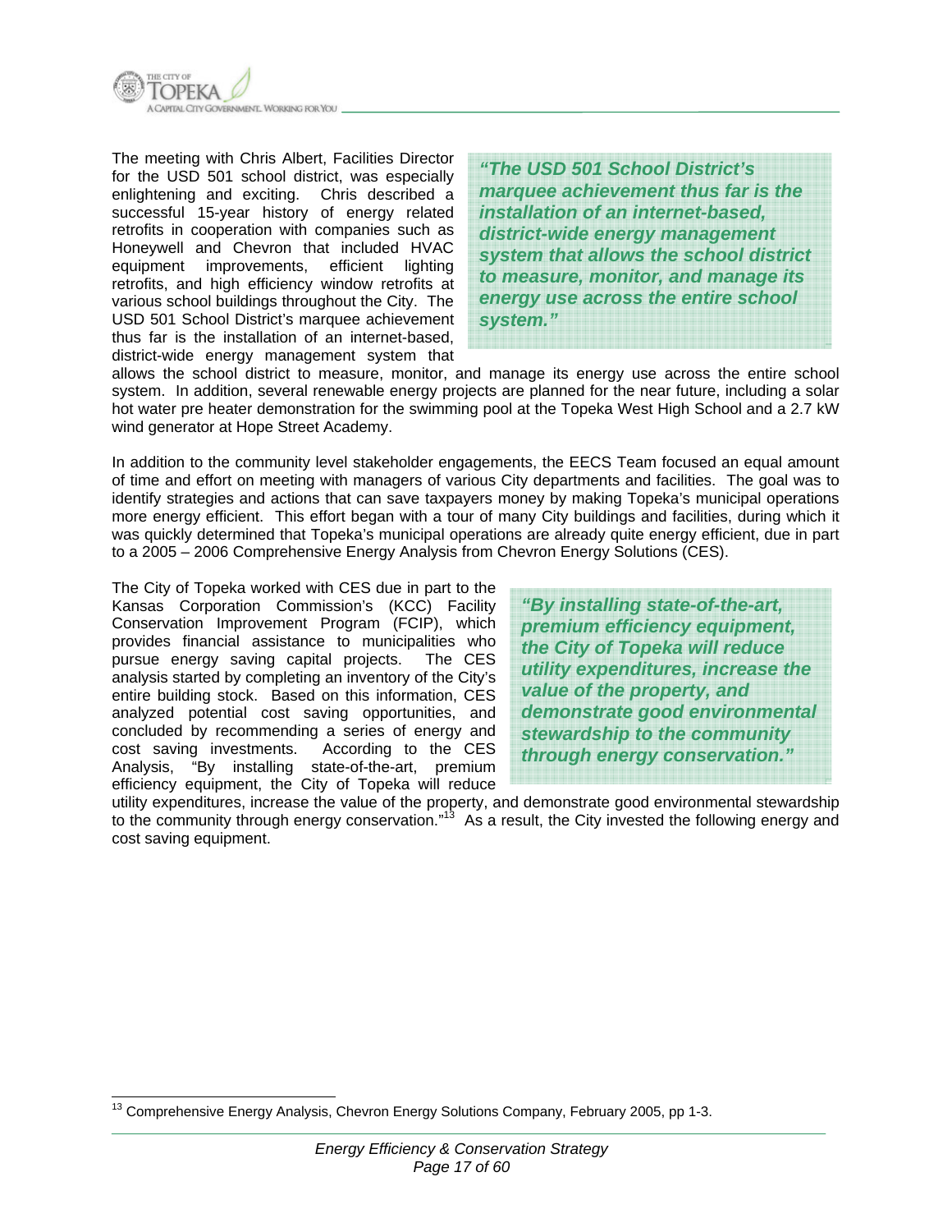The meeting with Chris Albert, Facilities Director for the USD 501 school district, was especially enlightening and exciting. Chris described a successful 15-year history of energy related retrofits in cooperation with companies such as Honeywell and Chevron that included HVAC equipment improvements, efficient lighting retrofits, and high efficiency window retrofits at various school buildings throughout the City. The USD 501 School District's marquee achievement thus far is the installation of an internet-based, district-wide energy management system that allows the school district to measure, monitor, and manage its energy use across the entire school system. In addition, several renewable energy projects are planned for the near future, including a solar hot water pre heater demonstration for the swimming pool at the Topeka West High School and a 2.7 kW wind generator at Hope Street Academy.

> ***"The USD 501 School District's marquee achievement thus far is the installation of an internet-based, district-wide energy management system that allows the school district to measure, monitor, and manage its energy use across the entire school system."***

In addition to the community level stakeholder engagements, the EECS Team focused an equal amount of time and effort on meeting with managers of various City departments and facilities. The goal was to identify strategies and actions that can save taxpayers money by making Topeka's municipal operations more energy efficient. This effort began with a tour of many City buildings and facilities, during which it was quickly determined that Topeka's municipal operations are already quite energy efficient, due in part to a 2005 – 2006 Comprehensive Energy Analysis from Chevron Energy Solutions (CES).

The City of Topeka worked with CES due in part to the Kansas Corporation Commission's (KCC) Facility Conservation Improvement Program (FCIP), which provides financial assistance to municipalities who pursue energy saving capital projects. The CES analysis started by completing an inventory of the City's entire building stock. Based on this information, CES analyzed potential cost saving opportunities, and concluded by recommending a series of energy and cost saving investments. According to the CES Analysis, "By installing state-of-the-art, premium efficiency equipment, the City of Topeka will reduce utility expenditures, increase the value of the property, and demonstrate good environmental stewardship to the community through energy conservation."[13] As a result, the City invested the following energy and cost saving equipment.

> ***"By installing state-of-the-art, premium efficiency equipment, the City of Topeka will reduce utility expenditures, increase the value of the property, and demonstrate good environmental stewardship to the community through energy conservation."***

[13] Comprehensive Energy Analysis, Chevron Energy Solutions Company, February 2005, pp 1-3.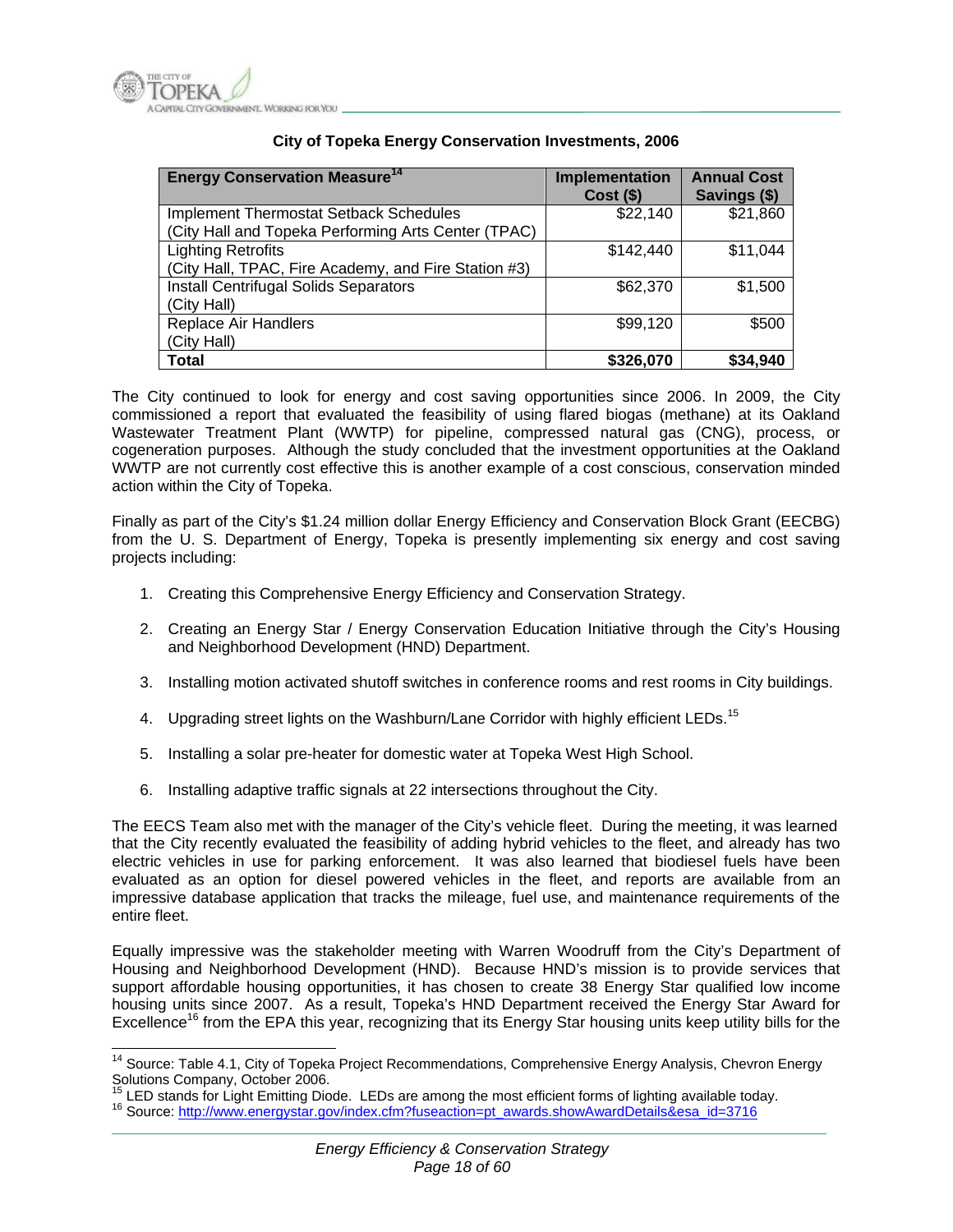**City of Topeka Energy Conservation Investments, 2006**

| Energy Conservation Measure[14] | Implementation Cost ($) | Annual Cost Savings ($) |
|---|---|---|
| Implement Thermostat Setback Schedules (City Hall and Topeka Performing Arts Center (TPAC) | $22,140 | $21,860 |
| Lighting Retrofits (City Hall, TPAC, Fire Academy, and Fire Station #3) | $142,440 | $11,044 |
| Install Centrifugal Solids Separators (City Hall) | $62,370 | $1,500 |
| Replace Air Handlers (City Hall) | $99,120 | $500 |
| **Total** | **$326,070** | **$34,940** |

The City continued to look for energy and cost saving opportunities since 2006. In 2009, the City commissioned a report that evaluated the feasibility of using flared biogas (methane) at its Oakland Wastewater Treatment Plant (WWTP) for pipeline, compressed natural gas (CNG), process, or cogeneration purposes. Although the study concluded that the investment opportunities at the Oakland WWTP are not currently cost effective this is another example of a cost conscious, conservation minded action within the City of Topeka.

Finally as part of the City's $1.24 million dollar Energy Efficiency and Conservation Block Grant (EECBG) from the U. S. Department of Energy, Topeka is presently implementing six energy and cost saving projects including:

1. Creating this Comprehensive Energy Efficiency and Conservation Strategy.
2. Creating an Energy Star / Energy Conservation Education Initiative through the City's Housing and Neighborhood Development (HND) Department.
3. Installing motion activated shutoff switches in conference rooms and rest rooms in City buildings.
4. Upgrading street lights on the Washburn/Lane Corridor with highly efficient LEDs.[15]
5. Installing a solar pre-heater for domestic water at Topeka West High School.
6. Installing adaptive traffic signals at 22 intersections throughout the City.

The EECS Team also met with the manager of the City's vehicle fleet. During the meeting, it was learned that the City recently evaluated the feasibility of adding hybrid vehicles to the fleet, and already has two electric vehicles in use for parking enforcement. It was also learned that biodiesel fuels have been evaluated as an option for diesel powered vehicles in the fleet, and reports are available from an impressive database application that tracks the mileage, fuel use, and maintenance requirements of the entire fleet.

Equally impressive was the stakeholder meeting with Warren Woodruff from the City's Department of Housing and Neighborhood Development (HND). Because HND's mission is to provide services that support affordable housing opportunities, it has chosen to create 38 Energy Star qualified low income housing units since 2007. As a result, Topeka's HND Department received the Energy Star Award for Excellence[16] from the EPA this year, recognizing that its Energy Star housing units keep utility bills for the

---

[14] Source: Table 4.1, City of Topeka Project Recommendations, Comprehensive Energy Analysis, Chevron Energy Solutions Company, October 2006.

[15] LED stands for Light Emitting Diode. LEDs are among the most efficient forms of lighting available today.

[16] Source: http://www.energystar.gov/index.cfm?fuseaction=pt_awards.showAwardDetails&esa_id=3716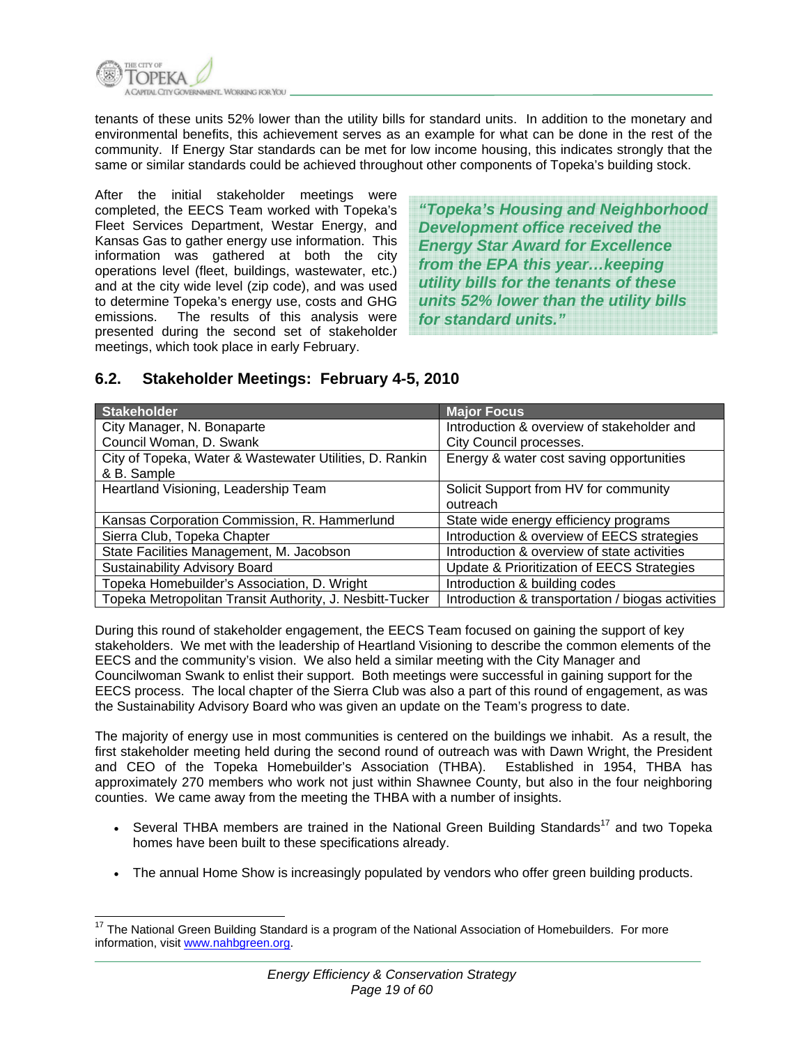tenants of these units 52% lower than the utility bills for standard units. In addition to the monetary and environmental benefits, this achievement serves as an example for what can be done in the rest of the community. If Energy Star standards can be met for low income housing, this indicates strongly that the same or similar standards could be achieved throughout other components of Topeka's building stock.

After the initial stakeholder meetings were completed, the EECS Team worked with Topeka's Fleet Services Department, Westar Energy, and Kansas Gas to gather energy use information. This information was gathered at both the city operations level (fleet, buildings, wastewater, etc.) and at the city wide level (zip code), and was used to determine Topeka's energy use, costs and GHG emissions. The results of this analysis were presented during the second set of stakeholder meetings, which took place in early February.

> ***"Topeka's Housing and Neighborhood Development office received the Energy Star Award for Excellence from the EPA this year…keeping utility bills for the tenants of these units 52% lower than the utility bills for standard units."***

## 6.2. Stakeholder Meetings: February 4-5, 2010

| Stakeholder | Major Focus |
|---|---|
| City Manager, N. Bonaparte<br>Council Woman, D. Swank | Introduction & overview of stakeholder and City Council processes. |
| City of Topeka, Water & Wastewater Utilities, D. Rankin & B. Sample | Energy & water cost saving opportunities |
| Heartland Visioning, Leadership Team | Solicit Support from HV for community outreach |
| Kansas Corporation Commission, R. Hammerlund | State wide energy efficiency programs |
| Sierra Club, Topeka Chapter | Introduction & overview of EECS strategies |
| State Facilities Management, M. Jacobson | Introduction & overview of state activities |
| Sustainability Advisory Board | Update & Prioritization of EECS Strategies |
| Topeka Homebuilder's Association, D. Wright | Introduction & building codes |
| Topeka Metropolitan Transit Authority, J. Nesbitt-Tucker | Introduction & transportation / biogas activities |

During this round of stakeholder engagement, the EECS Team focused on gaining the support of key stakeholders. We met with the leadership of Heartland Visioning to describe the common elements of the EECS and the community's vision. We also held a similar meeting with the City Manager and Councilwoman Swank to enlist their support. Both meetings were successful in gaining support for the EECS process. The local chapter of the Sierra Club was also a part of this round of engagement, as was the Sustainability Advisory Board who was given an update on the Team's progress to date.

The majority of energy use in most communities is centered on the buildings we inhabit. As a result, the first stakeholder meeting held during the second round of outreach was with Dawn Wright, the President and CEO of the Topeka Homebuilder's Association (THBA). Established in 1954, THBA has approximately 270 members who work not just within Shawnee County, but also in the four neighboring counties. We came away from the meeting the THBA with a number of insights.

- Several THBA members are trained in the National Green Building Standards[17] and two Topeka homes have been built to these specifications already.
- The annual Home Show is increasingly populated by vendors who offer green building products.

[17] The National Green Building Standard is a program of the National Association of Homebuilders. For more information, visit www.nahbgreen.org.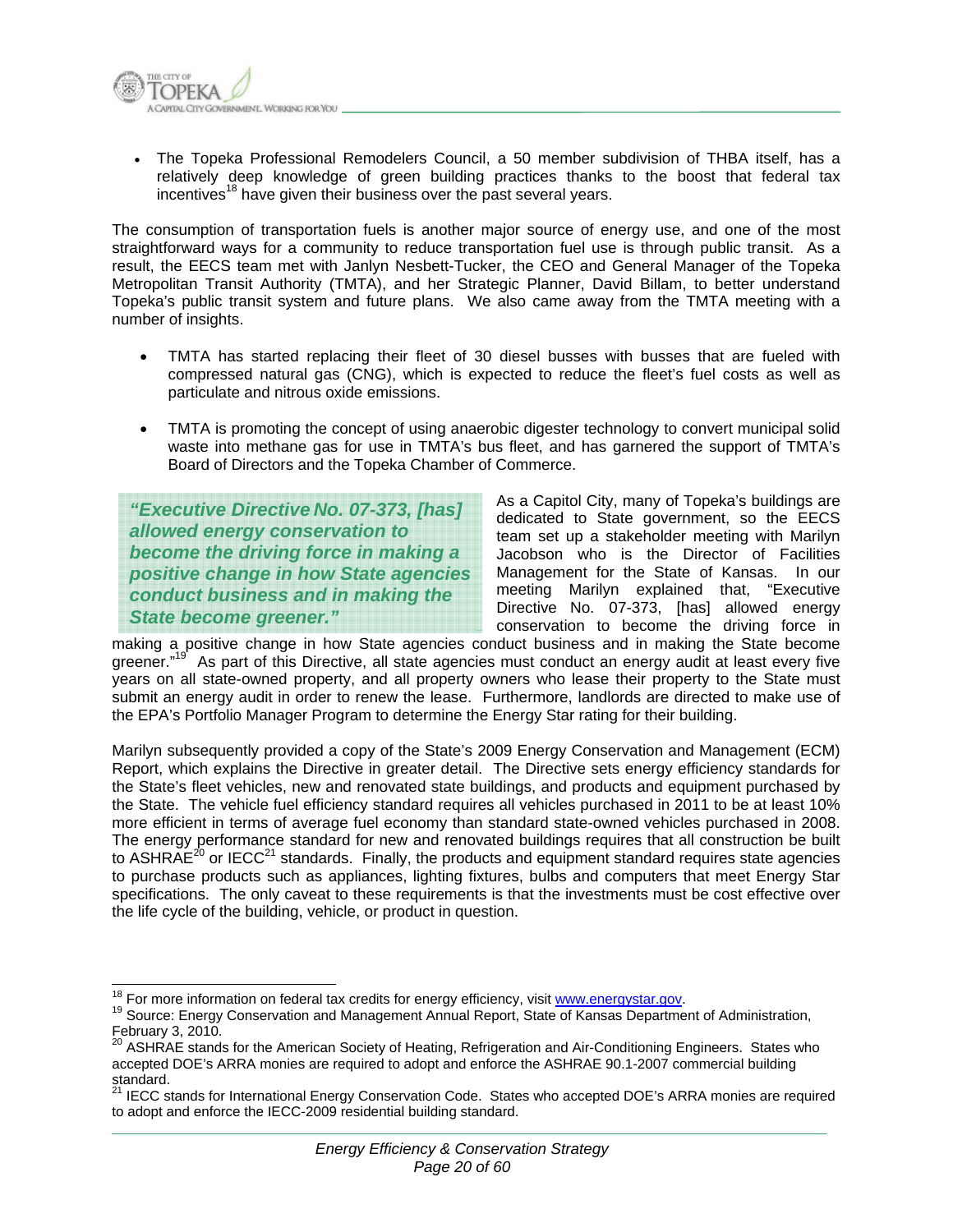- The Topeka Professional Remodelers Council, a 50 member subdivision of THBA itself, has a relatively deep knowledge of green building practices thanks to the boost that federal tax incentives[18] have given their business over the past several years.

The consumption of transportation fuels is another major source of energy use, and one of the most straightforward ways for a community to reduce transportation fuel use is through public transit. As a result, the EECS team met with Janlyn Nesbett-Tucker, the CEO and General Manager of the Topeka Metropolitan Transit Authority (TMTA), and her Strategic Planner, David Billam, to better understand Topeka's public transit system and future plans. We also came away from the TMTA meeting with a number of insights.

- TMTA has started replacing their fleet of 30 diesel busses with busses that are fueled with compressed natural gas (CNG), which is expected to reduce the fleet's fuel costs as well as particulate and nitrous oxide emissions.
- TMTA is promoting the concept of using anaerobic digester technology to convert municipal solid waste into methane gas for use in TMTA's bus fleet, and has garnered the support of TMTA's Board of Directors and the Topeka Chamber of Commerce.

> ***"Executive Directive No. 07-373, [has] allowed energy conservation to become the driving force in making a positive change in how State agencies conduct business and in making the State become greener."***

As a Capitol City, many of Topeka's buildings are dedicated to State government, so the EECS team set up a stakeholder meeting with Marilyn Jacobson who is the Director of Facilities Management for the State of Kansas. In our meeting Marilyn explained that, "Executive Directive No. 07-373, [has] allowed energy conservation to become the driving force in making a positive change in how State agencies conduct business and in making the State become greener."[19] As part of this Directive, all state agencies must conduct an energy audit at least every five years on all state-owned property, and all property owners who lease their property to the State must submit an energy audit in order to renew the lease. Furthermore, landlords are directed to make use of the EPA's Portfolio Manager Program to determine the Energy Star rating for their building.

Marilyn subsequently provided a copy of the State's 2009 Energy Conservation and Management (ECM) Report, which explains the Directive in greater detail. The Directive sets energy efficiency standards for the State's fleet vehicles, new and renovated state buildings, and products and equipment purchased by the State. The vehicle fuel efficiency standard requires all vehicles purchased in 2011 to be at least 10% more efficient in terms of average fuel economy than standard state-owned vehicles purchased in 2008. The energy performance standard for new and renovated buildings requires that all construction be built to ASHRAE[20] or IECC[21] standards. Finally, the products and equipment standard requires state agencies to purchase products such as appliances, lighting fixtures, bulbs and computers that meet Energy Star specifications. The only caveat to these requirements is that the investments must be cost effective over the life cycle of the building, vehicle, or product in question.

---

[18] For more information on federal tax credits for energy efficiency, visit www.energystar.gov.

[19] Source: Energy Conservation and Management Annual Report, State of Kansas Department of Administration, February 3, 2010.

[20] ASHRAE stands for the American Society of Heating, Refrigeration and Air-Conditioning Engineers. States who accepted DOE's ARRA monies are required to adopt and enforce the ASHRAE 90.1-2007 commercial building standard.

[21] IECC stands for International Energy Conservation Code. States who accepted DOE's ARRA monies are required to adopt and enforce the IECC-2009 residential building standard.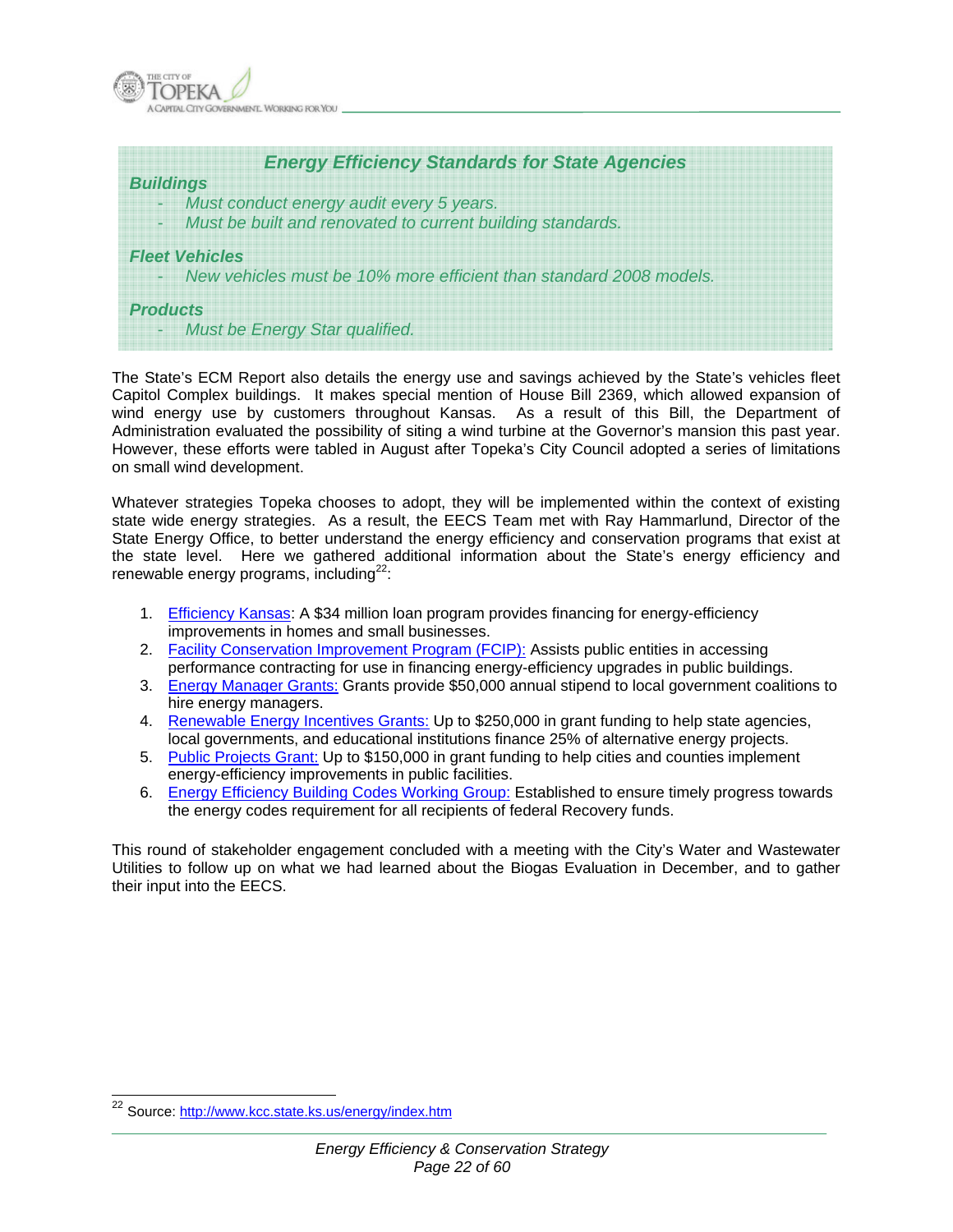### *Energy Efficiency Standards for State Agencies*

***Buildings***

- *Must conduct energy audit every 5 years.*
- *Must be built and renovated to current building standards.*

***Fleet Vehicles***

- *New vehicles must be 10% more efficient than standard 2008 models.*

***Products***

- *Must be Energy Star qualified.*

The State's ECM Report also details the energy use and savings achieved by the State's vehicles fleet Capitol Complex buildings. It makes special mention of House Bill 2369, which allowed expansion of wind energy use by customers throughout Kansas. As a result of this Bill, the Department of Administration evaluated the possibility of siting a wind turbine at the Governor's mansion this past year. However, these efforts were tabled in August after Topeka's City Council adopted a series of limitations on small wind development.

Whatever strategies Topeka chooses to adopt, they will be implemented within the context of existing state wide energy strategies. As a result, the EECS Team met with Ray Hammarlund, Director of the State Energy Office, to better understand the energy efficiency and conservation programs that exist at the state level. Here we gathered additional information about the State's energy efficiency and renewable energy programs, including[22]:

1. Efficiency Kansas: A $34 million loan program provides financing for energy-efficiency improvements in homes and small businesses.
2. Facility Conservation Improvement Program (FCIP): Assists public entities in accessing performance contracting for use in financing energy-efficiency upgrades in public buildings.
3. Energy Manager Grants: Grants provide $50,000 annual stipend to local government coalitions to hire energy managers.
4. Renewable Energy Incentives Grants: Up to $250,000 in grant funding to help state agencies, local governments, and educational institutions finance 25% of alternative energy projects.
5. Public Projects Grant: Up to $150,000 in grant funding to help cities and counties implement energy-efficiency improvements in public facilities.
6. Energy Efficiency Building Codes Working Group: Established to ensure timely progress towards the energy codes requirement for all recipients of federal Recovery funds.

This round of stakeholder engagement concluded with a meeting with the City's Water and Wastewater Utilities to follow up on what we had learned about the Biogas Evaluation in December, and to gather their input into the EECS.

[22] Source: http://www.kcc.state.ks.us/energy/index.htm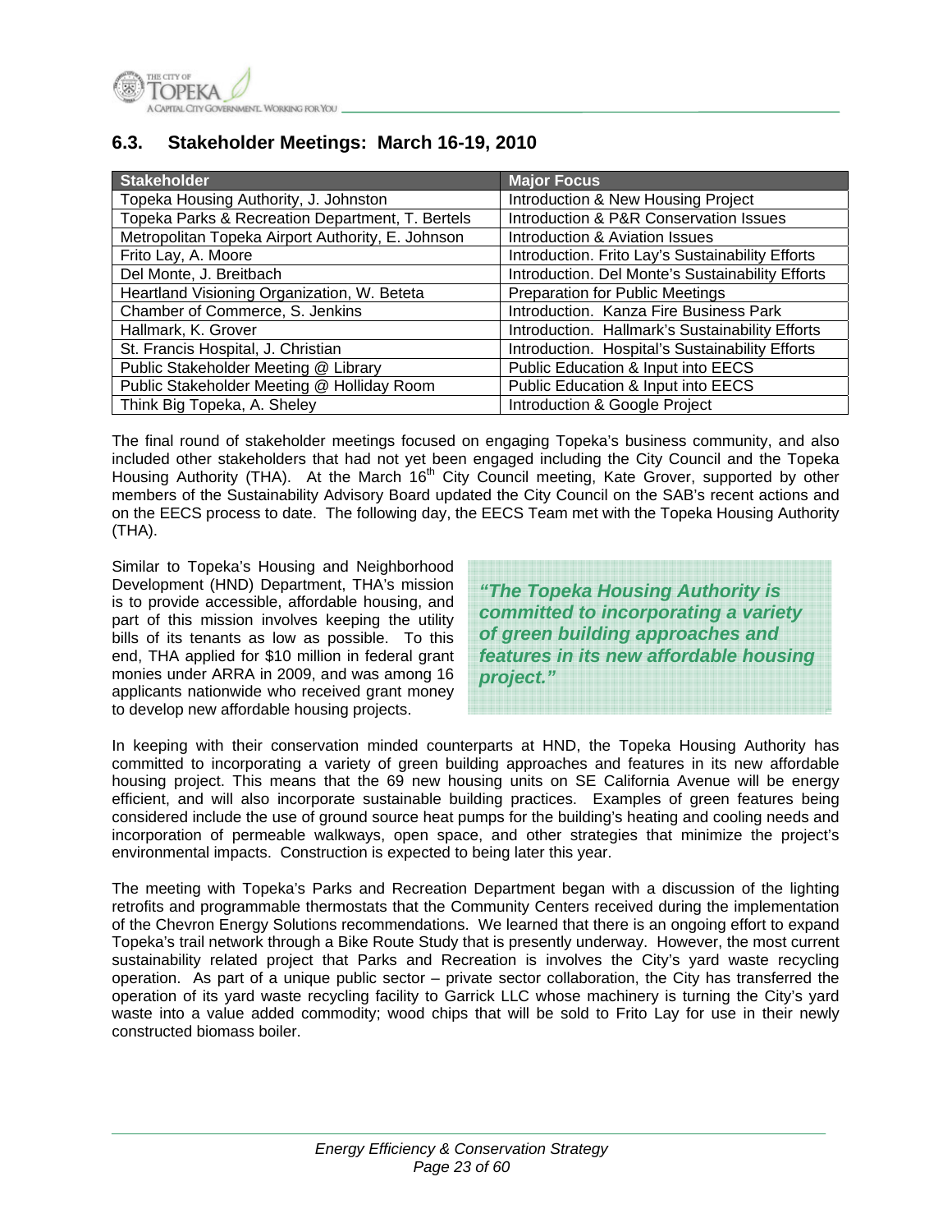## 6.3. Stakeholder Meetings: March 16-19, 2010

| Stakeholder | Major Focus |
|---|---|
| Topeka Housing Authority, J. Johnston | Introduction & New Housing Project |
| Topeka Parks & Recreation Department, T. Bertels | Introduction & P&R Conservation Issues |
| Metropolitan Topeka Airport Authority, E. Johnson | Introduction & Aviation Issues |
| Frito Lay, A. Moore | Introduction. Frito Lay's Sustainability Efforts |
| Del Monte, J. Breitbach | Introduction. Del Monte's Sustainability Efforts |
| Heartland Visioning Organization, W. Beteta | Preparation for Public Meetings |
| Chamber of Commerce, S. Jenkins | Introduction. Kanza Fire Business Park |
| Hallmark, K. Grover | Introduction. Hallmark's Sustainability Efforts |
| St. Francis Hospital, J. Christian | Introduction. Hospital's Sustainability Efforts |
| Public Stakeholder Meeting @ Library | Public Education & Input into EECS |
| Public Stakeholder Meeting @ Holliday Room | Public Education & Input into EECS |
| Think Big Topeka, A. Sheley | Introduction & Google Project |

The final round of stakeholder meetings focused on engaging Topeka's business community, and also included other stakeholders that had not yet been engaged including the City Council and the Topeka Housing Authority (THA). At the March 16th City Council meeting, Kate Grover, supported by other members of the Sustainability Advisory Board updated the City Council on the SAB's recent actions and on the EECS process to date. The following day, the EECS Team met with the Topeka Housing Authority (THA).

Similar to Topeka's Housing and Neighborhood Development (HND) Department, THA's mission is to provide accessible, affordable housing, and part of this mission involves keeping the utility bills of its tenants as low as possible. To this end, THA applied for $10 million in federal grant monies under ARRA in 2009, and was among 16 applicants nationwide who received grant money to develop new affordable housing projects.

> ***"The Topeka Housing Authority is committed to incorporating a variety of green building approaches and features in its new affordable housing project."***

In keeping with their conservation minded counterparts at HND, the Topeka Housing Authority has committed to incorporating a variety of green building approaches and features in its new affordable housing project. This means that the 69 new housing units on SE California Avenue will be energy efficient, and will also incorporate sustainable building practices. Examples of green features being considered include the use of ground source heat pumps for the building's heating and cooling needs and incorporation of permeable walkways, open space, and other strategies that minimize the project's environmental impacts. Construction is expected to being later this year.

The meeting with Topeka's Parks and Recreation Department began with a discussion of the lighting retrofits and programmable thermostats that the Community Centers received during the implementation of the Chevron Energy Solutions recommendations. We learned that there is an ongoing effort to expand Topeka's trail network through a Bike Route Study that is presently underway. However, the most current sustainability related project that Parks and Recreation is involves the City's yard waste recycling operation. As part of a unique public sector – private sector collaboration, the City has transferred the operation of its yard waste recycling facility to Garrick LLC whose machinery is turning the City's yard waste into a value added commodity; wood chips that will be sold to Frito Lay for use in their newly constructed biomass boiler.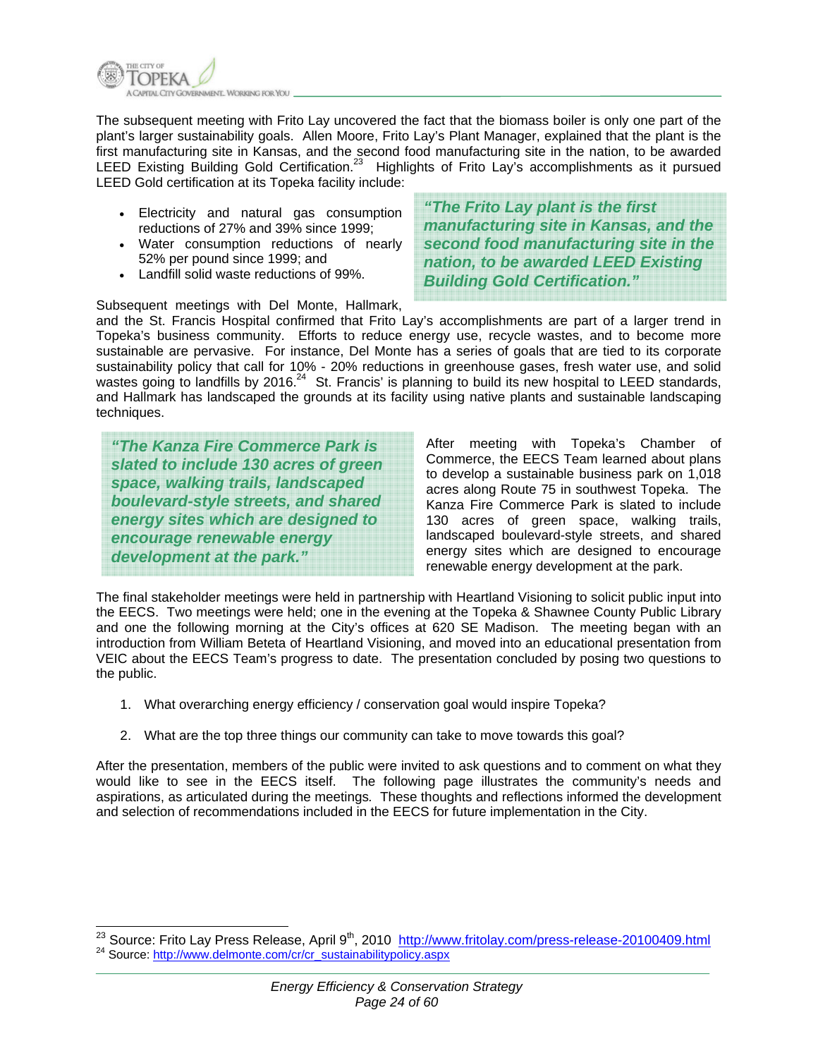The subsequent meeting with Frito Lay uncovered the fact that the biomass boiler is only one part of the plant's larger sustainability goals. Allen Moore, Frito Lay's Plant Manager, explained that the plant is the first manufacturing site in Kansas, and the second food manufacturing site in the nation, to be awarded LEED Existing Building Gold Certification.[23] Highlights of Frito Lay's accomplishments as it pursued LEED Gold certification at its Topeka facility include:

- Electricity and natural gas consumption reductions of 27% and 39% since 1999;
- Water consumption reductions of nearly 52% per pound since 1999; and
- Landfill solid waste reductions of 99%.

> ***"The Frito Lay plant is the first manufacturing site in Kansas, and the second food manufacturing site in the nation, to be awarded LEED Existing Building Gold Certification."***

Subsequent meetings with Del Monte, Hallmark, and the St. Francis Hospital confirmed that Frito Lay's accomplishments are part of a larger trend in Topeka's business community. Efforts to reduce energy use, recycle wastes, and to become more sustainable are pervasive. For instance, Del Monte has a series of goals that are tied to its corporate sustainability policy that call for 10% - 20% reductions in greenhouse gases, fresh water use, and solid wastes going to landfills by 2016.[24] St. Francis' is planning to build its new hospital to LEED standards, and Hallmark has landscaped the grounds at its facility using native plants and sustainable landscaping techniques.

> ***"The Kanza Fire Commerce Park is slated to include 130 acres of green space, walking trails, landscaped boulevard-style streets, and shared energy sites which are designed to encourage renewable energy development at the park."***

After meeting with Topeka's Chamber of Commerce, the EECS Team learned about plans to develop a sustainable business park on 1,018 acres along Route 75 in southwest Topeka. The Kanza Fire Commerce Park is slated to include 130 acres of green space, walking trails, landscaped boulevard-style streets, and shared energy sites which are designed to encourage renewable energy development at the park.

The final stakeholder meetings were held in partnership with Heartland Visioning to solicit public input into the EECS. Two meetings were held; one in the evening at the Topeka & Shawnee County Public Library and one the following morning at the City's offices at 620 SE Madison. The meeting began with an introduction from William Beteta of Heartland Visioning, and moved into an educational presentation from VEIC about the EECS Team's progress to date. The presentation concluded by posing two questions to the public.

1. What overarching energy efficiency / conservation goal would inspire Topeka?
2. What are the top three things our community can take to move towards this goal?

After the presentation, members of the public were invited to ask questions and to comment on what they would like to see in the EECS itself. The following page illustrates the community's needs and aspirations, as articulated during the meetings. These thoughts and reflections informed the development and selection of recommendations included in the EECS for future implementation in the City.

---

[23] Source: Frito Lay Press Release, April 9th, 2010 http://www.fritolay.com/press-release-20100409.html

[24] Source: http://www.delmonte.com/cr/cr_sustainabilitypolicy.aspx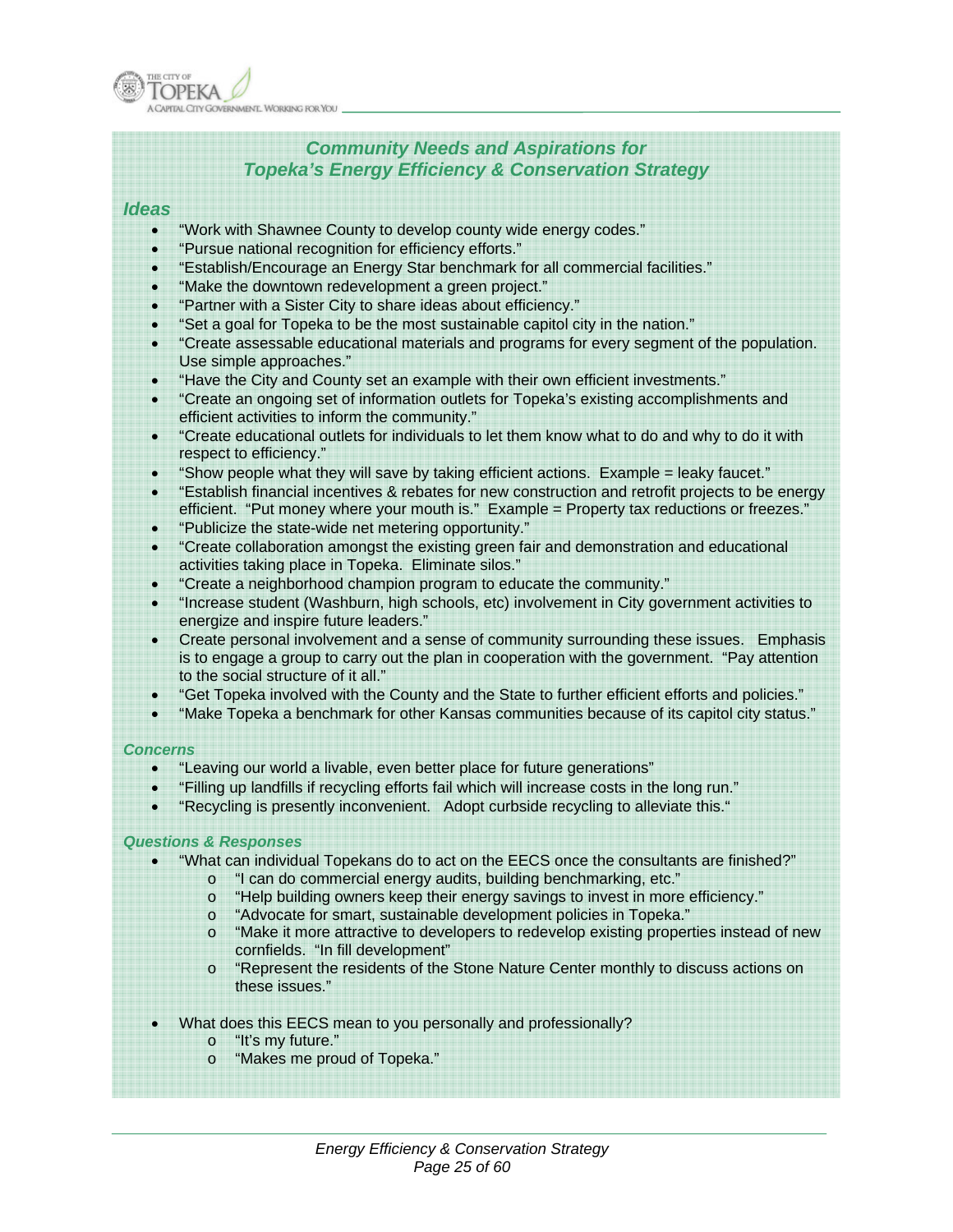## Community Needs and Aspirations for Topeka's Energy Efficiency & Conservation Strategy

### Ideas

- "Work with Shawnee County to develop county wide energy codes."
- "Pursue national recognition for efficiency efforts."
- "Establish/Encourage an Energy Star benchmark for all commercial facilities."
- "Make the downtown redevelopment a green project."
- "Partner with a Sister City to share ideas about efficiency."
- "Set a goal for Topeka to be the most sustainable capitol city in the nation."
- "Create assessable educational materials and programs for every segment of the population. Use simple approaches."
- "Have the City and County set an example with their own efficient investments."
- "Create an ongoing set of information outlets for Topeka's existing accomplishments and efficient activities to inform the community."
- "Create educational outlets for individuals to let them know what to do and why to do it with respect to efficiency."
- "Show people what they will save by taking efficient actions. Example = leaky faucet."
- "Establish financial incentives & rebates for new construction and retrofit projects to be energy efficient. "Put money where your mouth is." Example = Property tax reductions or freezes."
- "Publicize the state-wide net metering opportunity."
- "Create collaboration amongst the existing green fair and demonstration and educational activities taking place in Topeka. Eliminate silos."
- "Create a neighborhood champion program to educate the community."
- "Increase student (Washburn, high schools, etc) involvement in City government activities to energize and inspire future leaders."
- Create personal involvement and a sense of community surrounding these issues. Emphasis is to engage a group to carry out the plan in cooperation with the government. "Pay attention to the social structure of it all."
- "Get Topeka involved with the County and the State to further efficient efforts and policies."
- "Make Topeka a benchmark for other Kansas communities because of its capitol city status."

#### Concerns

- "Leaving our world a livable, even better place for future generations"
- "Filling up landfills if recycling efforts fail which will increase costs in the long run."
- "Recycling is presently inconvenient. Adopt curbside recycling to alleviate this."

#### Questions & Responses

- "What can individual Topekans do to act on the EECS once the consultants are finished?"
  - "I can do commercial energy audits, building benchmarking, etc."
  - "Help building owners keep their energy savings to invest in more efficiency."
  - "Advocate for smart, sustainable development policies in Topeka."
  - "Make it more attractive to developers to redevelop existing properties instead of new cornfields. "In fill development"
  - "Represent the residents of the Stone Nature Center monthly to discuss actions on these issues."

- What does this EECS mean to you personally and professionally?
  - "It's my future."
  - "Makes me proud of Topeka."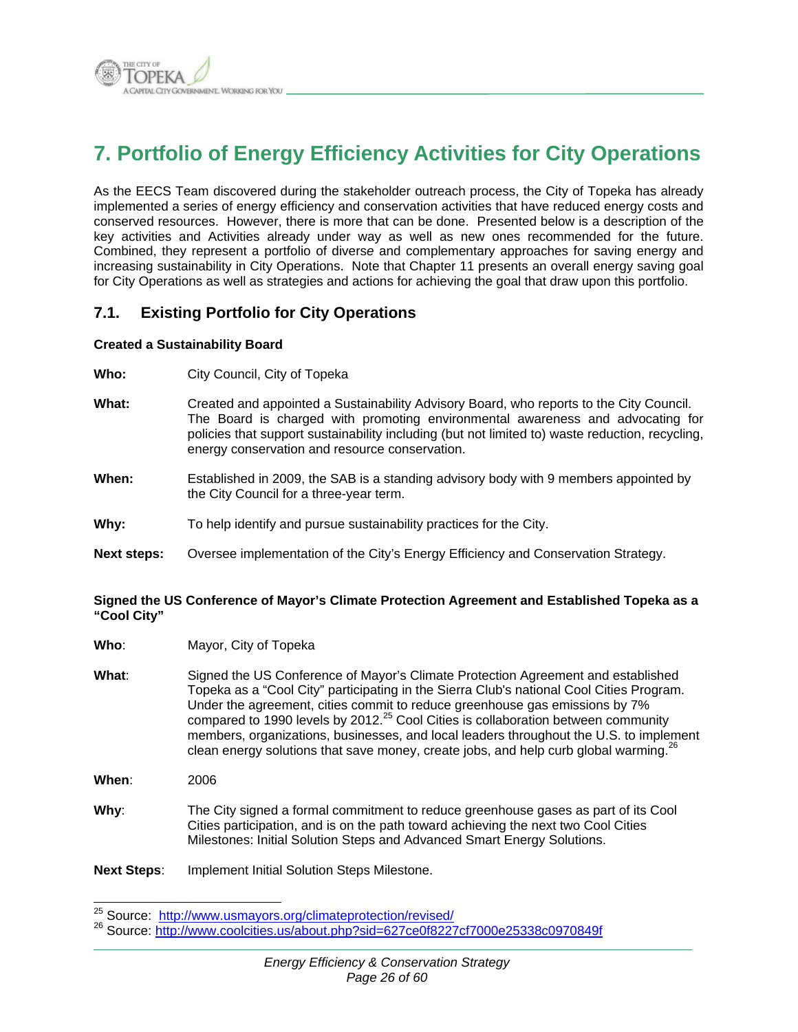# 7. Portfolio of Energy Efficiency Activities for City Operations

As the EECS Team discovered during the stakeholder outreach process, the City of Topeka has already implemented a series of energy efficiency and conservation activities that have reduced energy costs and conserved resources. However, there is more that can be done. Presented below is a description of the key activities and Activities already under way as well as new ones recommended for the future. Combined, they represent a portfolio of diverse and complementary approaches for saving energy and increasing sustainability in City Operations. Note that Chapter 11 presents an overall energy saving goal for City Operations as well as strategies and actions for achieving the goal that draw upon this portfolio.

## 7.1. Existing Portfolio for City Operations

**Created a Sustainability Board**

**Who:** City Council, City of Topeka

**What:** Created and appointed a Sustainability Advisory Board, who reports to the City Council. The Board is charged with promoting environmental awareness and advocating for policies that support sustainability including (but not limited to) waste reduction, recycling, energy conservation and resource conservation.

**When:** Established in 2009, the SAB is a standing advisory body with 9 members appointed by the City Council for a three-year term.

**Why:** To help identify and pursue sustainability practices for the City.

**Next steps:** Oversee implementation of the City's Energy Efficiency and Conservation Strategy.

**Signed the US Conference of Mayor's Climate Protection Agreement and Established Topeka as a "Cool City"**

**Who**: Mayor, City of Topeka

**What**: Signed the US Conference of Mayor's Climate Protection Agreement and established Topeka as a "Cool City" participating in the Sierra Club's national Cool Cities Program. Under the agreement, cities commit to reduce greenhouse gas emissions by 7% compared to 1990 levels by 2012.[25] Cool Cities is collaboration between community members, organizations, businesses, and local leaders throughout the U.S. to implement clean energy solutions that save money, create jobs, and help curb global warming.[26]

**When**: 2006

**Why**: The City signed a formal commitment to reduce greenhouse gases as part of its Cool Cities participation, and is on the path toward achieving the next two Cool Cities Milestones: Initial Solution Steps and Advanced Smart Energy Solutions.

**Next Steps**: Implement Initial Solution Steps Milestone.

---

[25] Source: http://www.usmayors.org/climateprotection/revised/

[26] Source: http://www.coolcities.us/about.php?sid=627ce0f8227cf7000e25338c0970849f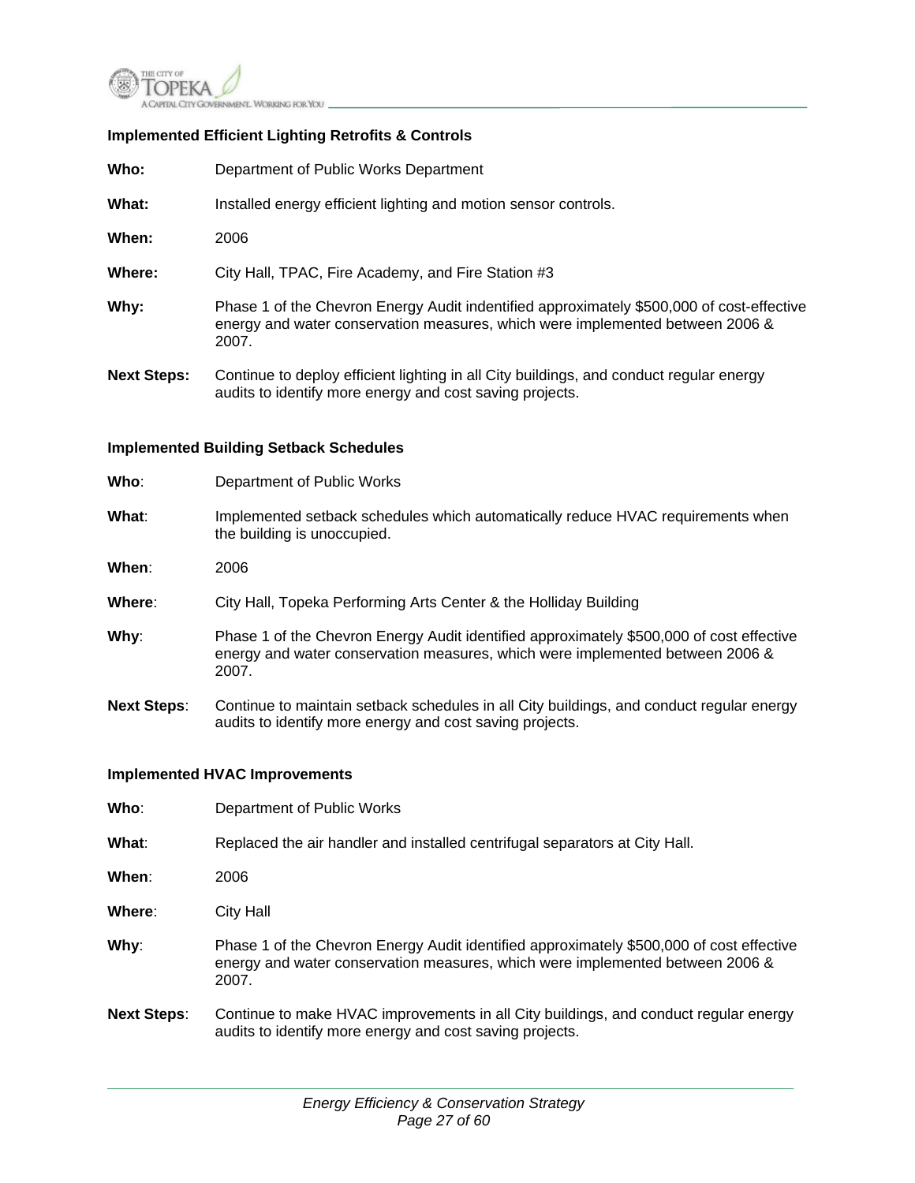### Implemented Efficient Lighting Retrofits & Controls

**Who:** Department of Public Works Department

**What:** Installed energy efficient lighting and motion sensor controls.

**When:** 2006

**Where:** City Hall, TPAC, Fire Academy, and Fire Station #3

**Why:** Phase 1 of the Chevron Energy Audit indentified approximately $500,000 of cost-effective energy and water conservation measures, which were implemented between 2006 & 2007.

**Next Steps:** Continue to deploy efficient lighting in all City buildings, and conduct regular energy audits to identify more energy and cost saving projects.

### Implemented Building Setback Schedules

**Who**: Department of Public Works

**What**: Implemented setback schedules which automatically reduce HVAC requirements when the building is unoccupied.

**When**: 2006

**Where**: City Hall, Topeka Performing Arts Center & the Holliday Building

**Why**: Phase 1 of the Chevron Energy Audit identified approximately $500,000 of cost effective energy and water conservation measures, which were implemented between 2006 & 2007.

**Next Steps**: Continue to maintain setback schedules in all City buildings, and conduct regular energy audits to identify more energy and cost saving projects.

### Implemented HVAC Improvements

**Who**: Department of Public Works

**What**: Replaced the air handler and installed centrifugal separators at City Hall.

**When**: 2006

**Where**: City Hall

**Why**: Phase 1 of the Chevron Energy Audit identified approximately $500,000 of cost effective energy and water conservation measures, which were implemented between 2006 & 2007.

**Next Steps**: Continue to make HVAC improvements in all City buildings, and conduct regular energy audits to identify more energy and cost saving projects.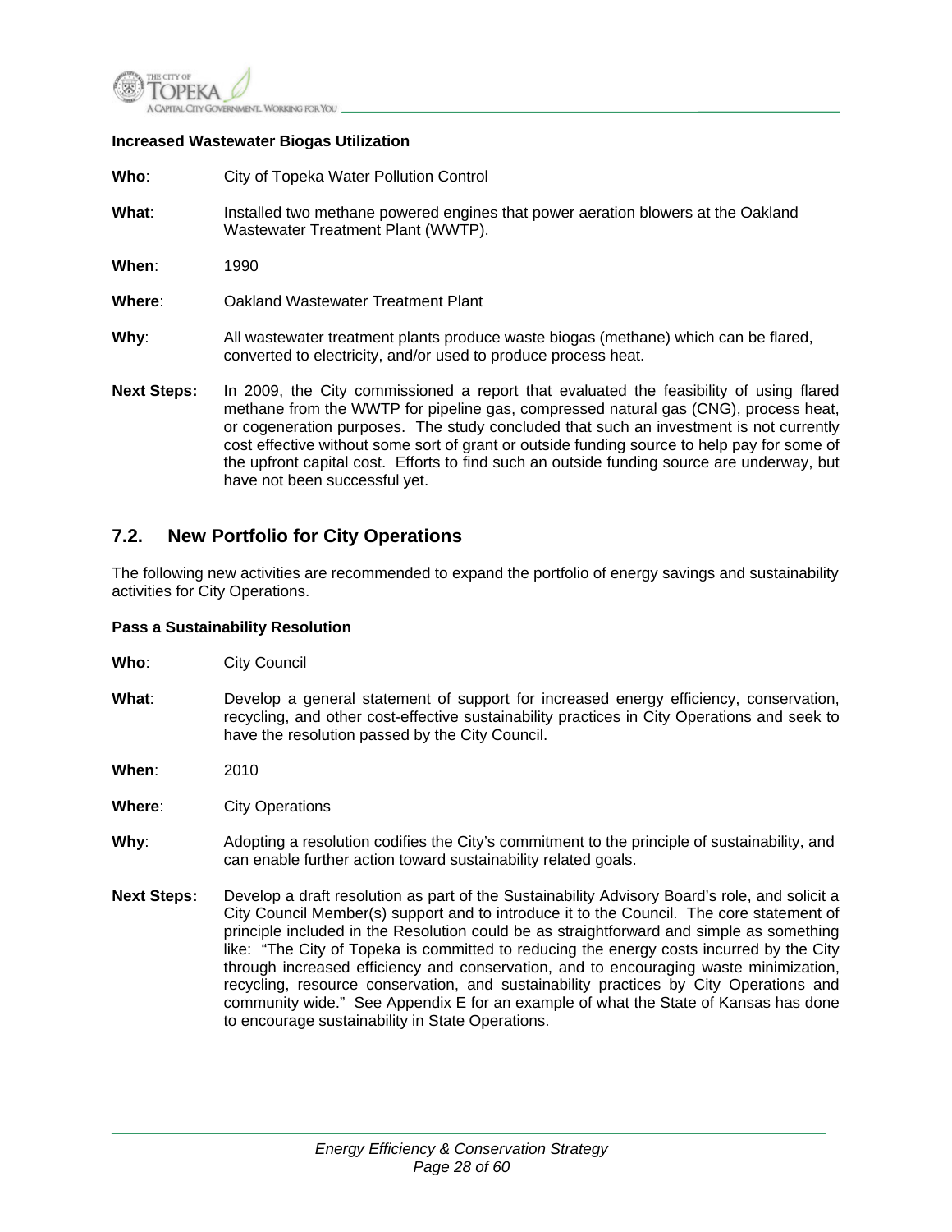**Increased Wastewater Biogas Utilization**

**Who**: City of Topeka Water Pollution Control

**What**: Installed two methane powered engines that power aeration blowers at the Oakland Wastewater Treatment Plant (WWTP).

**When**: 1990

**Where**: Oakland Wastewater Treatment Plant

**Why**: All wastewater treatment plants produce waste biogas (methane) which can be flared, converted to electricity, and/or used to produce process heat.

**Next Steps:** In 2009, the City commissioned a report that evaluated the feasibility of using flared methane from the WWTP for pipeline gas, compressed natural gas (CNG), process heat, or cogeneration purposes. The study concluded that such an investment is not currently cost effective without some sort of grant or outside funding source to help pay for some of the upfront capital cost. Efforts to find such an outside funding source are underway, but have not been successful yet.

## 7.2. New Portfolio for City Operations

The following new activities are recommended to expand the portfolio of energy savings and sustainability activities for City Operations.

**Pass a Sustainability Resolution**

**Who**: City Council

**What**: Develop a general statement of support for increased energy efficiency, conservation, recycling, and other cost-effective sustainability practices in City Operations and seek to have the resolution passed by the City Council.

**When**: 2010

**Where**: City Operations

**Why**: Adopting a resolution codifies the City's commitment to the principle of sustainability, and can enable further action toward sustainability related goals.

**Next Steps:** Develop a draft resolution as part of the Sustainability Advisory Board's role, and solicit a City Council Member(s) support and to introduce it to the Council. The core statement of principle included in the Resolution could be as straightforward and simple as something like: "The City of Topeka is committed to reducing the energy costs incurred by the City through increased efficiency and conservation, and to encouraging waste minimization, recycling, resource conservation, and sustainability practices by City Operations and community wide." See Appendix E for an example of what the State of Kansas has done to encourage sustainability in State Operations.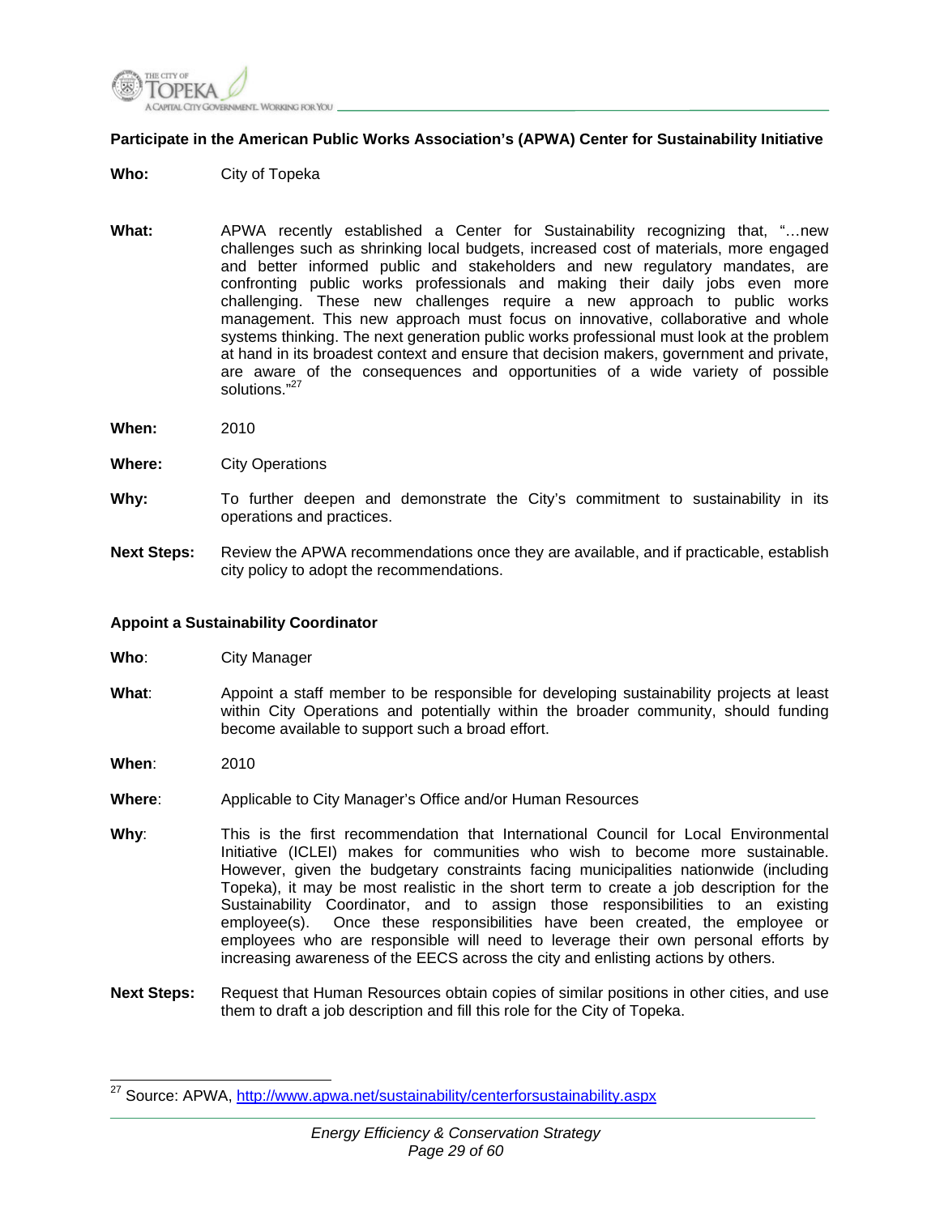**Participate in the American Public Works Association's (APWA) Center for Sustainability Initiative**

**Who:** City of Topeka

**What:** APWA recently established a Center for Sustainability recognizing that, "…new challenges such as shrinking local budgets, increased cost of materials, more engaged and better informed public and stakeholders and new regulatory mandates, are confronting public works professionals and making their daily jobs even more challenging. These new challenges require a new approach to public works management. This new approach must focus on innovative, collaborative and whole systems thinking. The next generation public works professional must look at the problem at hand in its broadest context and ensure that decision makers, government and private, are aware of the consequences and opportunities of a wide variety of possible solutions."[27]

**When:** 2010

**Where:** City Operations

**Why:** To further deepen and demonstrate the City's commitment to sustainability in its operations and practices.

**Next Steps:** Review the APWA recommendations once they are available, and if practicable, establish city policy to adopt the recommendations.

**Appoint a Sustainability Coordinator**

**Who**: City Manager

**What**: Appoint a staff member to be responsible for developing sustainability projects at least within City Operations and potentially within the broader community, should funding become available to support such a broad effort.

**When**: 2010

**Where**: Applicable to City Manager's Office and/or Human Resources

**Why**: This is the first recommendation that International Council for Local Environmental Initiative (ICLEI) makes for communities who wish to become more sustainable. However, given the budgetary constraints facing municipalities nationwide (including Topeka), it may be most realistic in the short term to create a job description for the Sustainability Coordinator, and to assign those responsibilities to an existing employee(s). Once these responsibilities have been created, the employee or employees who are responsible will need to leverage their own personal efforts by increasing awareness of the EECS across the city and enlisting actions by others.

**Next Steps:** Request that Human Resources obtain copies of similar positions in other cities, and use them to draft a job description and fill this role for the City of Topeka.

---

[27] Source: APWA, http://www.apwa.net/sustainability/centerforsustainability.aspx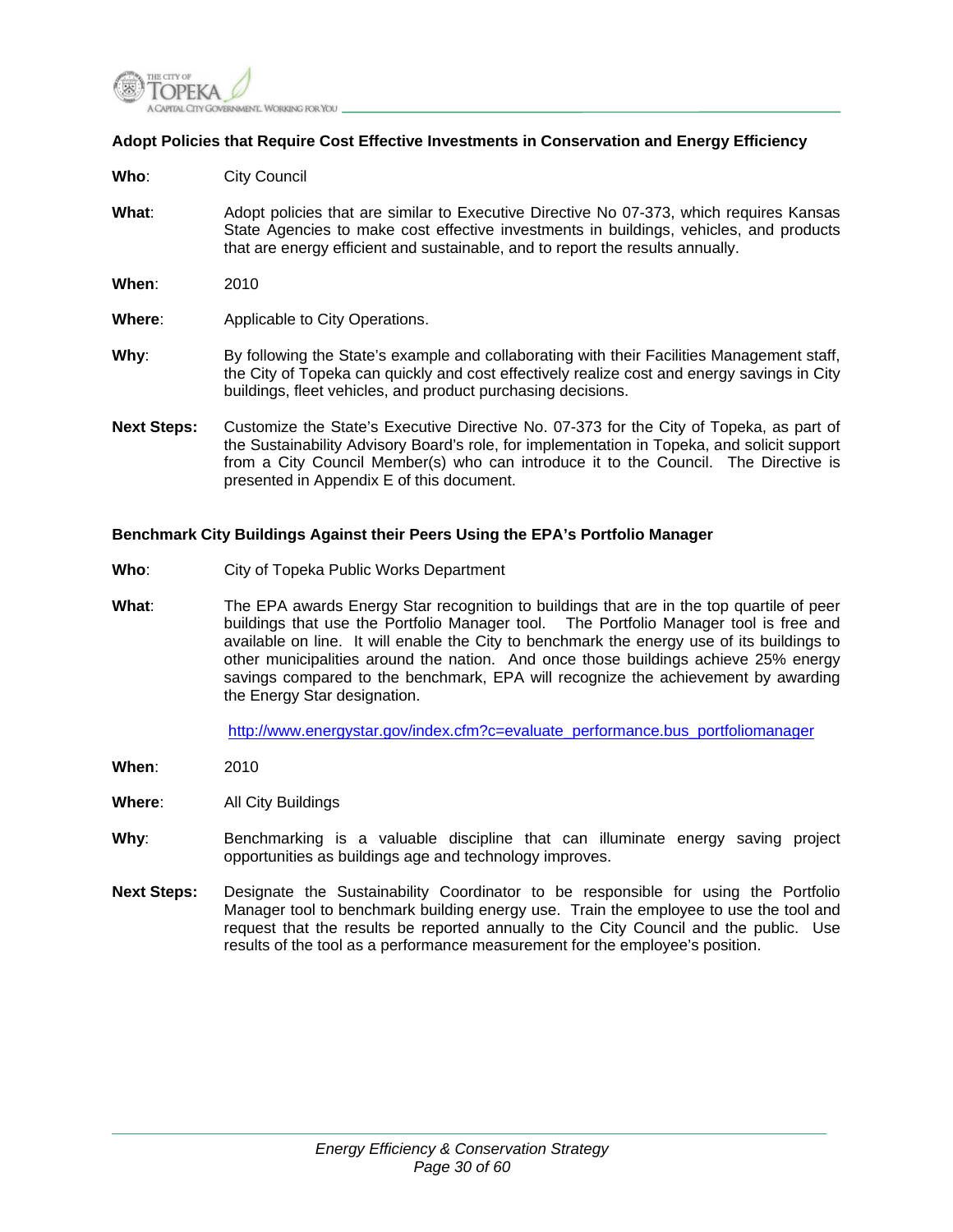### Adopt Policies that Require Cost Effective Investments in Conservation and Energy Efficiency

**Who**: City Council

**What**: Adopt policies that are similar to Executive Directive No 07-373, which requires Kansas State Agencies to make cost effective investments in buildings, vehicles, and products that are energy efficient and sustainable, and to report the results annually.

**When**: 2010

**Where**: Applicable to City Operations.

**Why**: By following the State's example and collaborating with their Facilities Management staff, the City of Topeka can quickly and cost effectively realize cost and energy savings in City buildings, fleet vehicles, and product purchasing decisions.

**Next Steps:** Customize the State's Executive Directive No. 07-373 for the City of Topeka, as part of the Sustainability Advisory Board's role, for implementation in Topeka, and solicit support from a City Council Member(s) who can introduce it to the Council. The Directive is presented in Appendix E of this document.

### Benchmark City Buildings Against their Peers Using the EPA's Portfolio Manager

**Who**: City of Topeka Public Works Department

**What**: The EPA awards Energy Star recognition to buildings that are in the top quartile of peer buildings that use the Portfolio Manager tool. The Portfolio Manager tool is free and available on line. It will enable the City to benchmark the energy use of its buildings to other municipalities around the nation. And once those buildings achieve 25% energy savings compared to the benchmark, EPA will recognize the achievement by awarding the Energy Star designation.

http://www.energystar.gov/index.cfm?c=evaluate_performance.bus_portfoliomanager

**When**: 2010

**Where**: All City Buildings

**Why**: Benchmarking is a valuable discipline that can illuminate energy saving project opportunities as buildings age and technology improves.

**Next Steps:** Designate the Sustainability Coordinator to be responsible for using the Portfolio Manager tool to benchmark building energy use. Train the employee to use the tool and request that the results be reported annually to the City Council and the public. Use results of the tool as a performance measurement for the employee's position.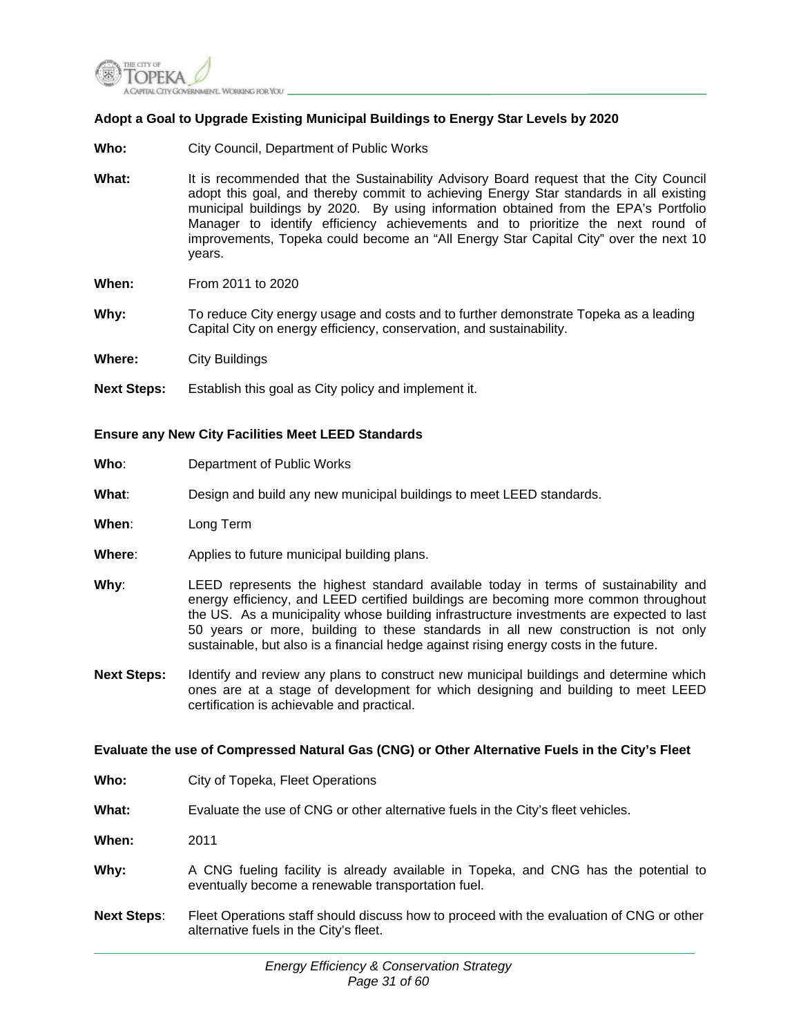### Adopt a Goal to Upgrade Existing Municipal Buildings to Energy Star Levels by 2020

**Who:** City Council, Department of Public Works

**What:** It is recommended that the Sustainability Advisory Board request that the City Council adopt this goal, and thereby commit to achieving Energy Star standards in all existing municipal buildings by 2020. By using information obtained from the EPA's Portfolio Manager to identify efficiency achievements and to prioritize the next round of improvements, Topeka could become an "All Energy Star Capital City" over the next 10 years.

**When:** From 2011 to 2020

**Why:** To reduce City energy usage and costs and to further demonstrate Topeka as a leading Capital City on energy efficiency, conservation, and sustainability.

**Where:** City Buildings

**Next Steps:** Establish this goal as City policy and implement it.

### Ensure any New City Facilities Meet LEED Standards

**Who**: Department of Public Works

**What**: Design and build any new municipal buildings to meet LEED standards.

**When**: Long Term

**Where**: Applies to future municipal building plans.

**Why**: LEED represents the highest standard available today in terms of sustainability and energy efficiency, and LEED certified buildings are becoming more common throughout the US. As a municipality whose building infrastructure investments are expected to last 50 years or more, building to these standards in all new construction is not only sustainable, but also is a financial hedge against rising energy costs in the future.

**Next Steps:** Identify and review any plans to construct new municipal buildings and determine which ones are at a stage of development for which designing and building to meet LEED certification is achievable and practical.

### Evaluate the use of Compressed Natural Gas (CNG) or Other Alternative Fuels in the City's Fleet

**Who:** City of Topeka, Fleet Operations

**What:** Evaluate the use of CNG or other alternative fuels in the City's fleet vehicles.

**When:** 2011

**Why:** A CNG fueling facility is already available in Topeka, and CNG has the potential to eventually become a renewable transportation fuel.

**Next Steps**: Fleet Operations staff should discuss how to proceed with the evaluation of CNG or other alternative fuels in the City's fleet.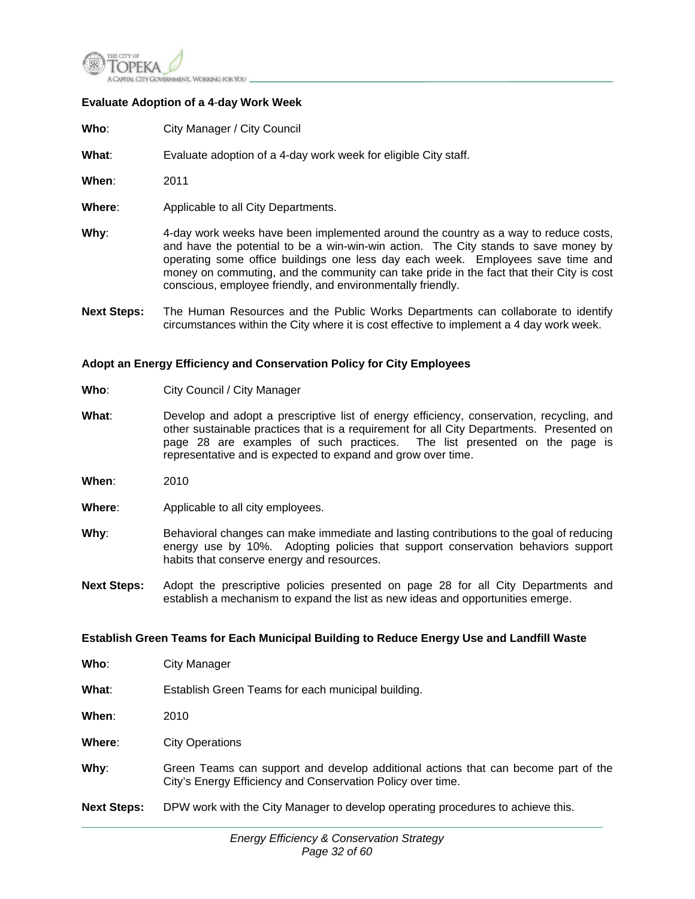### Evaluate Adoption of a 4-day Work Week

**Who**: City Manager / City Council

**What**: Evaluate adoption of a 4-day work week for eligible City staff.

**When**: 2011

**Where**: Applicable to all City Departments.

**Why**: 4-day work weeks have been implemented around the country as a way to reduce costs, and have the potential to be a win-win-win action. The City stands to save money by operating some office buildings one less day each week. Employees save time and money on commuting, and the community can take pride in the fact that their City is cost conscious, employee friendly, and environmentally friendly.

**Next Steps:** The Human Resources and the Public Works Departments can collaborate to identify circumstances within the City where it is cost effective to implement a 4 day work week.

### Adopt an Energy Efficiency and Conservation Policy for City Employees

**Who**: City Council / City Manager

**What**: Develop and adopt a prescriptive list of energy efficiency, conservation, recycling, and other sustainable practices that is a requirement for all City Departments. Presented on page 28 are examples of such practices. The list presented on the page is representative and is expected to expand and grow over time.

**When**: 2010

**Where**: Applicable to all city employees.

**Why**: Behavioral changes can make immediate and lasting contributions to the goal of reducing energy use by 10%. Adopting policies that support conservation behaviors support habits that conserve energy and resources.

**Next Steps:** Adopt the prescriptive policies presented on page 28 for all City Departments and establish a mechanism to expand the list as new ideas and opportunities emerge.

### Establish Green Teams for Each Municipal Building to Reduce Energy Use and Landfill Waste

**Who**: City Manager

**What**: Establish Green Teams for each municipal building.

**When**: 2010

**Where**: City Operations

**Why**: Green Teams can support and develop additional actions that can become part of the City's Energy Efficiency and Conservation Policy over time.

**Next Steps:** DPW work with the City Manager to develop operating procedures to achieve this.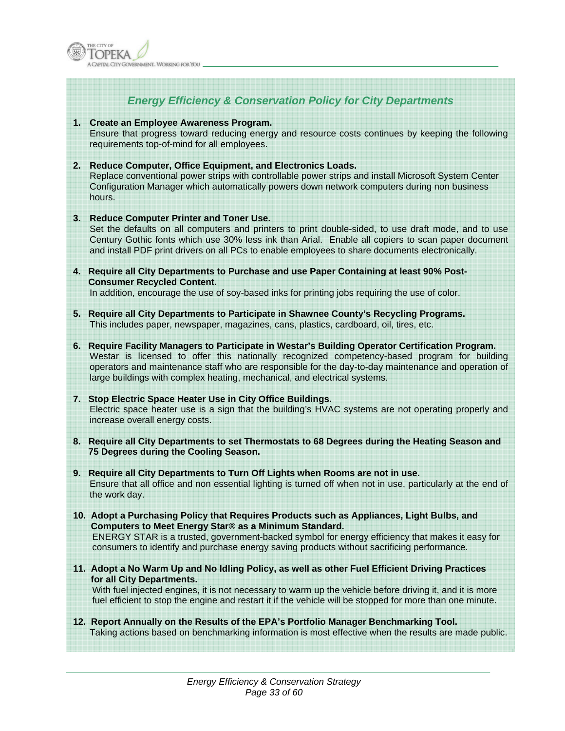## *Energy Efficiency & Conservation Policy for City Departments*

1. **Create an Employee Awareness Program.**
   Ensure that progress toward reducing energy and resource costs continues by keeping the following requirements top-of-mind for all employees.

2. **Reduce Computer, Office Equipment, and Electronics Loads.**
   Replace conventional power strips with controllable power strips and install Microsoft System Center Configuration Manager which automatically powers down network computers during non business hours.

3. **Reduce Computer Printer and Toner Use.**
   Set the defaults on all computers and printers to print double-sided, to use draft mode, and to use Century Gothic fonts which use 30% less ink than Arial. Enable all copiers to scan paper document and install PDF print drivers on all PCs to enable employees to share documents electronically.

4. **Require all City Departments to Purchase and use Paper Containing at least 90% Post-Consumer Recycled Content.**
   In addition, encourage the use of soy-based inks for printing jobs requiring the use of color.

5. **Require all City Departments to Participate in Shawnee County's Recycling Programs.**
   This includes paper, newspaper, magazines, cans, plastics, cardboard, oil, tires, etc.

6. **Require Facility Managers to Participate in Westar's Building Operator Certification Program.**
   Westar is licensed to offer this nationally recognized competency-based program for building operators and maintenance staff who are responsible for the day-to-day maintenance and operation of large buildings with complex heating, mechanical, and electrical systems.

7. **Stop Electric Space Heater Use in City Office Buildings.**
   Electric space heater use is a sign that the building's HVAC systems are not operating properly and increase overall energy costs.

8. **Require all City Departments to set Thermostats to 68 Degrees during the Heating Season and 75 Degrees during the Cooling Season.**

9. **Require all City Departments to Turn Off Lights when Rooms are not in use.**
   Ensure that all office and non essential lighting is turned off when not in use, particularly at the end of the work day.

10. **Adopt a Purchasing Policy that Requires Products such as Appliances, Light Bulbs, and Computers to Meet Energy Star® as a Minimum Standard.**
    ENERGY STAR is a trusted, government-backed symbol for energy efficiency that makes it easy for consumers to identify and purchase energy saving products without sacrificing performance.

11. **Adopt a No Warm Up and No Idling Policy, as well as other Fuel Efficient Driving Practices for all City Departments.**
    With fuel injected engines, it is not necessary to warm up the vehicle before driving it, and it is more fuel efficient to stop the engine and restart it if the vehicle will be stopped for more than one minute.

12. **Report Annually on the Results of the EPA's Portfolio Manager Benchmarking Tool.**
    Taking actions based on benchmarking information is most effective when the results are made public.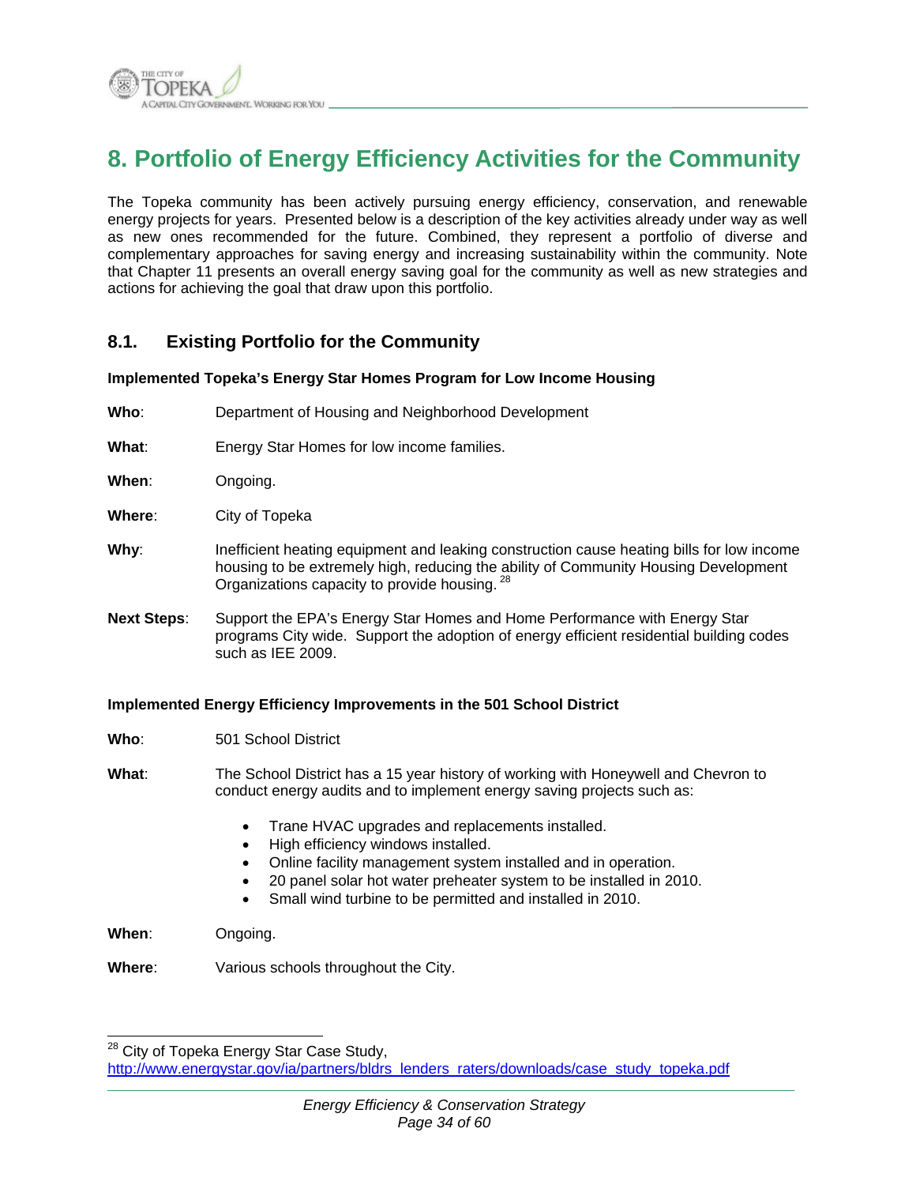# 8. Portfolio of Energy Efficiency Activities for the Community

The Topeka community has been actively pursuing energy efficiency, conservation, and renewable energy projects for years. Presented below is a description of the key activities already under way as well as new ones recommended for the future. Combined, they represent a portfolio of diverse and complementary approaches for saving energy and increasing sustainability within the community. Note that Chapter 11 presents an overall energy saving goal for the community as well as new strategies and actions for achieving the goal that draw upon this portfolio.

## 8.1. Existing Portfolio for the Community

**Implemented Topeka's Energy Star Homes Program for Low Income Housing**

**Who**: Department of Housing and Neighborhood Development

**What**: Energy Star Homes for low income families.

**When**: Ongoing.

**Where**: City of Topeka

**Why**: Inefficient heating equipment and leaking construction cause heating bills for low income housing to be extremely high, reducing the ability of Community Housing Development Organizations capacity to provide housing. [28]

**Next Steps**: Support the EPA's Energy Star Homes and Home Performance with Energy Star programs City wide. Support the adoption of energy efficient residential building codes such as IEE 2009.

**Implemented Energy Efficiency Improvements in the 501 School District**

**Who**: 501 School District

**What**: The School District has a 15 year history of working with Honeywell and Chevron to conduct energy audits and to implement energy saving projects such as:

- Trane HVAC upgrades and replacements installed.
- High efficiency windows installed.
- Online facility management system installed and in operation.
- 20 panel solar hot water preheater system to be installed in 2010.
- Small wind turbine to be permitted and installed in 2010.

**When**: Ongoing.

**Where**: Various schools throughout the City.

---

[28] City of Topeka Energy Star Case Study, http://www.energystar.gov/ia/partners/bldrs_lenders_raters/downloads/case_study_topeka.pdf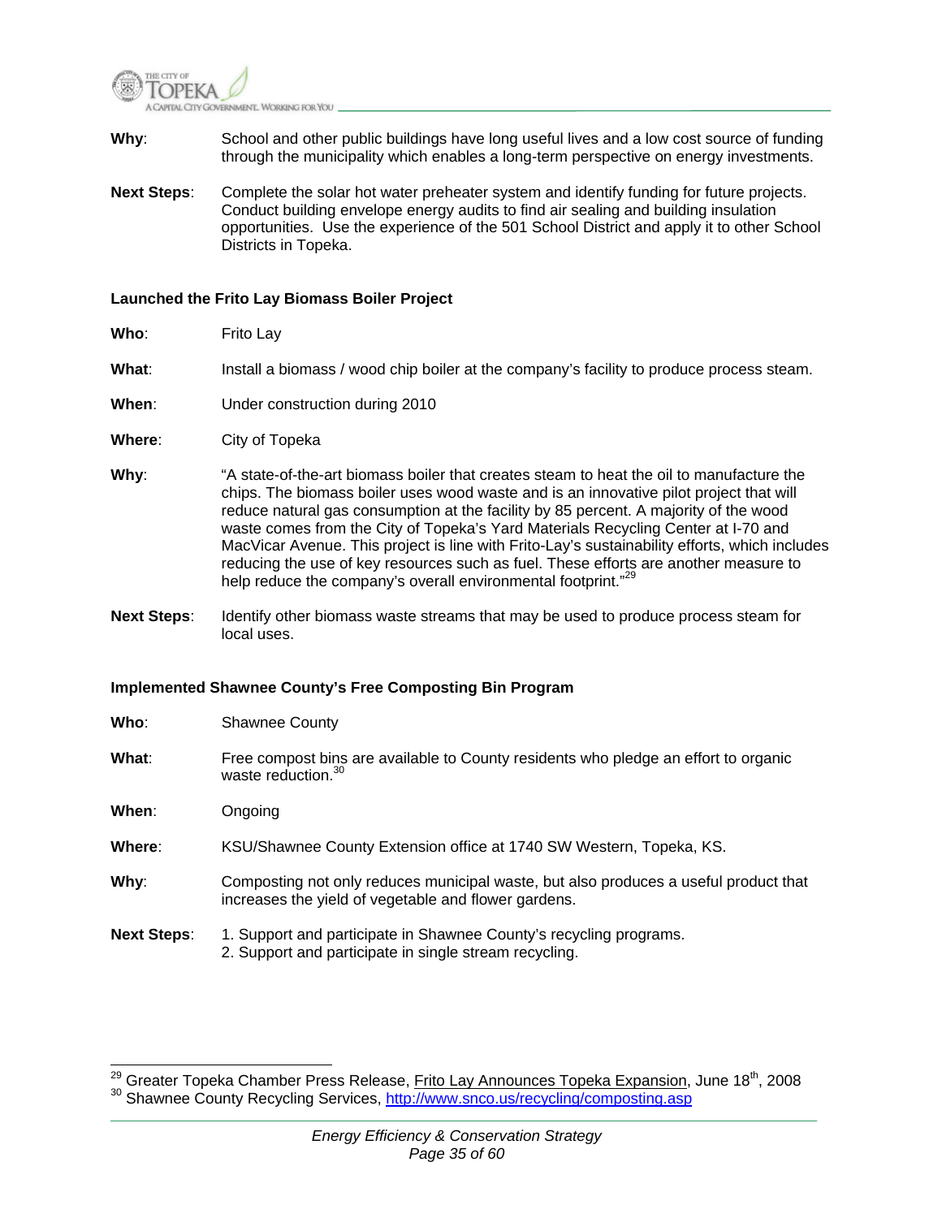**Why**: School and other public buildings have long useful lives and a low cost source of funding through the municipality which enables a long-term perspective on energy investments.

**Next Steps**: Complete the solar hot water preheater system and identify funding for future projects. Conduct building envelope energy audits to find air sealing and building insulation opportunities. Use the experience of the 501 School District and apply it to other School Districts in Topeka.

### Launched the Frito Lay Biomass Boiler Project

**Who**: Frito Lay

**What**: Install a biomass / wood chip boiler at the company's facility to produce process steam.

**When**: Under construction during 2010

**Where**: City of Topeka

**Why**: "A state-of-the-art biomass boiler that creates steam to heat the oil to manufacture the chips. The biomass boiler uses wood waste and is an innovative pilot project that will reduce natural gas consumption at the facility by 85 percent. A majority of the wood waste comes from the City of Topeka's Yard Materials Recycling Center at I-70 and MacVicar Avenue. This project is line with Frito-Lay's sustainability efforts, which includes reducing the use of key resources such as fuel. These efforts are another measure to help reduce the company's overall environmental footprint."[29]

**Next Steps**: Identify other biomass waste streams that may be used to produce process steam for local uses.

### Implemented Shawnee County's Free Composting Bin Program

**Who**: Shawnee County

**What**: Free compost bins are available to County residents who pledge an effort to organic waste reduction.[30]

**When**: Ongoing

**Where**: KSU/Shawnee County Extension office at 1740 SW Western, Topeka, KS.

**Why**: Composting not only reduces municipal waste, but also produces a useful product that increases the yield of vegetable and flower gardens.

**Next Steps**:
1. Support and participate in Shawnee County's recycling programs.
2. Support and participate in single stream recycling.

---

[29] Greater Topeka Chamber Press Release, Frito Lay Announces Topeka Expansion, June 18th, 2008

[30] Shawnee County Recycling Services, http://www.snco.us/recycling/composting.asp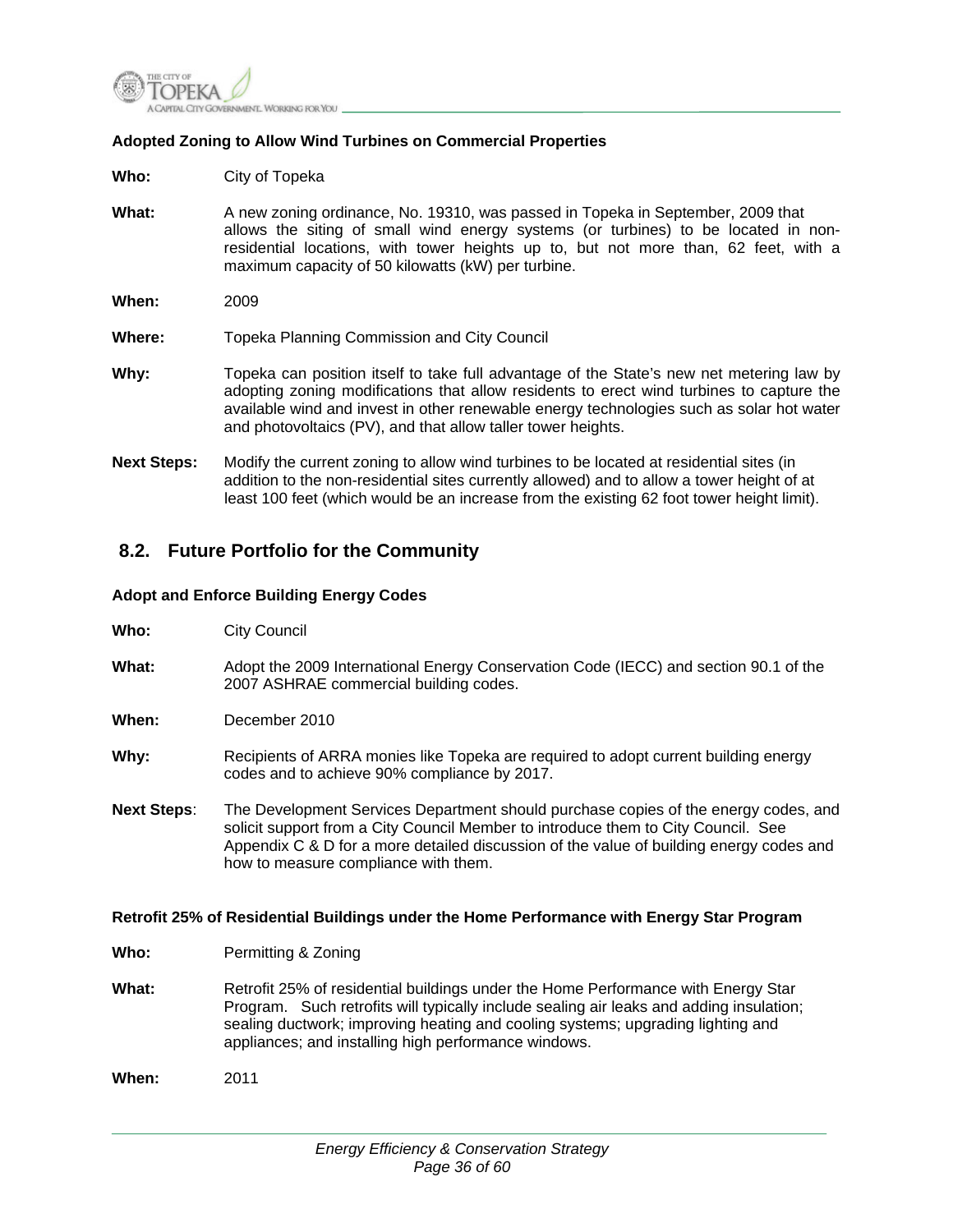**Adopted Zoning to Allow Wind Turbines on Commercial Properties**

**Who:** City of Topeka

**What:** A new zoning ordinance, No. 19310, was passed in Topeka in September, 2009 that allows the siting of small wind energy systems (or turbines) to be located in non-residential locations, with tower heights up to, but not more than, 62 feet, with a maximum capacity of 50 kilowatts (kW) per turbine.

**When:** 2009

**Where:** Topeka Planning Commission and City Council

**Why:** Topeka can position itself to take full advantage of the State's new net metering law by adopting zoning modifications that allow residents to erect wind turbines to capture the available wind and invest in other renewable energy technologies such as solar hot water and photovoltaics (PV), and that allow taller tower heights.

**Next Steps:** Modify the current zoning to allow wind turbines to be located at residential sites (in addition to the non-residential sites currently allowed) and to allow a tower height of at least 100 feet (which would be an increase from the existing 62 foot tower height limit).

## 8.2. Future Portfolio for the Community

**Adopt and Enforce Building Energy Codes**

**Who:** City Council

**What:** Adopt the 2009 International Energy Conservation Code (IECC) and section 90.1 of the 2007 ASHRAE commercial building codes.

**When:** December 2010

**Why:** Recipients of ARRA monies like Topeka are required to adopt current building energy codes and to achieve 90% compliance by 2017.

**Next Steps**: The Development Services Department should purchase copies of the energy codes, and solicit support from a City Council Member to introduce them to City Council. See Appendix C & D for a more detailed discussion of the value of building energy codes and how to measure compliance with them.

**Retrofit 25% of Residential Buildings under the Home Performance with Energy Star Program**

**Who:** Permitting & Zoning

**What:** Retrofit 25% of residential buildings under the Home Performance with Energy Star Program. Such retrofits will typically include sealing air leaks and adding insulation; sealing ductwork; improving heating and cooling systems; upgrading lighting and appliances; and installing high performance windows.

**When:** 2011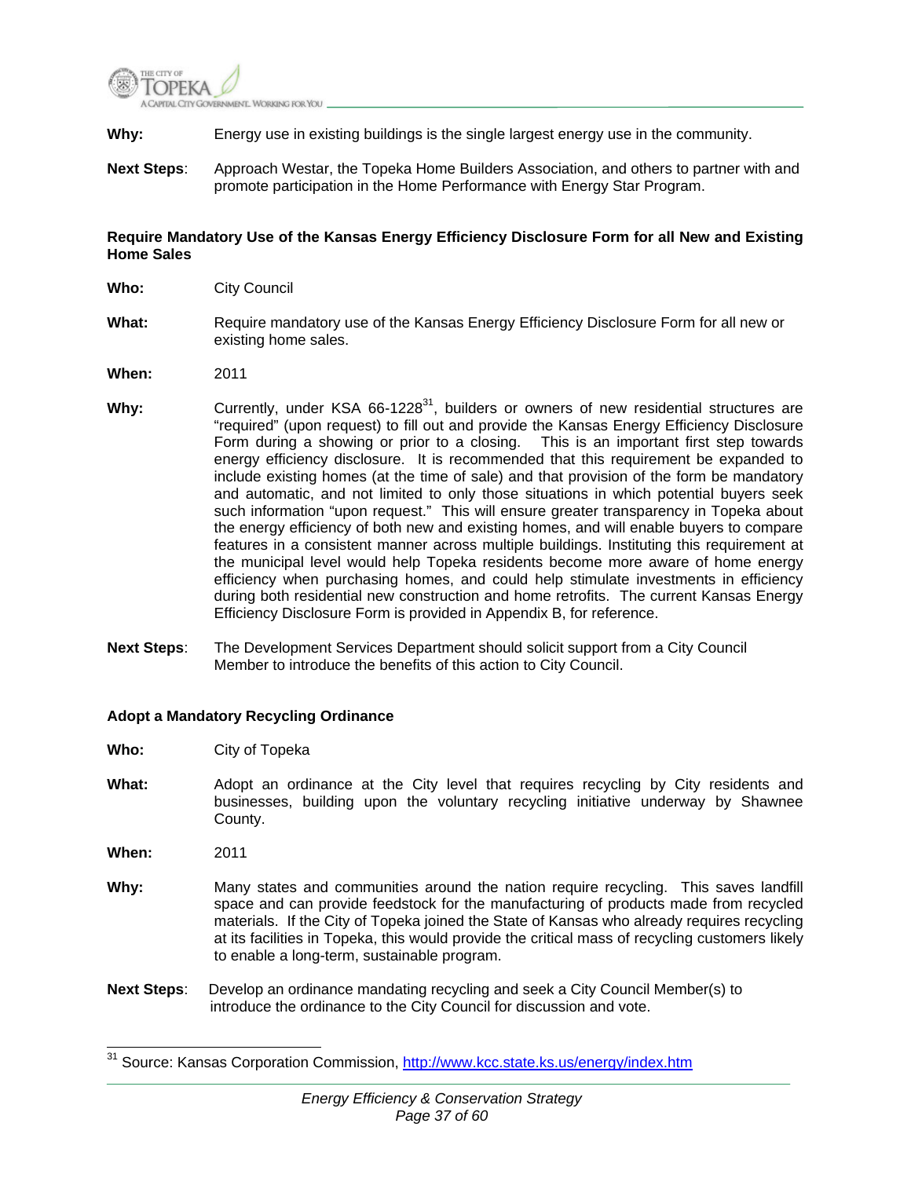**Why:** Energy use in existing buildings is the single largest energy use in the community.

**Next Steps**: Approach Westar, the Topeka Home Builders Association, and others to partner with and promote participation in the Home Performance with Energy Star Program.

**Require Mandatory Use of the Kansas Energy Efficiency Disclosure Form for all New and Existing Home Sales**

**Who:** City Council

**What:** Require mandatory use of the Kansas Energy Efficiency Disclosure Form for all new or existing home sales.

**When:** 2011

**Why:** Currently, under KSA 66-1228[31], builders or owners of new residential structures are "required" (upon request) to fill out and provide the Kansas Energy Efficiency Disclosure Form during a showing or prior to a closing. This is an important first step towards energy efficiency disclosure. It is recommended that this requirement be expanded to include existing homes (at the time of sale) and that provision of the form be mandatory and automatic, and not limited to only those situations in which potential buyers seek such information "upon request." This will ensure greater transparency in Topeka about the energy efficiency of both new and existing homes, and will enable buyers to compare features in a consistent manner across multiple buildings. Instituting this requirement at the municipal level would help Topeka residents become more aware of home energy efficiency when purchasing homes, and could help stimulate investments in efficiency during both residential new construction and home retrofits. The current Kansas Energy Efficiency Disclosure Form is provided in Appendix B, for reference.

**Next Steps**: The Development Services Department should solicit support from a City Council Member to introduce the benefits of this action to City Council.

**Adopt a Mandatory Recycling Ordinance**

**Who:** City of Topeka

**What:** Adopt an ordinance at the City level that requires recycling by City residents and businesses, building upon the voluntary recycling initiative underway by Shawnee County.

**When:** 2011

**Why:** Many states and communities around the nation require recycling. This saves landfill space and can provide feedstock for the manufacturing of products made from recycled materials. If the City of Topeka joined the State of Kansas who already requires recycling at its facilities in Topeka, this would provide the critical mass of recycling customers likely to enable a long-term, sustainable program.

**Next Steps**: Develop an ordinance mandating recycling and seek a City Council Member(s) to introduce the ordinance to the City Council for discussion and vote.

---

[31] Source: Kansas Corporation Commission, http://www.kcc.state.ks.us/energy/index.htm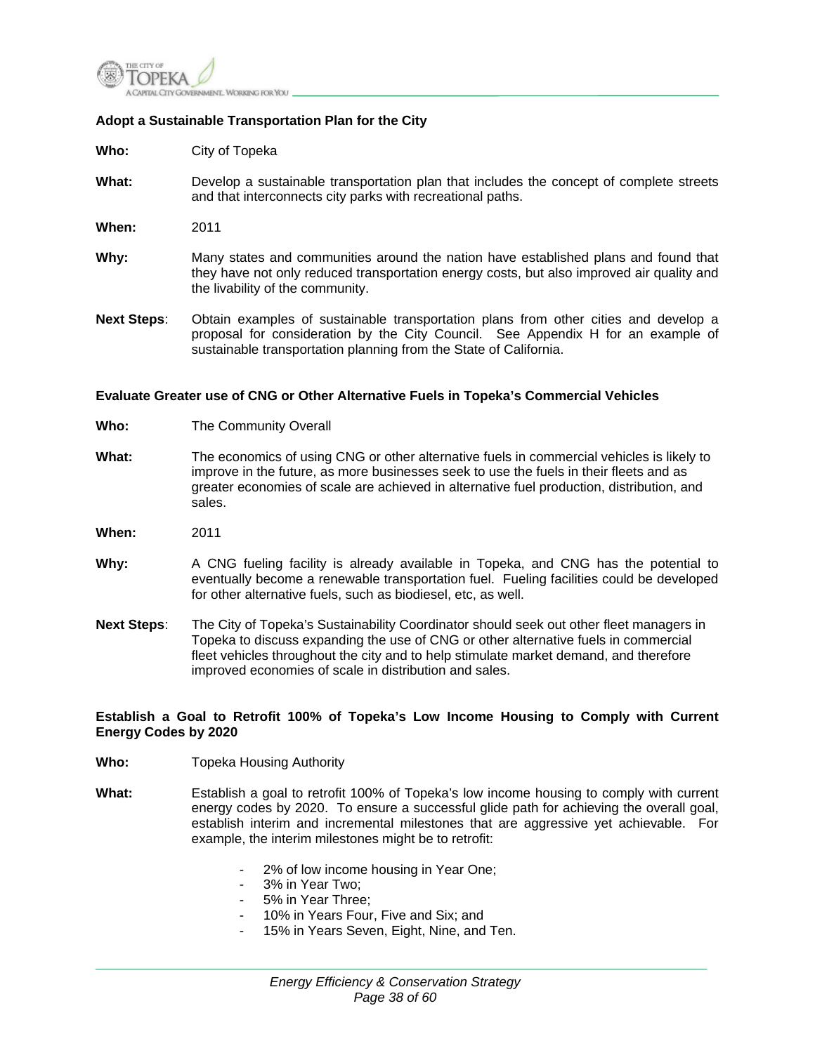**Adopt a Sustainable Transportation Plan for the City**

**Who:** City of Topeka

**What:** Develop a sustainable transportation plan that includes the concept of complete streets and that interconnects city parks with recreational paths.

**When:** 2011

**Why:** Many states and communities around the nation have established plans and found that they have not only reduced transportation energy costs, but also improved air quality and the livability of the community.

**Next Steps**: Obtain examples of sustainable transportation plans from other cities and develop a proposal for consideration by the City Council. See Appendix H for an example of sustainable transportation planning from the State of California.

**Evaluate Greater use of CNG or Other Alternative Fuels in Topeka's Commercial Vehicles**

**Who:** The Community Overall

**What:** The economics of using CNG or other alternative fuels in commercial vehicles is likely to improve in the future, as more businesses seek to use the fuels in their fleets and as greater economies of scale are achieved in alternative fuel production, distribution, and sales.

**When:** 2011

**Why:** A CNG fueling facility is already available in Topeka, and CNG has the potential to eventually become a renewable transportation fuel. Fueling facilities could be developed for other alternative fuels, such as biodiesel, etc, as well.

**Next Steps**: The City of Topeka's Sustainability Coordinator should seek out other fleet managers in Topeka to discuss expanding the use of CNG or other alternative fuels in commercial fleet vehicles throughout the city and to help stimulate market demand, and therefore improved economies of scale in distribution and sales.

**Establish a Goal to Retrofit 100% of Topeka's Low Income Housing to Comply with Current Energy Codes by 2020**

**Who:** Topeka Housing Authority

**What:** Establish a goal to retrofit 100% of Topeka's low income housing to comply with current energy codes by 2020. To ensure a successful glide path for achieving the overall goal, establish interim and incremental milestones that are aggressive yet achievable. For example, the interim milestones might be to retrofit:

- 2% of low income housing in Year One;
- 3% in Year Two;
- 5% in Year Three;
- 10% in Years Four, Five and Six; and
- 15% in Years Seven, Eight, Nine, and Ten.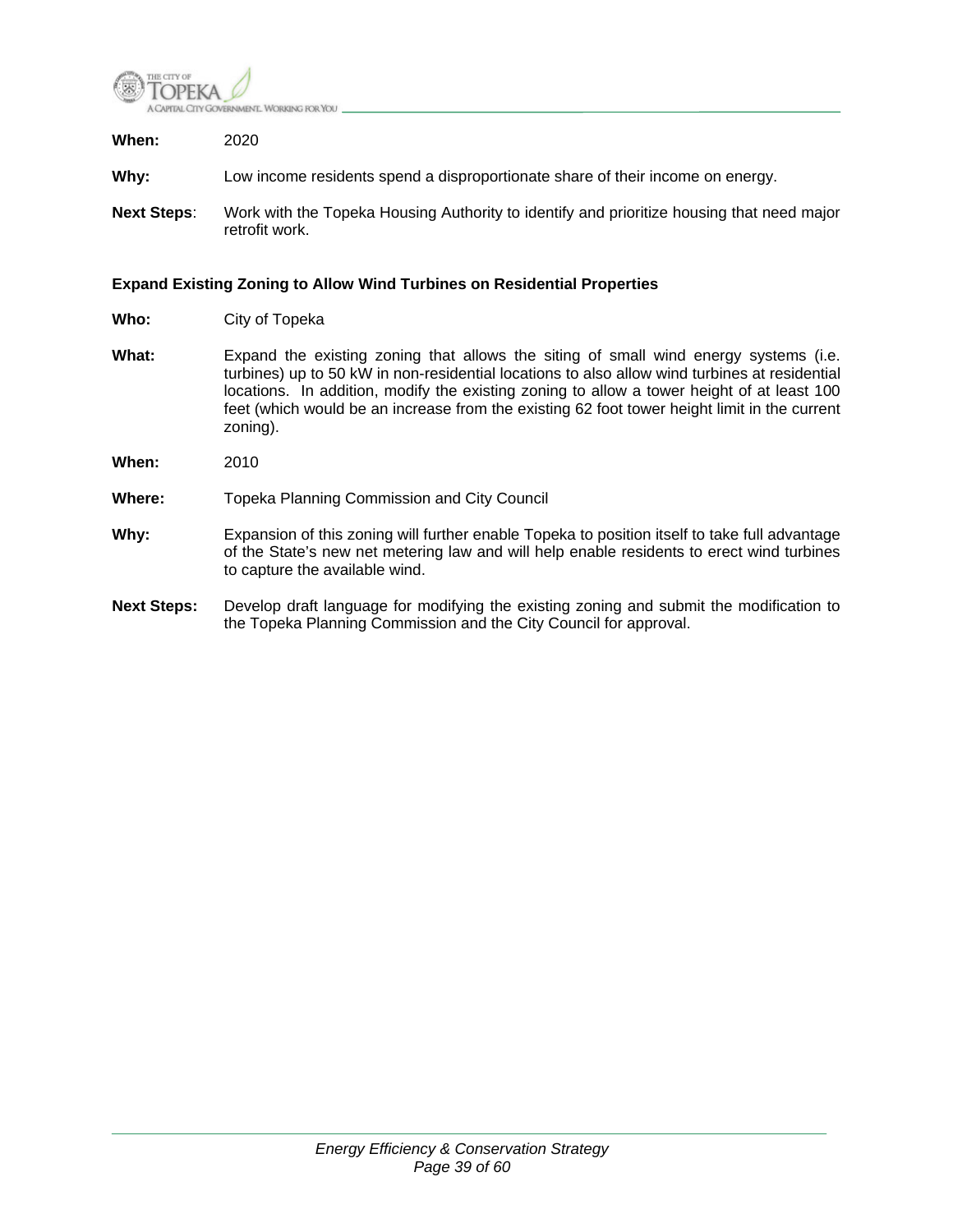**When:** 2020

**Why:** Low income residents spend a disproportionate share of their income on energy.

**Next Steps**: Work with the Topeka Housing Authority to identify and prioritize housing that need major retrofit work.

**Expand Existing Zoning to Allow Wind Turbines on Residential Properties**

**Who:** City of Topeka

**What:** Expand the existing zoning that allows the siting of small wind energy systems (i.e. turbines) up to 50 kW in non-residential locations to also allow wind turbines at residential locations. In addition, modify the existing zoning to allow a tower height of at least 100 feet (which would be an increase from the existing 62 foot tower height limit in the current zoning).

**When:** 2010

**Where:** Topeka Planning Commission and City Council

**Why:** Expansion of this zoning will further enable Topeka to position itself to take full advantage of the State's new net metering law and will help enable residents to erect wind turbines to capture the available wind.

**Next Steps:** Develop draft language for modifying the existing zoning and submit the modification to the Topeka Planning Commission and the City Council for approval.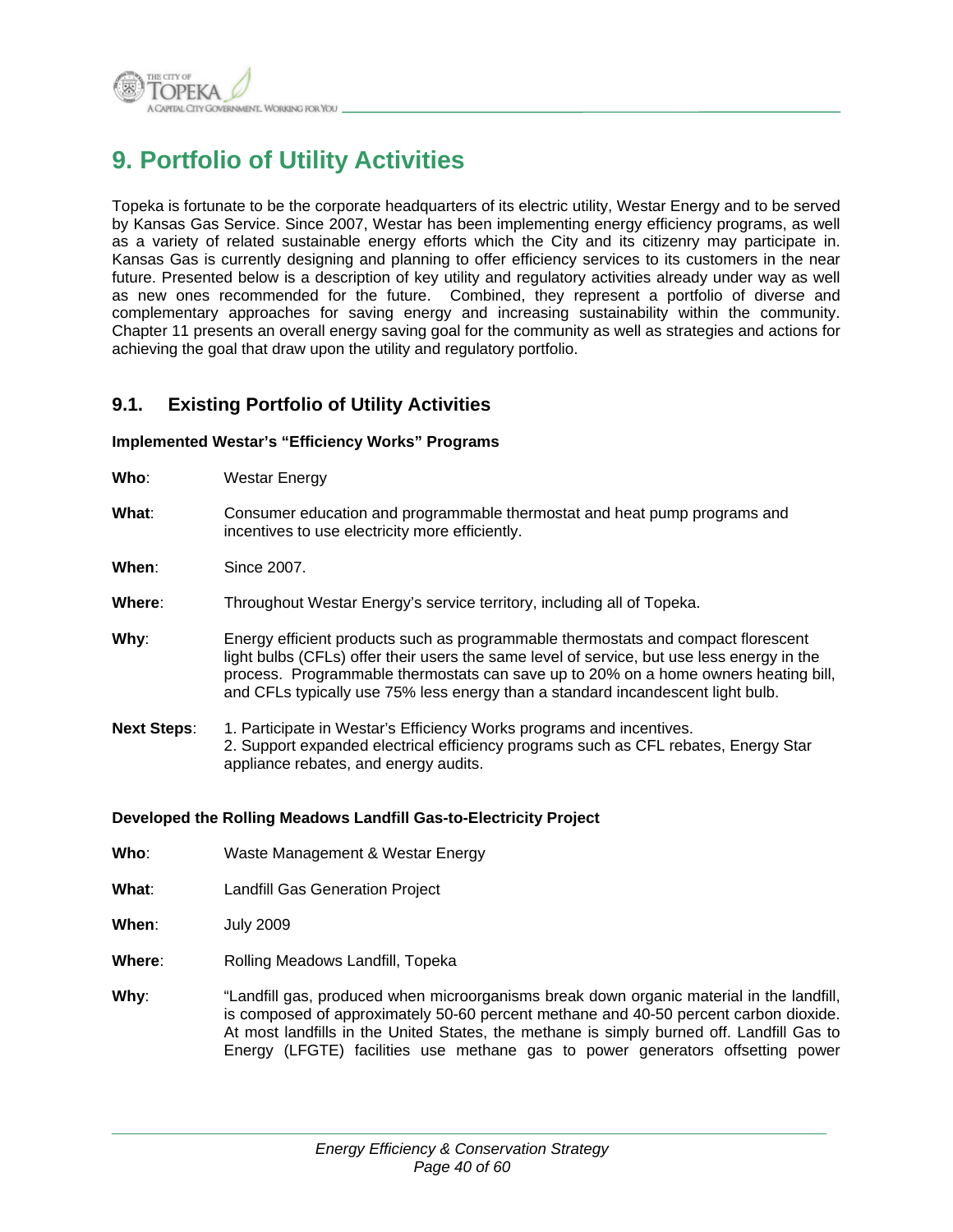# 9. Portfolio of Utility Activities

Topeka is fortunate to be the corporate headquarters of its electric utility, Westar Energy and to be served by Kansas Gas Service. Since 2007, Westar has been implementing energy efficiency programs, as well as a variety of related sustainable energy efforts which the City and its citizenry may participate in. Kansas Gas is currently designing and planning to offer efficiency services to its customers in the near future. Presented below is a description of key utility and regulatory activities already under way as well as new ones recommended for the future. Combined, they represent a portfolio of diverse and complementary approaches for saving energy and increasing sustainability within the community. Chapter 11 presents an overall energy saving goal for the community as well as strategies and actions for achieving the goal that draw upon the utility and regulatory portfolio.

## 9.1. Existing Portfolio of Utility Activities

**Implemented Westar's "Efficiency Works" Programs**

**Who**: Westar Energy

**What**: Consumer education and programmable thermostat and heat pump programs and incentives to use electricity more efficiently.

**When**: Since 2007.

**Where**: Throughout Westar Energy's service territory, including all of Topeka.

**Why**: Energy efficient products such as programmable thermostats and compact florescent light bulbs (CFLs) offer their users the same level of service, but use less energy in the process. Programmable thermostats can save up to 20% on a home owners heating bill, and CFLs typically use 75% less energy than a standard incandescent light bulb.

**Next Steps**: 1. Participate in Westar's Efficiency Works programs and incentives.
2. Support expanded electrical efficiency programs such as CFL rebates, Energy Star appliance rebates, and energy audits.

**Developed the Rolling Meadows Landfill Gas-to-Electricity Project**

**Who**: Waste Management & Westar Energy

**What**: Landfill Gas Generation Project

**When**: July 2009

**Where**: Rolling Meadows Landfill, Topeka

**Why**: "Landfill gas, produced when microorganisms break down organic material in the landfill, is composed of approximately 50-60 percent methane and 40-50 percent carbon dioxide. At most landfills in the United States, the methane is simply burned off. Landfill Gas to Energy (LFGTE) facilities use methane gas to power generators offsetting power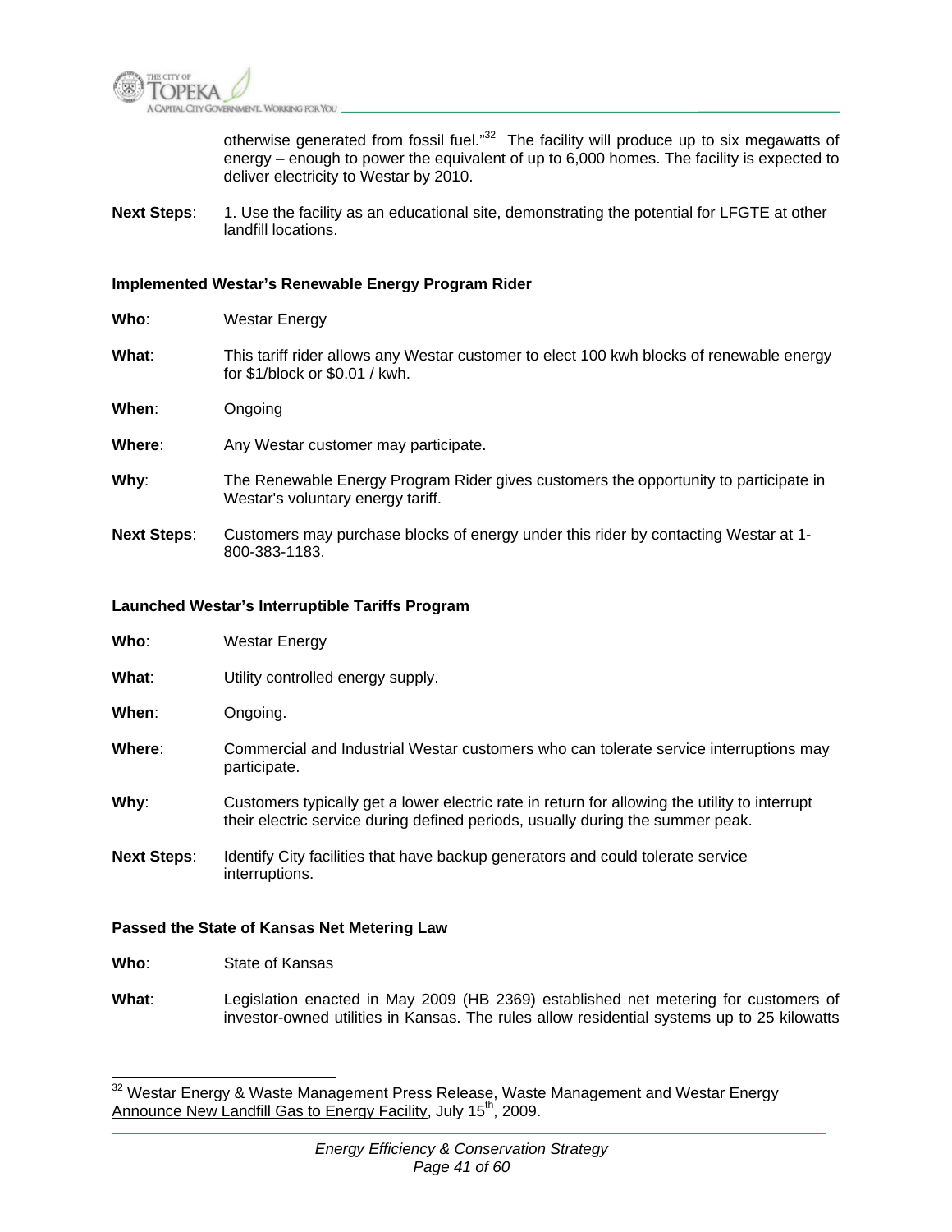otherwise generated from fossil fuel."[32] The facility will produce up to six megawatts of energy – enough to power the equivalent of up to 6,000 homes. The facility is expected to deliver electricity to Westar by 2010.

**Next Steps**: 1. Use the facility as an educational site, demonstrating the potential for LFGTE at other landfill locations.

**Implemented Westar's Renewable Energy Program Rider**

**Who**: Westar Energy

**What**: This tariff rider allows any Westar customer to elect 100 kwh blocks of renewable energy for $1/block or $0.01 / kwh.

**When**: Ongoing

**Where**: Any Westar customer may participate.

**Why**: The Renewable Energy Program Rider gives customers the opportunity to participate in Westar's voluntary energy tariff.

**Next Steps**: Customers may purchase blocks of energy under this rider by contacting Westar at 1-800-383-1183.

**Launched Westar's Interruptible Tariffs Program**

**Who**: Westar Energy

**What**: Utility controlled energy supply.

**When**: Ongoing.

**Where**: Commercial and Industrial Westar customers who can tolerate service interruptions may participate.

**Why**: Customers typically get a lower electric rate in return for allowing the utility to interrupt their electric service during defined periods, usually during the summer peak.

**Next Steps**: Identify City facilities that have backup generators and could tolerate service interruptions.

**Passed the State of Kansas Net Metering Law**

**Who**: State of Kansas

**What**: Legislation enacted in May 2009 (HB 2369) established net metering for customers of investor-owned utilities in Kansas. The rules allow residential systems up to 25 kilowatts

---

[32] Westar Energy & Waste Management Press Release, Waste Management and Westar Energy Announce New Landfill Gas to Energy Facility, July 15th, 2009.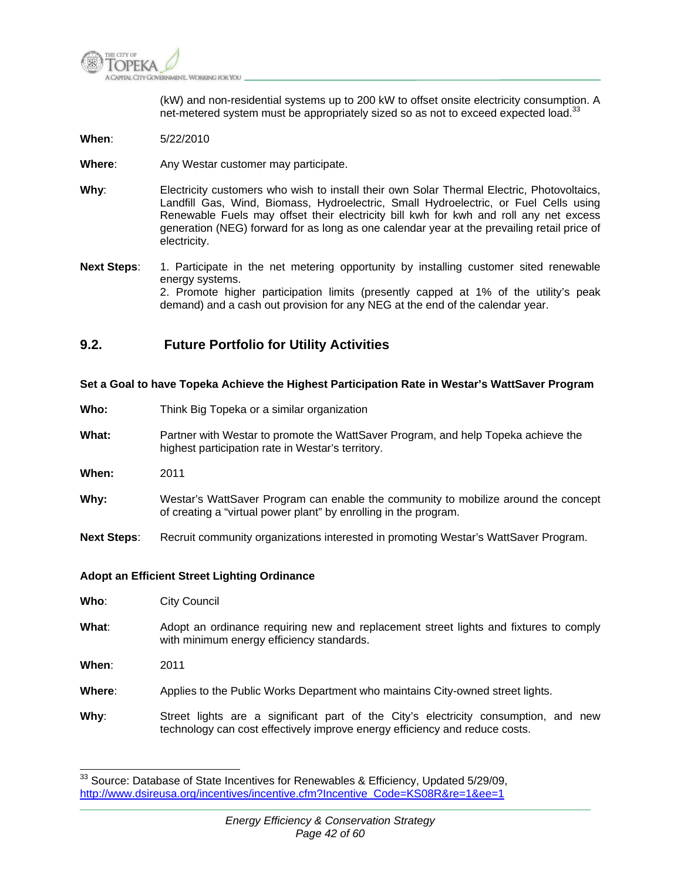(kW) and non-residential systems up to 200 kW to offset onsite electricity consumption. A net-metered system must be appropriately sized so as not to exceed expected load.[33]

**When**: 5/22/2010

**Where**: Any Westar customer may participate.

**Why**: Electricity customers who wish to install their own Solar Thermal Electric, Photovoltaics, Landfill Gas, Wind, Biomass, Hydroelectric, Small Hydroelectric, or Fuel Cells using Renewable Fuels may offset their electricity bill kwh for kwh and roll any net excess generation (NEG) forward for as long as one calendar year at the prevailing retail price of electricity.

**Next Steps**: 1. Participate in the net metering opportunity by installing customer sited renewable energy systems.
2. Promote higher participation limits (presently capped at 1% of the utility's peak demand) and a cash out provision for any NEG at the end of the calendar year.

## 9.2. Future Portfolio for Utility Activities

**Set a Goal to have Topeka Achieve the Highest Participation Rate in Westar's WattSaver Program**

**Who:** Think Big Topeka or a similar organization

**What:** Partner with Westar to promote the WattSaver Program, and help Topeka achieve the highest participation rate in Westar's territory.

**When:** 2011

**Why:** Westar's WattSaver Program can enable the community to mobilize around the concept of creating a "virtual power plant" by enrolling in the program.

**Next Steps**: Recruit community organizations interested in promoting Westar's WattSaver Program.

**Adopt an Efficient Street Lighting Ordinance**

**Who**: City Council

**What**: Adopt an ordinance requiring new and replacement street lights and fixtures to comply with minimum energy efficiency standards.

**When**: 2011

**Where**: Applies to the Public Works Department who maintains City-owned street lights.

**Why**: Street lights are a significant part of the City's electricity consumption, and new technology can cost effectively improve energy efficiency and reduce costs.

---

[33] Source: Database of State Incentives for Renewables & Efficiency, Updated 5/29/09, http://www.dsireusa.org/incentives/incentive.cfm?Incentive_Code=KS08R&re=1&ee=1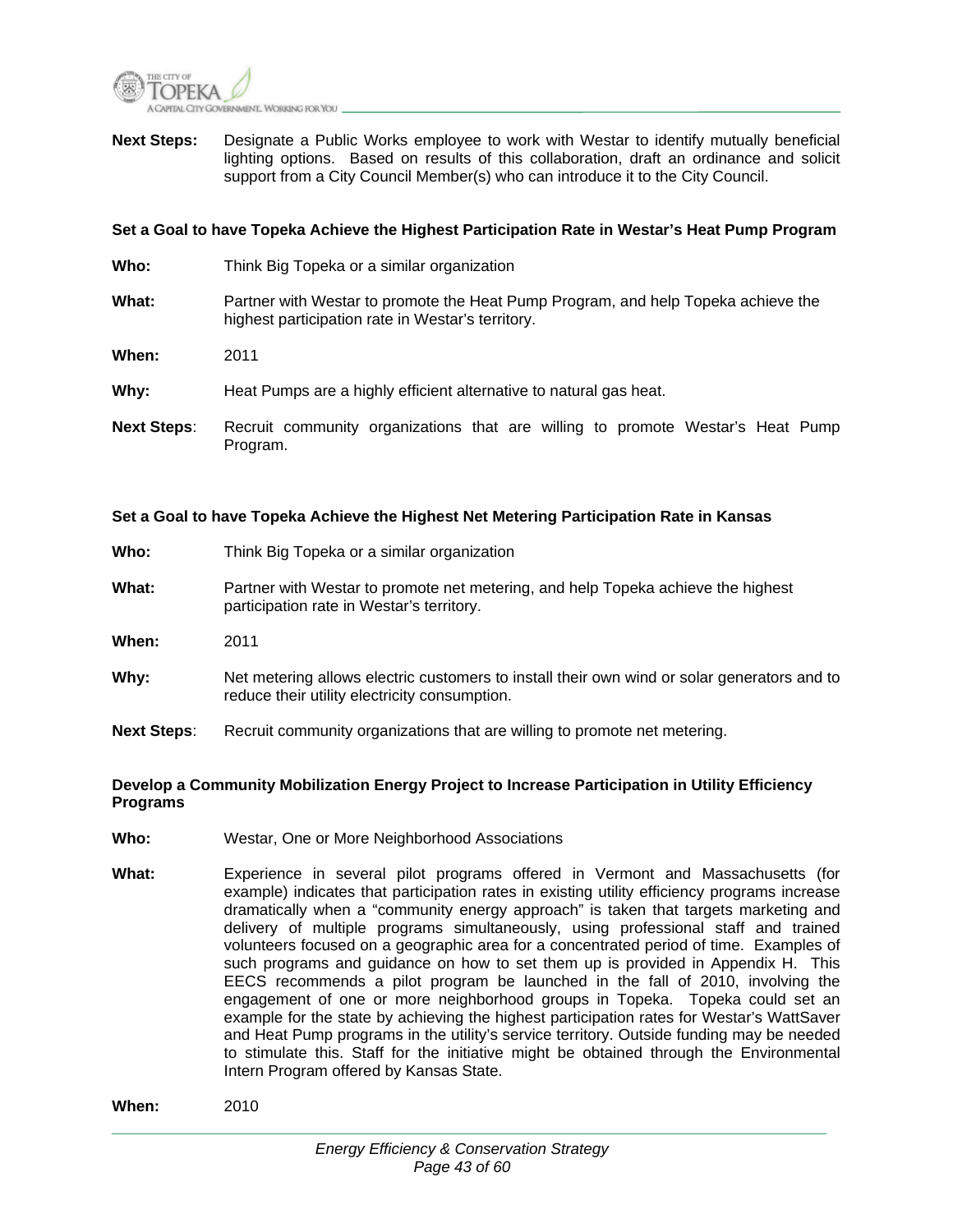**Next Steps:** Designate a Public Works employee to work with Westar to identify mutually beneficial lighting options. Based on results of this collaboration, draft an ordinance and solicit support from a City Council Member(s) who can introduce it to the City Council.

**Set a Goal to have Topeka Achieve the Highest Participation Rate in Westar's Heat Pump Program**

**Who:** Think Big Topeka or a similar organization

**What:** Partner with Westar to promote the Heat Pump Program, and help Topeka achieve the highest participation rate in Westar's territory.

**When:** 2011

**Why:** Heat Pumps are a highly efficient alternative to natural gas heat.

**Next Steps**: Recruit community organizations that are willing to promote Westar's Heat Pump Program.

**Set a Goal to have Topeka Achieve the Highest Net Metering Participation Rate in Kansas**

**Who:** Think Big Topeka or a similar organization

**What:** Partner with Westar to promote net metering, and help Topeka achieve the highest participation rate in Westar's territory.

**When:** 2011

**Why:** Net metering allows electric customers to install their own wind or solar generators and to reduce their utility electricity consumption.

**Next Steps**: Recruit community organizations that are willing to promote net metering.

**Develop a Community Mobilization Energy Project to Increase Participation in Utility Efficiency Programs**

**Who:** Westar, One or More Neighborhood Associations

**What:** Experience in several pilot programs offered in Vermont and Massachusetts (for example) indicates that participation rates in existing utility efficiency programs increase dramatically when a "community energy approach" is taken that targets marketing and delivery of multiple programs simultaneously, using professional staff and trained volunteers focused on a geographic area for a concentrated period of time. Examples of such programs and guidance on how to set them up is provided in Appendix H. This EECS recommends a pilot program be launched in the fall of 2010, involving the engagement of one or more neighborhood groups in Topeka. Topeka could set an example for the state by achieving the highest participation rates for Westar's WattSaver and Heat Pump programs in the utility's service territory. Outside funding may be needed to stimulate this. Staff for the initiative might be obtained through the Environmental Intern Program offered by Kansas State.

**When:** 2010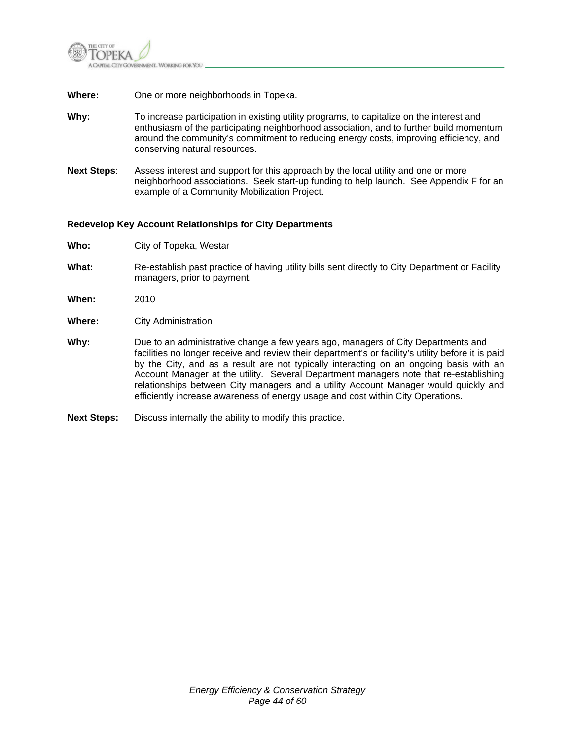**Where:** One or more neighborhoods in Topeka.

**Why:** To increase participation in existing utility programs, to capitalize on the interest and enthusiasm of the participating neighborhood association, and to further build momentum around the community's commitment to reducing energy costs, improving efficiency, and conserving natural resources.

**Next Steps**: Assess interest and support for this approach by the local utility and one or more neighborhood associations. Seek start-up funding to help launch. See Appendix F for an example of a Community Mobilization Project.

**Redevelop Key Account Relationships for City Departments**

**Who:** City of Topeka, Westar

**What:** Re-establish past practice of having utility bills sent directly to City Department or Facility managers, prior to payment.

**When:** 2010

**Where:** City Administration

**Why:** Due to an administrative change a few years ago, managers of City Departments and facilities no longer receive and review their department's or facility's utility before it is paid by the City, and as a result are not typically interacting on an ongoing basis with an Account Manager at the utility. Several Department managers note that re-establishing relationships between City managers and a utility Account Manager would quickly and efficiently increase awareness of energy usage and cost within City Operations.

**Next Steps:** Discuss internally the ability to modify this practice.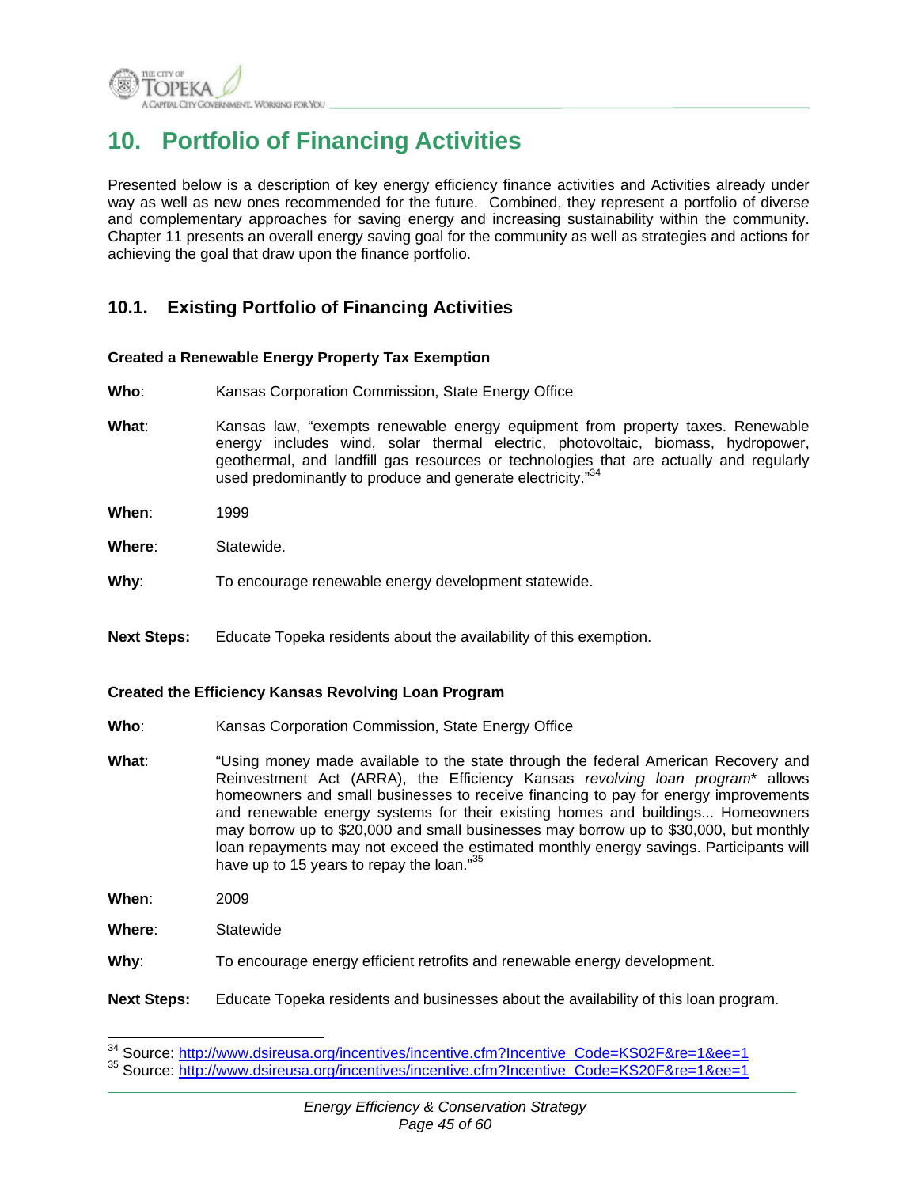# 10. Portfolio of Financing Activities

Presented below is a description of key energy efficiency finance activities and Activities already under way as well as new ones recommended for the future. Combined, they represent a portfolio of diverse and complementary approaches for saving energy and increasing sustainability within the community. Chapter 11 presents an overall energy saving goal for the community as well as strategies and actions for achieving the goal that draw upon the finance portfolio.

## 10.1. Existing Portfolio of Financing Activities

**Created a Renewable Energy Property Tax Exemption**

**Who**: Kansas Corporation Commission, State Energy Office

**What**: Kansas law, "exempts renewable energy equipment from property taxes. Renewable energy includes wind, solar thermal electric, photovoltaic, biomass, hydropower, geothermal, and landfill gas resources or technologies that are actually and regularly used predominantly to produce and generate electricity."[34]

**When**: 1999

**Where**: Statewide.

**Why**: To encourage renewable energy development statewide.

**Next Steps:** Educate Topeka residents about the availability of this exemption.

**Created the Efficiency Kansas Revolving Loan Program**

**Who**: Kansas Corporation Commission, State Energy Office

**What**: "Using money made available to the state through the federal American Recovery and Reinvestment Act (ARRA), the Efficiency Kansas *revolving loan program** allows homeowners and small businesses to receive financing to pay for energy improvements and renewable energy systems for their existing homes and buildings... Homeowners may borrow up to $20,000 and small businesses may borrow up to $30,000, but monthly loan repayments may not exceed the estimated monthly energy savings. Participants will have up to 15 years to repay the loan."[35]

**When**: 2009

**Where**: Statewide

**Why**: To encourage energy efficient retrofits and renewable energy development.

**Next Steps:** Educate Topeka residents and businesses about the availability of this loan program.

---

[34] Source: http://www.dsireusa.org/incentives/incentive.cfm?Incentive_Code=KS02F&re=1&ee=1

[35] Source: http://www.dsireusa.org/incentives/incentive.cfm?Incentive_Code=KS20F&re=1&ee=1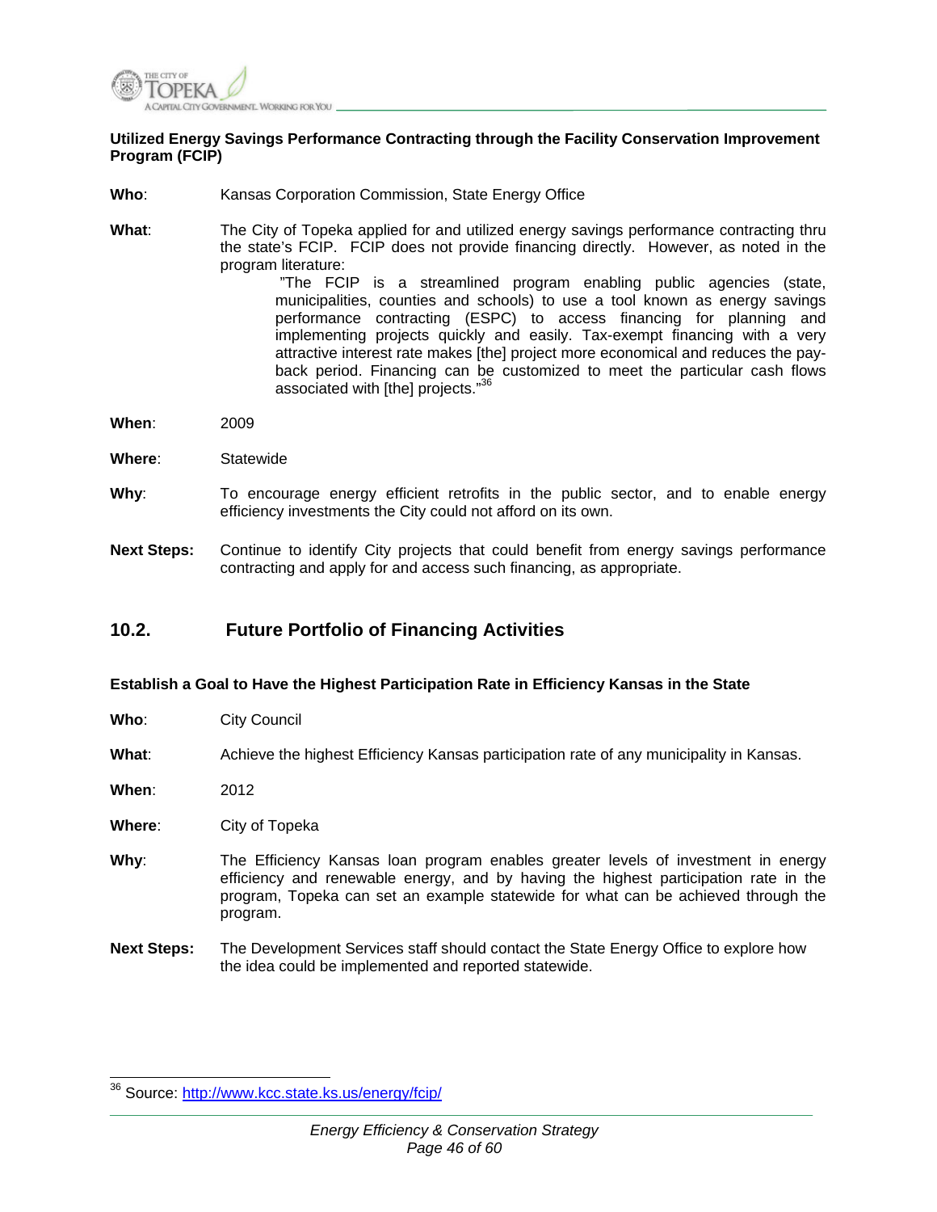**Utilized Energy Savings Performance Contracting through the Facility Conservation Improvement Program (FCIP)**

**Who**: Kansas Corporation Commission, State Energy Office

**What**: The City of Topeka applied for and utilized energy savings performance contracting thru the state's FCIP. FCIP does not provide financing directly. However, as noted in the program literature:

> "The FCIP is a streamlined program enabling public agencies (state, municipalities, counties and schools) to use a tool known as energy savings performance contracting (ESPC) to access financing for planning and implementing projects quickly and easily. Tax-exempt financing with a very attractive interest rate makes [the] project more economical and reduces the pay-back period. Financing can be customized to meet the particular cash flows associated with [the] projects."[36]

**When**: 2009

**Where**: Statewide

**Why**: To encourage energy efficient retrofits in the public sector, and to enable energy efficiency investments the City could not afford on its own.

**Next Steps:** Continue to identify City projects that could benefit from energy savings performance contracting and apply for and access such financing, as appropriate.

## 10.2. Future Portfolio of Financing Activities

**Establish a Goal to Have the Highest Participation Rate in Efficiency Kansas in the State**

**Who**: City Council

**What**: Achieve the highest Efficiency Kansas participation rate of any municipality in Kansas.

**When**: 2012

**Where**: City of Topeka

**Why**: The Efficiency Kansas loan program enables greater levels of investment in energy efficiency and renewable energy, and by having the highest participation rate in the program, Topeka can set an example statewide for what can be achieved through the program.

**Next Steps:** The Development Services staff should contact the State Energy Office to explore how the idea could be implemented and reported statewide.

---

[36] Source: http://www.kcc.state.ks.us/energy/fcip/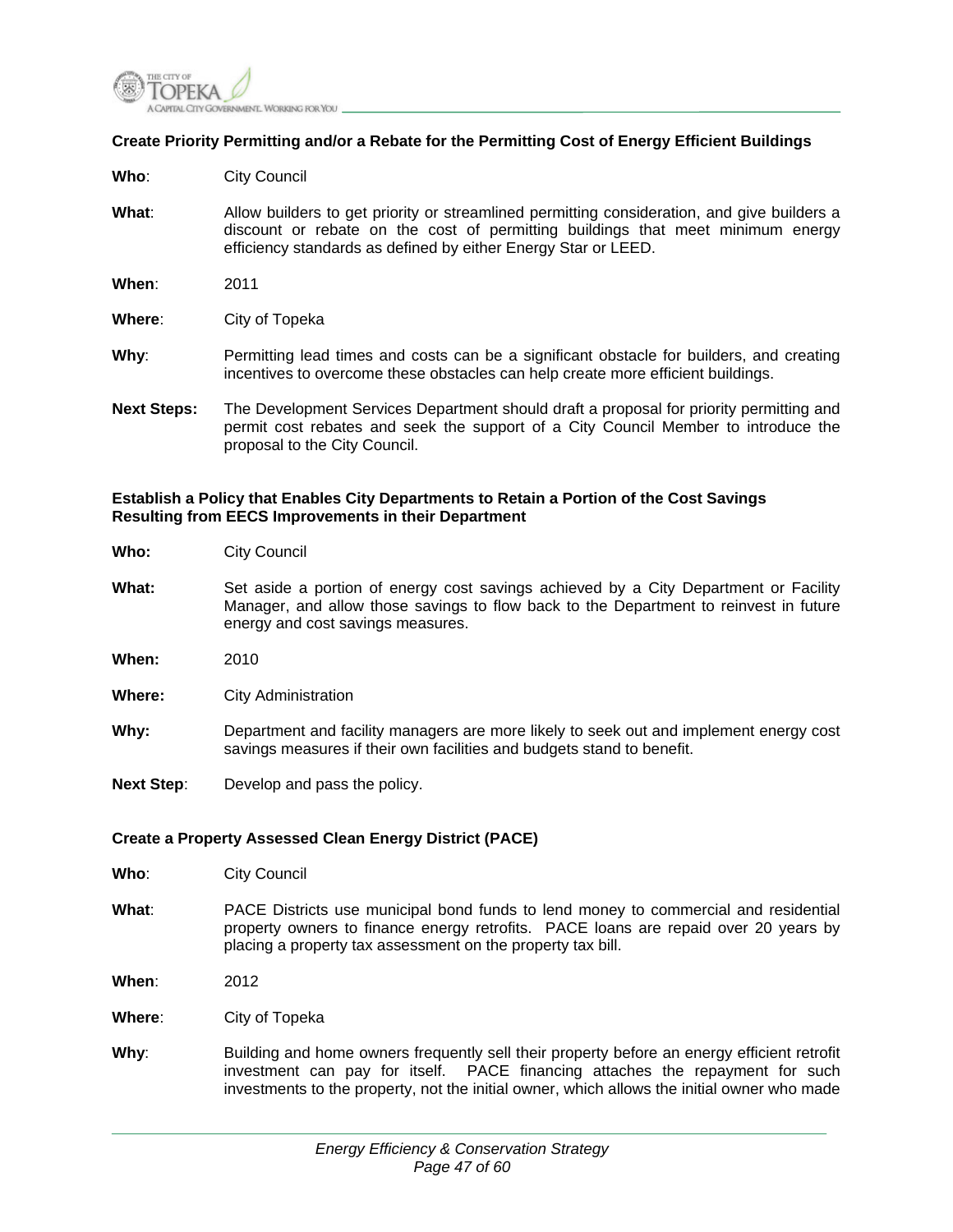**Create Priority Permitting and/or a Rebate for the Permitting Cost of Energy Efficient Buildings**

**Who**: City Council

**What**: Allow builders to get priority or streamlined permitting consideration, and give builders a discount or rebate on the cost of permitting buildings that meet minimum energy efficiency standards as defined by either Energy Star or LEED.

**When**: 2011

**Where**: City of Topeka

**Why**: Permitting lead times and costs can be a significant obstacle for builders, and creating incentives to overcome these obstacles can help create more efficient buildings.

**Next Steps:** The Development Services Department should draft a proposal for priority permitting and permit cost rebates and seek the support of a City Council Member to introduce the proposal to the City Council.

**Establish a Policy that Enables City Departments to Retain a Portion of the Cost Savings Resulting from EECS Improvements in their Department**

**Who:** City Council

**What:** Set aside a portion of energy cost savings achieved by a City Department or Facility Manager, and allow those savings to flow back to the Department to reinvest in future energy and cost savings measures.

**When:** 2010

**Where:** City Administration

**Why:** Department and facility managers are more likely to seek out and implement energy cost savings measures if their own facilities and budgets stand to benefit.

**Next Step**: Develop and pass the policy.

**Create a Property Assessed Clean Energy District (PACE)**

**Who**: City Council

**What**: PACE Districts use municipal bond funds to lend money to commercial and residential property owners to finance energy retrofits. PACE loans are repaid over 20 years by placing a property tax assessment on the property tax bill.

**When**: 2012

**Where**: City of Topeka

**Why**: Building and home owners frequently sell their property before an energy efficient retrofit investment can pay for itself. PACE financing attaches the repayment for such investments to the property, not the initial owner, which allows the initial owner who made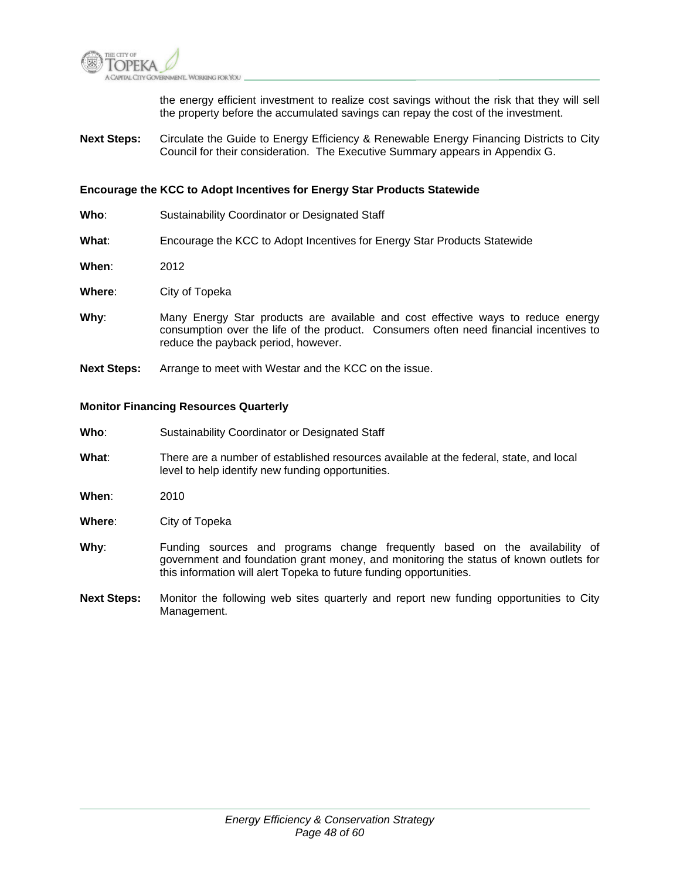the energy efficient investment to realize cost savings without the risk that they will sell the property before the accumulated savings can repay the cost of the investment.

**Next Steps:** Circulate the Guide to Energy Efficiency & Renewable Energy Financing Districts to City Council for their consideration. The Executive Summary appears in Appendix G.

**Encourage the KCC to Adopt Incentives for Energy Star Products Statewide**

**Who**: Sustainability Coordinator or Designated Staff

**What**: Encourage the KCC to Adopt Incentives for Energy Star Products Statewide

**When**: 2012

**Where**: City of Topeka

**Why**: Many Energy Star products are available and cost effective ways to reduce energy consumption over the life of the product. Consumers often need financial incentives to reduce the payback period, however.

**Next Steps:** Arrange to meet with Westar and the KCC on the issue.

**Monitor Financing Resources Quarterly**

**Who**: Sustainability Coordinator or Designated Staff

**What**: There are a number of established resources available at the federal, state, and local level to help identify new funding opportunities.

**When**: 2010

**Where**: City of Topeka

**Why**: Funding sources and programs change frequently based on the availability of government and foundation grant money, and monitoring the status of known outlets for this information will alert Topeka to future funding opportunities.

**Next Steps:** Monitor the following web sites quarterly and report new funding opportunities to City Management.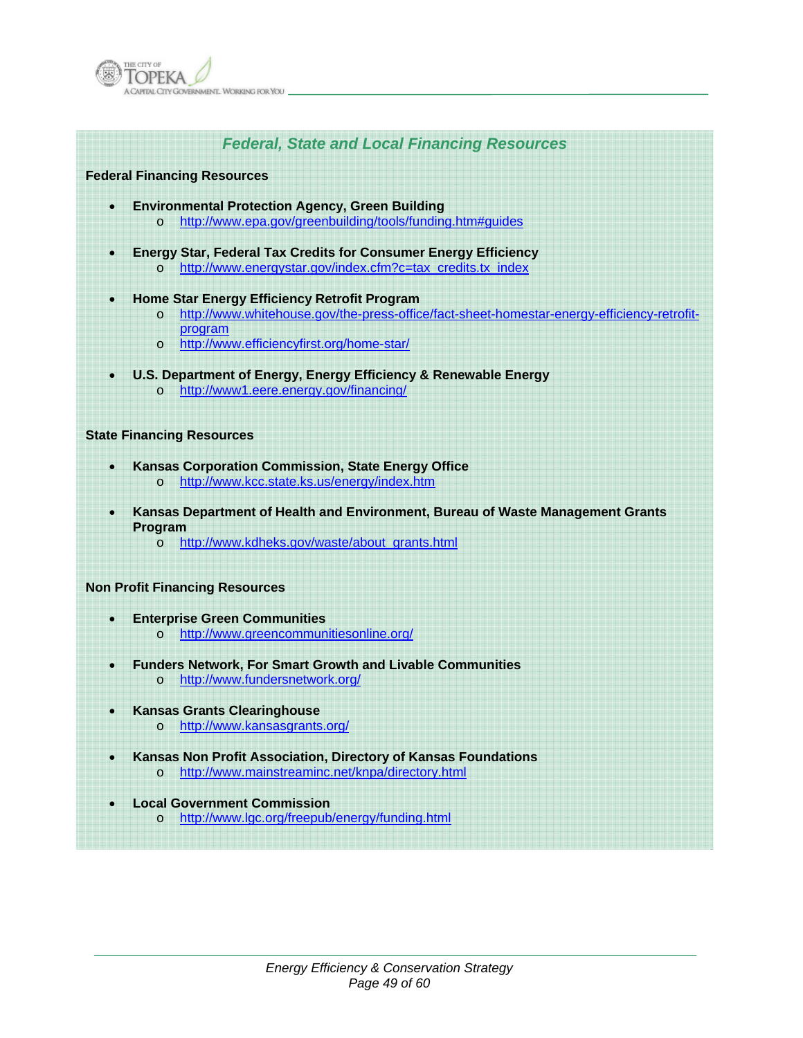## *Federal, State and Local Financing Resources*

### Federal Financing Resources

- **Environmental Protection Agency, Green Building**
  - http://www.epa.gov/greenbuilding/tools/funding.htm#guides
- **Energy Star, Federal Tax Credits for Consumer Energy Efficiency**
  - http://www.energystar.gov/index.cfm?c=tax_credits.tx_index
- **Home Star Energy Efficiency Retrofit Program**
  - http://www.whitehouse.gov/the-press-office/fact-sheet-homestar-energy-efficiency-retrofit-program
  - http://www.efficiencyfirst.org/home-star/
- **U.S. Department of Energy, Energy Efficiency & Renewable Energy**
  - http://www1.eere.energy.gov/financing/

### State Financing Resources

- **Kansas Corporation Commission, State Energy Office**
  - http://www.kcc.state.ks.us/energy/index.htm
- **Kansas Department of Health and Environment, Bureau of Waste Management Grants Program**
  - http://www.kdheks.gov/waste/about_grants.html

### Non Profit Financing Resources

- **Enterprise Green Communities**
  - http://www.greencommunitiesonline.org/
- **Funders Network, For Smart Growth and Livable Communities**
  - http://www.fundersnetwork.org/
- **Kansas Grants Clearinghouse**
  - http://www.kansasgrants.org/
- **Kansas Non Profit Association, Directory of Kansas Foundations**
  - http://www.mainstreaminc.net/knpa/directory.html
- **Local Government Commission**
  - http://www.lgc.org/freepub/energy/funding.html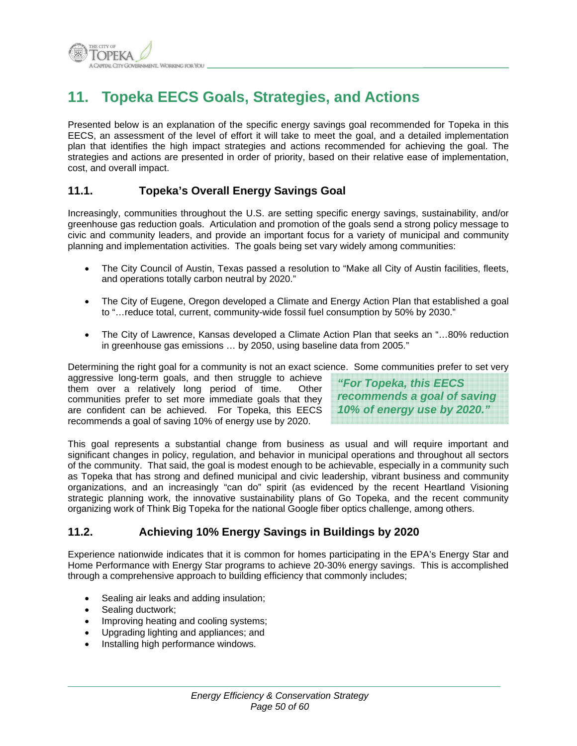# 11. Topeka EECS Goals, Strategies, and Actions

Presented below is an explanation of the specific energy savings goal recommended for Topeka in this EECS, an assessment of the level of effort it will take to meet the goal, and a detailed implementation plan that identifies the high impact strategies and actions recommended for achieving the goal. The strategies and actions are presented in order of priority, based on their relative ease of implementation, cost, and overall impact.

## 11.1. Topeka's Overall Energy Savings Goal

Increasingly, communities throughout the U.S. are setting specific energy savings, sustainability, and/or greenhouse gas reduction goals. Articulation and promotion of the goals send a strong policy message to civic and community leaders, and provide an important focus for a variety of municipal and community planning and implementation activities. The goals being set vary widely among communities:

- The City Council of Austin, Texas passed a resolution to "Make all City of Austin facilities, fleets, and operations totally carbon neutral by 2020."
- The City of Eugene, Oregon developed a Climate and Energy Action Plan that established a goal to "…reduce total, current, community-wide fossil fuel consumption by 50% by 2030."
- The City of Lawrence, Kansas developed a Climate Action Plan that seeks an "…80% reduction in greenhouse gas emissions … by 2050, using baseline data from 2005."

Determining the right goal for a community is not an exact science. Some communities prefer to set very aggressive long-term goals, and then struggle to achieve them over a relatively long period of time. Other communities prefer to set more immediate goals that they are confident can be achieved. For Topeka, this EECS recommends a goal of saving 10% of energy use by 2020.

> ***"For Topeka, this EECS recommends a goal of saving 10% of energy use by 2020."***

This goal represents a substantial change from business as usual and will require important and significant changes in policy, regulation, and behavior in municipal operations and throughout all sectors of the community. That said, the goal is modest enough to be achievable, especially in a community such as Topeka that has strong and defined municipal and civic leadership, vibrant business and community organizations, and an increasingly "can do" spirit (as evidenced by the recent Heartland Visioning strategic planning work, the innovative sustainability plans of Go Topeka, and the recent community organizing work of Think Big Topeka for the national Google fiber optics challenge, among others.

## 11.2. Achieving 10% Energy Savings in Buildings by 2020

Experience nationwide indicates that it is common for homes participating in the EPA's Energy Star and Home Performance with Energy Star programs to achieve 20-30% energy savings. This is accomplished through a comprehensive approach to building efficiency that commonly includes;

- Sealing air leaks and adding insulation;
- Sealing ductwork;
- Improving heating and cooling systems;
- Upgrading lighting and appliances; and
- Installing high performance windows.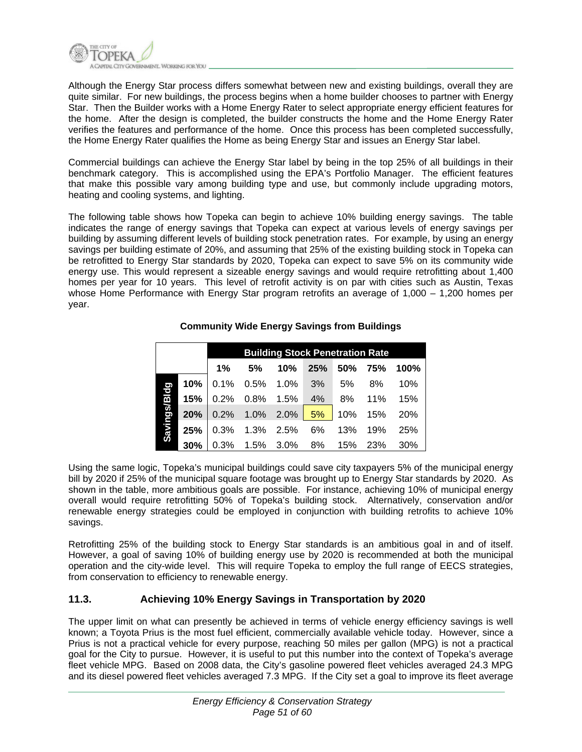Although the Energy Star process differs somewhat between new and existing buildings, overall they are quite similar. For new buildings, the process begins when a home builder chooses to partner with Energy Star. Then the Builder works with a Home Energy Rater to select appropriate energy efficient features for the home. After the design is completed, the builder constructs the home and the Home Energy Rater verifies the features and performance of the home. Once this process has been completed successfully, the Home Energy Rater qualifies the Home as being Energy Star and issues an Energy Star label.

Commercial buildings can achieve the Energy Star label by being in the top 25% of all buildings in their benchmark category. This is accomplished using the EPA's Portfolio Manager. The efficient features that make this possible vary among building type and use, but commonly include upgrading motors, heating and cooling systems, and lighting.

The following table shows how Topeka can begin to achieve 10% building energy savings. The table indicates the range of energy savings that Topeka can expect at various levels of energy savings per building by assuming different levels of building stock penetration rates. For example, by using an energy savings per building estimate of 20%, and assuming that 25% of the existing building stock in Topeka can be retrofitted to Energy Star standards by 2020, Topeka can expect to save 5% on its community wide energy use. This would represent a sizeable energy savings and would require retrofitting about 1,400 homes per year for 10 years. This level of retrofit activity is on par with cities such as Austin, Texas whose Home Performance with Energy Star program retrofits an average of 1,000 – 1,200 homes per year.

**Community Wide Energy Savings from Buildings**

| | | Building Stock Penetration Rate | | | | | | |
|---|---|---|---|---|---|---|---|---|
| | | **1%** | **5%** | **10%** | **25%** | **50%** | **75%** | **100%** |
| **Savings/Bldg** | **10%** | 0.1% | 0.5% | 1.0% | 3% | 5% | 8% | 10% |
| | **15%** | 0.2% | 0.8% | 1.5% | 4% | 8% | 11% | 15% |
| | **20%** | 0.2% | 1.0% | 2.0% | 5% | 10% | 15% | 20% |
| | **25%** | 0.3% | 1.3% | 2.5% | 6% | 13% | 19% | 25% |
| | **30%** | 0.3% | 1.5% | 3.0% | 8% | 15% | 23% | 30% |

Using the same logic, Topeka's municipal buildings could save city taxpayers 5% of the municipal energy bill by 2020 if 25% of the municipal square footage was brought up to Energy Star standards by 2020. As shown in the table, more ambitious goals are possible. For instance, achieving 10% of municipal energy overall would require retrofitting 50% of Topeka's building stock. Alternatively, conservation and/or renewable energy strategies could be employed in conjunction with building retrofits to achieve 10% savings.

Retrofitting 25% of the building stock to Energy Star standards is an ambitious goal in and of itself. However, a goal of saving 10% of building energy use by 2020 is recommended at both the municipal operation and the city-wide level. This will require Topeka to employ the full range of EECS strategies, from conservation to efficiency to renewable energy.

## 11.3. Achieving 10% Energy Savings in Transportation by 2020

The upper limit on what can presently be achieved in terms of vehicle energy efficiency savings is well known; a Toyota Prius is the most fuel efficient, commercially available vehicle today. However, since a Prius is not a practical vehicle for every purpose, reaching 50 miles per gallon (MPG) is not a practical goal for the City to pursue. However, it is useful to put this number into the context of Topeka's average fleet vehicle MPG. Based on 2008 data, the City's gasoline powered fleet vehicles averaged 24.3 MPG and its diesel powered fleet vehicles averaged 7.3 MPG. If the City set a goal to improve its fleet average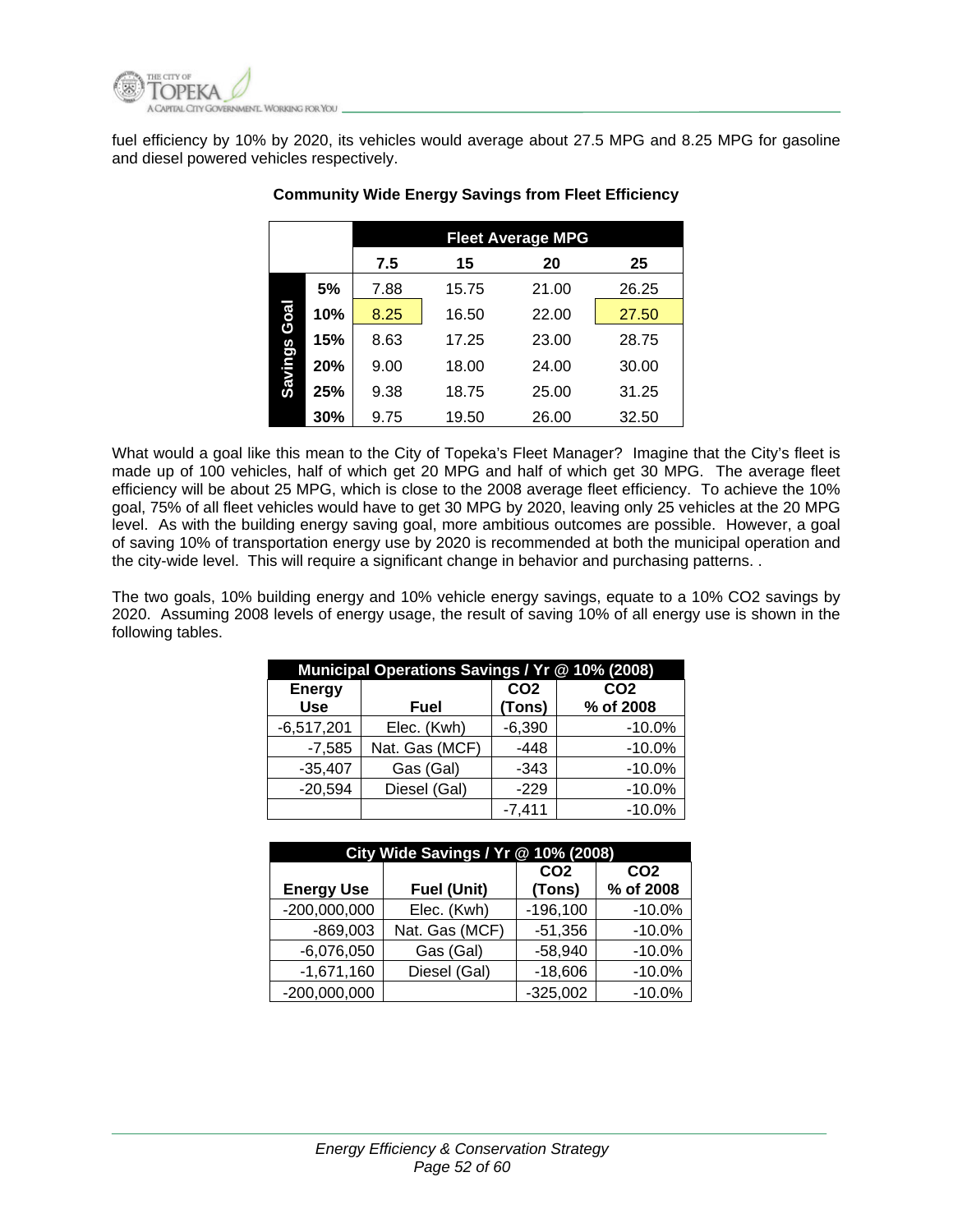fuel efficiency by 10% by 2020, its vehicles would average about 27.5 MPG and 8.25 MPG for gasoline and diesel powered vehicles respectively.

**Community Wide Energy Savings from Fleet Efficiency**

| | | Fleet Average MPG | | | |
|---|---|---|---|---|---|
| | | **7.5** | **15** | **20** | **25** |
| Savings Goal | **5%** | 7.88 | 15.75 | 21.00 | 26.25 |
| | **10%** | 8.25 | 16.50 | 22.00 | 27.50 |
| | **15%** | 8.63 | 17.25 | 23.00 | 28.75 |
| | **20%** | 9.00 | 18.00 | 24.00 | 30.00 |
| | **25%** | 9.38 | 18.75 | 25.00 | 31.25 |
| | **30%** | 9.75 | 19.50 | 26.00 | 32.50 |

What would a goal like this mean to the City of Topeka's Fleet Manager? Imagine that the City's fleet is made up of 100 vehicles, half of which get 20 MPG and half of which get 30 MPG. The average fleet efficiency will be about 25 MPG, which is close to the 2008 average fleet efficiency. To achieve the 10% goal, 75% of all fleet vehicles would have to get 30 MPG by 2020, leaving only 25 vehicles at the 20 MPG level. As with the building energy saving goal, more ambitious outcomes are possible. However, a goal of saving 10% of transportation energy use by 2020 is recommended at both the municipal operation and the city-wide level. This will require a significant change in behavior and purchasing patterns. .

The two goals, 10% building energy and 10% vehicle energy savings, equate to a 10% $CO_2$ savings by 2020. Assuming 2008 levels of energy usage, the result of saving 10% of all energy use is shown in the following tables.

| Municipal Operations Savings / Yr @ 10% (2008) | | | |
|---|---|---|---|
| **Energy Use** | **Fuel** | **CO2 (Tons)** | **CO2 % of 2008** |
| -6,517,201 | Elec. (Kwh) | -6,390 | -10.0% |
| -7,585 | Nat. Gas (MCF) | -448 | -10.0% |
| -35,407 | Gas (Gal) | -343 | -10.0% |
| -20,594 | Diesel (Gal) | -229 | -10.0% |
| | | -7,411 | -10.0% |

| City Wide Savings / Yr @ 10% (2008) | | | |
|---|---|---|---|
| **Energy Use** | **Fuel (Unit)** | **CO2 (Tons)** | **CO2 % of 2008** |
| -200,000,000 | Elec. (Kwh) | -196,100 | -10.0% |
| -869,003 | Nat. Gas (MCF) | -51,356 | -10.0% |
| -6,076,050 | Gas (Gal) | -58,940 | -10.0% |
| -1,671,160 | Diesel (Gal) | -18,606 | -10.0% |
| -200,000,000 | | -325,002 | -10.0% |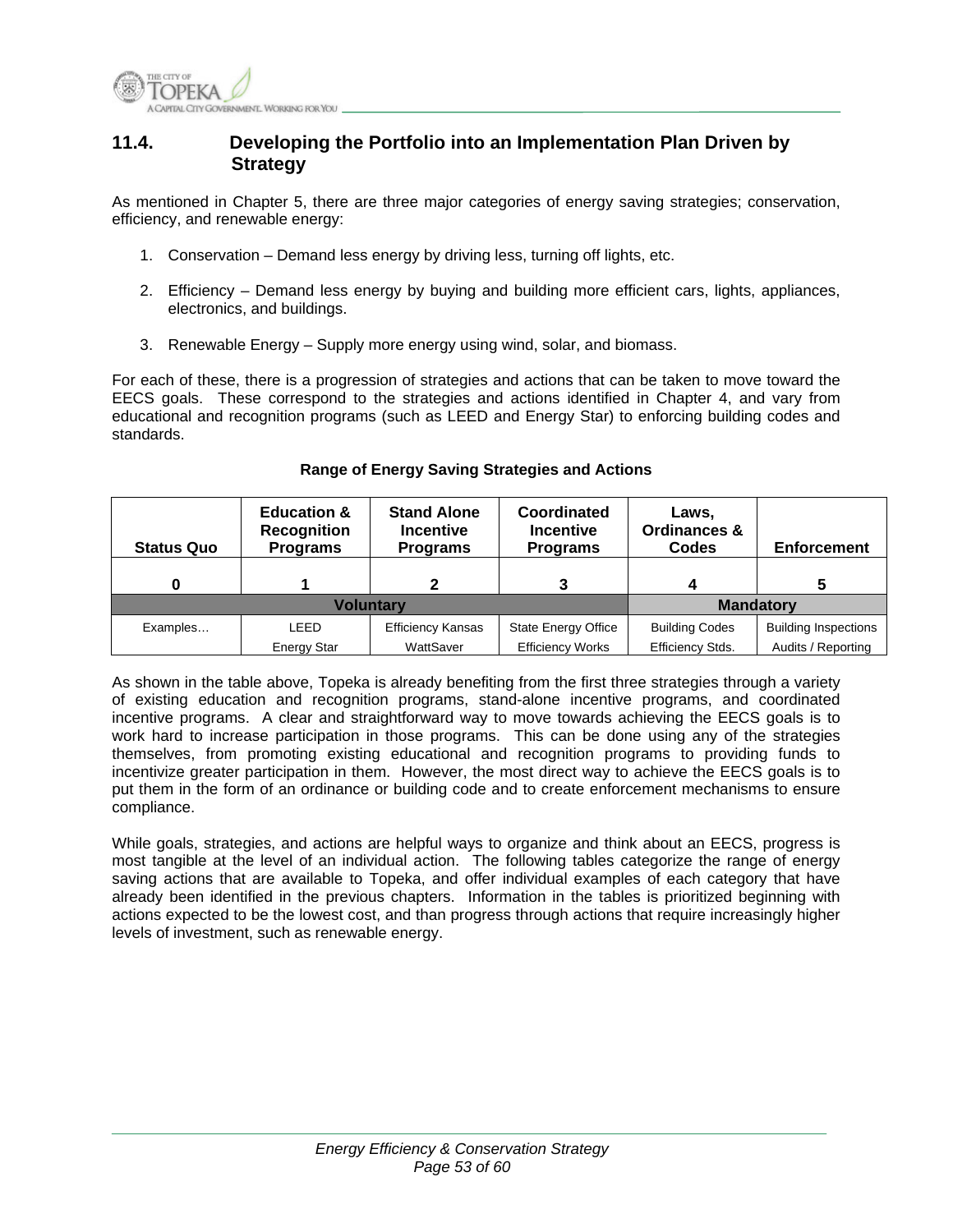## 11.4. Developing the Portfolio into an Implementation Plan Driven by Strategy

As mentioned in Chapter 5, there are three major categories of energy saving strategies; conservation, efficiency, and renewable energy:

1. Conservation – Demand less energy by driving less, turning off lights, etc.
2. Efficiency – Demand less energy by buying and building more efficient cars, lights, appliances, electronics, and buildings.
3. Renewable Energy – Supply more energy using wind, solar, and biomass.

For each of these, there is a progression of strategies and actions that can be taken to move toward the EECS goals. These correspond to the strategies and actions identified in Chapter 4, and vary from educational and recognition programs (such as LEED and Energy Star) to enforcing building codes and standards.

**Range of Energy Saving Strategies and Actions**

| Status Quo | Education & Recognition Programs | Stand Alone Incentive Programs | Coordinated Incentive Programs | Laws, Ordinances & Codes | Enforcement |
|---|---|---|---|---|---|
| 0 | 1 | 2 | 3 | 4 | 5 |
| Voluntary | | | | Mandatory | |
| Examples… | LEED | Efficiency Kansas | State Energy Office | Building Codes | Building Inspections |
| | Energy Star | WattSaver | Efficiency Works | Efficiency Stds. | Audits / Reporting |

As shown in the table above, Topeka is already benefiting from the first three strategies through a variety of existing education and recognition programs, stand-alone incentive programs, and coordinated incentive programs. A clear and straightforward way to move towards achieving the EECS goals is to work hard to increase participation in those programs. This can be done using any of the strategies themselves, from promoting existing educational and recognition programs to providing funds to incentivize greater participation in them. However, the most direct way to achieve the EECS goals is to put them in the form of an ordinance or building code and to create enforcement mechanisms to ensure compliance.

While goals, strategies, and actions are helpful ways to organize and think about an EECS, progress is most tangible at the level of an individual action. The following tables categorize the range of energy saving actions that are available to Topeka, and offer individual examples of each category that have already been identified in the previous chapters. Information in the tables is prioritized beginning with actions expected to be the lowest cost, and than progress through actions that require increasingly higher levels of investment, such as renewable energy.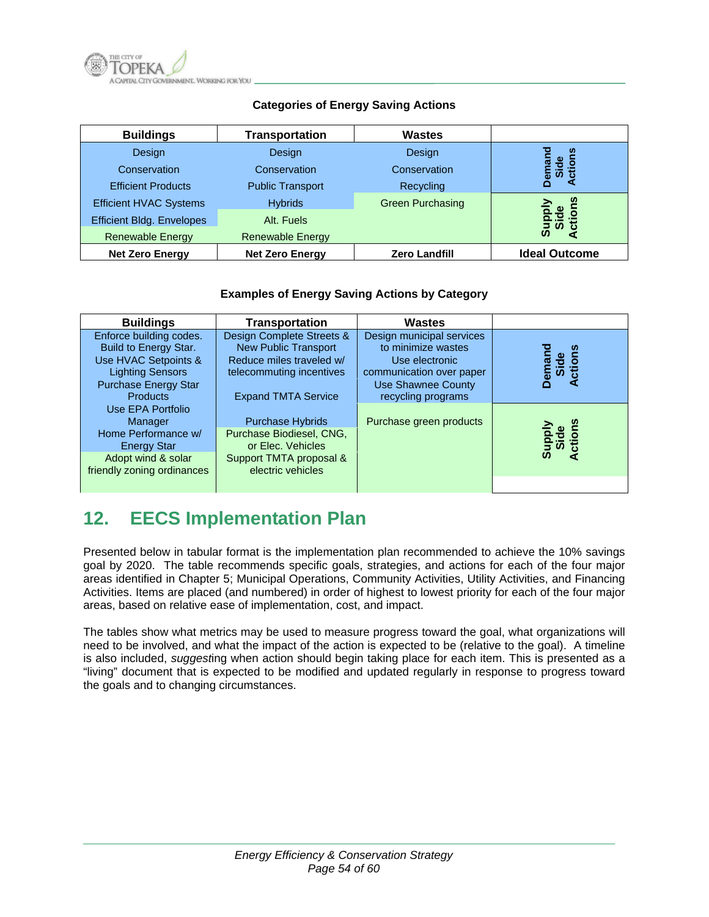**Categories of Energy Saving Actions**

| Buildings | Transportation | Wastes | |
|---|---|---|---|
| Design<br>Conservation<br>Efficient Products | Design<br>Conservation<br>Public Transport | Design<br>Conservation<br>Recycling | Demand Side Actions |
| Efficient HVAC Systems<br>Efficient Bldg. Envelopes<br>Renewable Energy | Hybrids<br>Alt. Fuels<br>Renewable Energy | Green Purchasing | Supply Side Actions |
| **Net Zero Energy** | **Net Zero Energy** | **Zero Landfill** | **Ideal Outcome** |

**Examples of Energy Saving Actions by Category**

| Buildings | Transportation | Wastes | |
|---|---|---|---|
| Enforce building codes.<br>Build to Energy Star.<br>Use HVAC Setpoints & Lighting Sensors<br>Purchase Energy Star Products<br>Use EPA Portfolio Manager | Design Complete Streets & New Public Transport<br>Reduce miles traveled w/ telecommuting incentives<br>Expand TMTA Service | Design municipal services to minimize wastes<br>Use electronic communication over paper<br>Use Shawnee County recycling programs | Demand Side Actions |
| Home Performance w/ Energy Star<br>Adopt wind & solar friendly zoning ordinances | Purchase Hybrids<br>Purchase Biodiesel, CNG, or Elec. Vehicles<br>Support TMTA proposal & electric vehicles | Purchase green products | Supply Side Actions |

## 12. EECS Implementation Plan

Presented below in tabular format is the implementation plan recommended to achieve the 10% savings goal by 2020. The table recommends specific goals, strategies, and actions for each of the four major areas identified in Chapter 5; Municipal Operations, Community Activities, Utility Activities, and Financing Activities. Items are placed (and numbered) in order of highest to lowest priority for each of the four major areas, based on relative ease of implementation, cost, and impact.

The tables show what metrics may be used to measure progress toward the goal, what organizations will need to be involved, and what the impact of the action is expected to be (relative to the goal). A timeline is also included, *suggest*ing when action should begin taking place for each item. This is presented as a "living" document that is expected to be modified and updated regularly in response to progress toward the goals and to changing circumstances.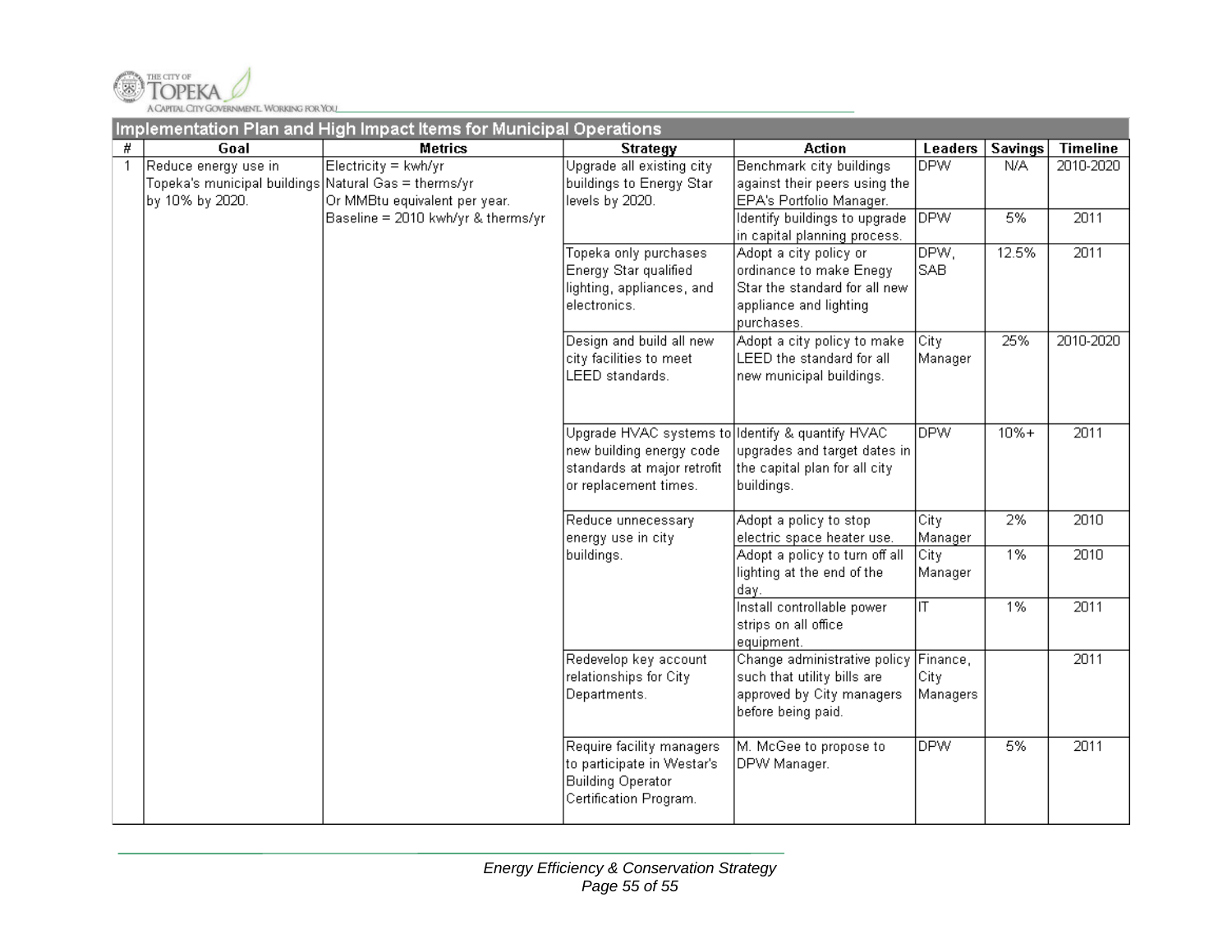## Implementation Plan and High Impact Items for Municipal Operations

| # | Goal | Metrics | Strategy | Action | Leaders | Savings | Timeline |
|---|---|---|---|---|---|---|---|
| 1 | Reduce energy use in Topeka's municipal buildings by 10% by 2020. | Electricity = kwh/yr<br>Natural Gas = therms/yr<br>Or MMBtu equivalent per year.<br>Baseline = 2010 kwh/yr & therms/yr | Upgrade all existing city buildings to Energy Star levels by 2020. | Benchmark city buildings against their peers using the EPA's Portfolio Manager. | DPW | N/A | 2010-2020 |
| | | | | Identify buildings to upgrade in capital planning process. | DPW | 5% | 2011 |
| | | | Topeka only purchases Energy Star qualified lighting, appliances, and electronics. | Adopt a city policy or ordinance to make Enegy Star the standard for all new appliance and lighting purchases. | DPW, SAB | 12.5% | 2011 |
| | | | Design and build all new city facilities to meet LEED standards. | Adopt a city policy to make LEED the standard for all new municipal buildings. | City Manager | 25% | 2010-2020 |
| | | | Upgrade HVAC systems to new building energy code standards at major retrofit or replacement times. | Identify & quantify HVAC upgrades and target dates in the capital plan for all city buildings. | DPW | 10%+ | 2011 |
| | | | Reduce unnecessary energy use in city buildings. | Adopt a policy to stop electric space heater use. | City Manager | 2% | 2010 |
| | | | | Adopt a policy to turn off all lighting at the end of the day. | City Manager | 1% | 2010 |
| | | | | Install controllable power strips on all office equipment. | IT | 1% | 2011 |
| | | | Redevelop key account relationships for City Departments. | Change administrative policy such that utility bills are approved by City managers before being paid. | Finance, City Managers | | 2011 |
| | | | Require facility managers to participate in Westar's Building Operator Certification Program. | M. McGee to propose to DPW Manager. | DPW | 5% | 2011 |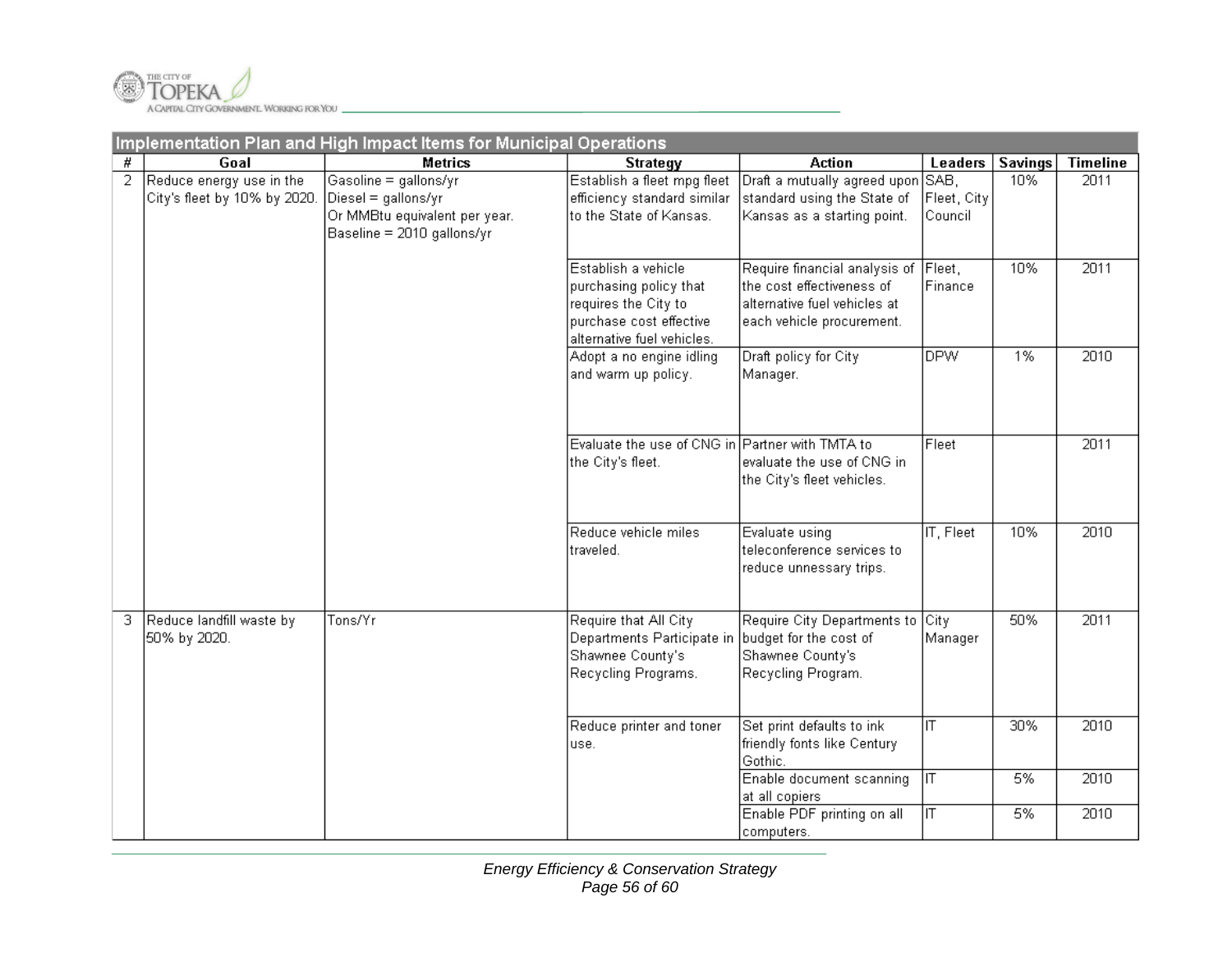## Implementation Plan and High Impact Items for Municipal Operations

| # | Goal | Metrics | Strategy | Action | Leaders | Savings | Timeline |
|---|---|---|---|---|---|---|---|
| 2 | Reduce energy use in the City's fleet by 10% by 2020. | Gasoline = gallons/yr<br>Diesel = gallons/yr<br>Or MMBtu equivalent per year.<br>Baseline = 2010 gallons/yr | Establish a fleet mpg fleet efficiency standard similar to the State of Kansas. | Draft a mutually agreed upon standard using the State of Kansas as a starting point. | SAB, Fleet, City Council | 10% | 2011 |
| | | | Establish a vehicle purchasing policy that requires the City to purchase cost effective alternative fuel vehicles. | Require financial analysis of the cost effectiveness of alternative fuel vehicles at each vehicle procurement. | Fleet, Finance | 10% | 2011 |
| | | | Adopt a no engine idling and warm up policy. | Draft policy for City Manager. | DPW | 1% | 2010 |
| | | | Evaluate the use of CNG in the City's fleet. | Partner with TMTA to evaluate the use of CNG in the City's fleet vehicles. | Fleet | | 2011 |
| | | | Reduce vehicle miles traveled. | Evaluate using teleconference services to reduce unnessary trips. | IT, Fleet | 10% | 2010 |
| 3 | Reduce landfill waste by 50% by 2020. | Tons/Yr | Require that All City Departments Participate in Shawnee County's Recycling Programs. | Require City Departments to budget for the cost of Shawnee County's Recycling Program. | City Manager | 50% | 2011 |
| | | | Reduce printer and toner use. | Set print defaults to ink friendly fonts like Century Gothic. | IT | 30% | 2010 |
| | | | | Enable document scanning at all copiers | IT | 5% | 2010 |
| | | | | Enable PDF printing on all computers. | IT | 5% | 2010 |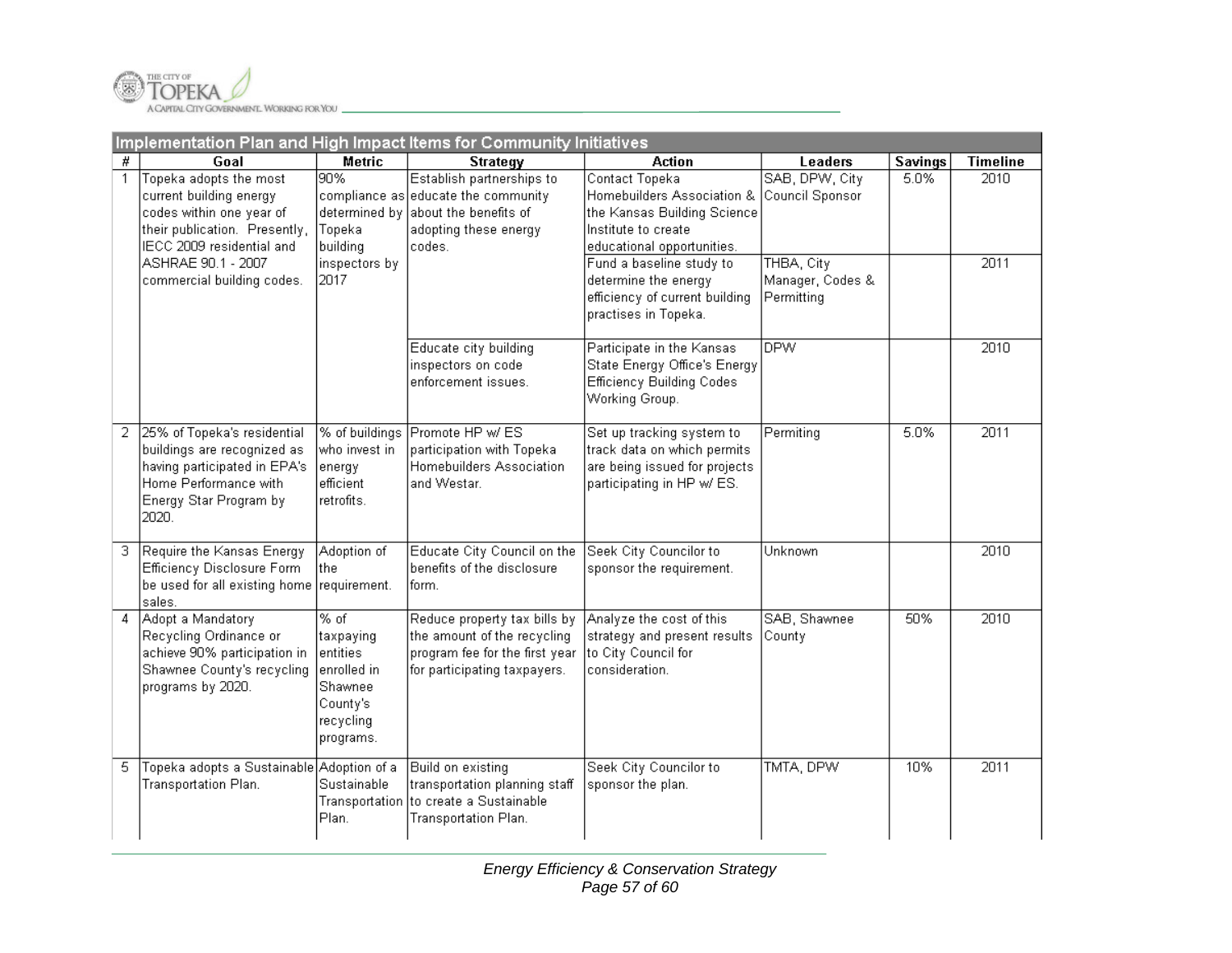## Implementation Plan and High Impact Items for Community Initiatives

| # | Goal | Metric | Strategy | Action | Leaders | Savings | Timeline |
|---|---|---|---|---|---|---|---|
| 1 | Topeka adopts the most current building energy codes within one year of their publication. Presently, IECC 2009 residential and ASHRAE 90.1 - 2007 commercial building codes. | 90% compliance as determined by Topeka building inspectors by 2017 | Establish partnerships to educate the community about the benefits of adopting these energy codes. | Contact Topeka Homebuilders Association & the Kansas Building Science Institute to create educational opportunities. | SAB, DPW, City Council Sponsor | 5.0% | 2010 |
| | | | | Fund a baseline study to determine the energy efficiency of current building practises in Topeka. | THBA, City Manager, Codes & Permitting | | 2011 |
| | | | Educate city building inspectors on code enforcement issues. | Participate in the Kansas State Energy Office's Energy Efficiency Building Codes Working Group. | DPW | | 2010 |
| 2 | 25% of Topeka's residential buildings are recognized as having participated in EPA's Home Performance with Energy Star Program by 2020. | % of buildings who invest in energy efficient retrofits. | Promote HP w/ ES participation with Topeka Homebuilders Association and Westar. | Set up tracking system to track data on which permits are being issued for projects participating in HP w/ ES. | Permiting | 5.0% | 2011 |
| 3 | Require the Kansas Energy Efficiency Disclosure Form be used for all existing home sales. | Adoption of the requirement. | Educate City Council on the benefits of the disclosure form. | Seek City Councilor to sponsor the requirement. | Unknown | | 2010 |
| 4 | Adopt a Mandatory Recycling Ordinance or achieve 90% participation in Shawnee County's recycling programs by 2020. | % of taxpaying entities enrolled in Shawnee County's recycling programs. | Reduce property tax bills by the amount of the recycling program fee for the first year for participating taxpayers. | Analyze the cost of this strategy and present results to City Council for consideration. | SAB, Shawnee County | 50% | 2010 |
| 5 | Topeka adopts a Sustainable Transportation Plan. | Adoption of a Sustainable Transportation Plan. | Build on existing transportation planning staff to create a Sustainable Transportation Plan. | Seek City Councilor to sponsor the plan. | TMTA, DPW | 10% | 2011 |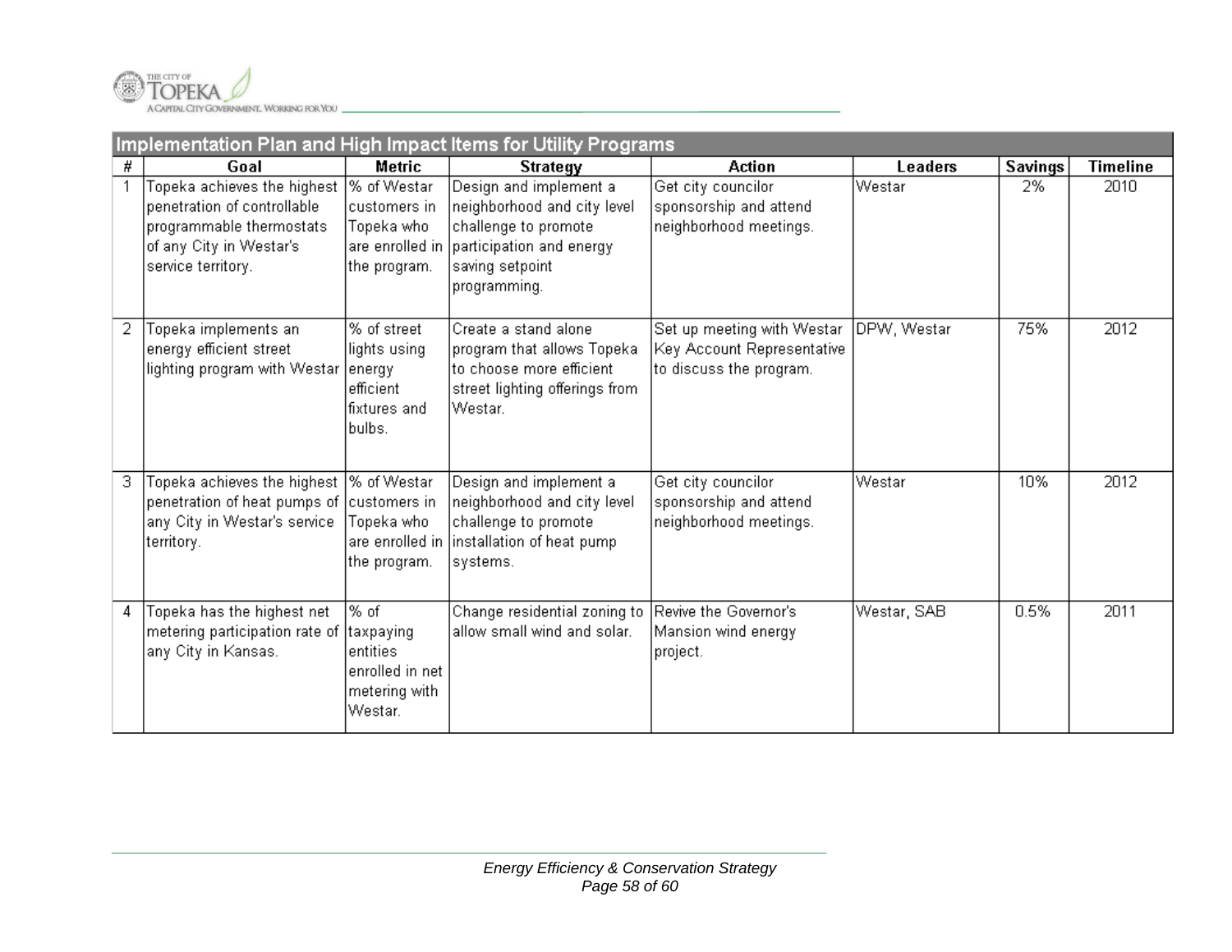## Implementation Plan and High Impact Items for Utility Programs

| # | Goal | Metric | Strategy | Action | Leaders | Savings | Timeline |
|---|---|---|---|---|---|---|---|
| 1 | Topeka achieves the highest penetration of controllable programmable thermostats of any City in Westar's service territory. | % of Westar customers in Topeka who are enrolled in the program. | Design and implement a neighborhood and city level challenge to promote participation and energy saving setpoint programming. | Get city councilor sponsorship and attend neighborhood meetings. | Westar | 2% | 2010 |
| 2 | Topeka implements an energy efficient street lighting program with Westar | % of street lights using energy efficient fixtures and bulbs. | Create a stand alone program that allows Topeka to choose more efficient street lighting offerings from Westar. | Set up meeting with Westar Key Account Representative to discuss the program. | DPW, Westar | 75% | 2012 |
| 3 | Topeka achieves the highest penetration of heat pumps of any City in Westar's service territory. | % of Westar customers in Topeka who are enrolled in the program. | Design and implement a neighborhood and city level challenge to promote installation of heat pump systems. | Get city councilor sponsorship and attend neighborhood meetings. | Westar | 10% | 2012 |
| 4 | Topeka has the highest net metering participation rate of any City in Kansas. | % of taxpaying entities enrolled in net metering with Westar. | Change residential zoning to allow small wind and solar. | Revive the Governor's Mansion wind energy project. | Westar, SAB | 0.5% | 2011 |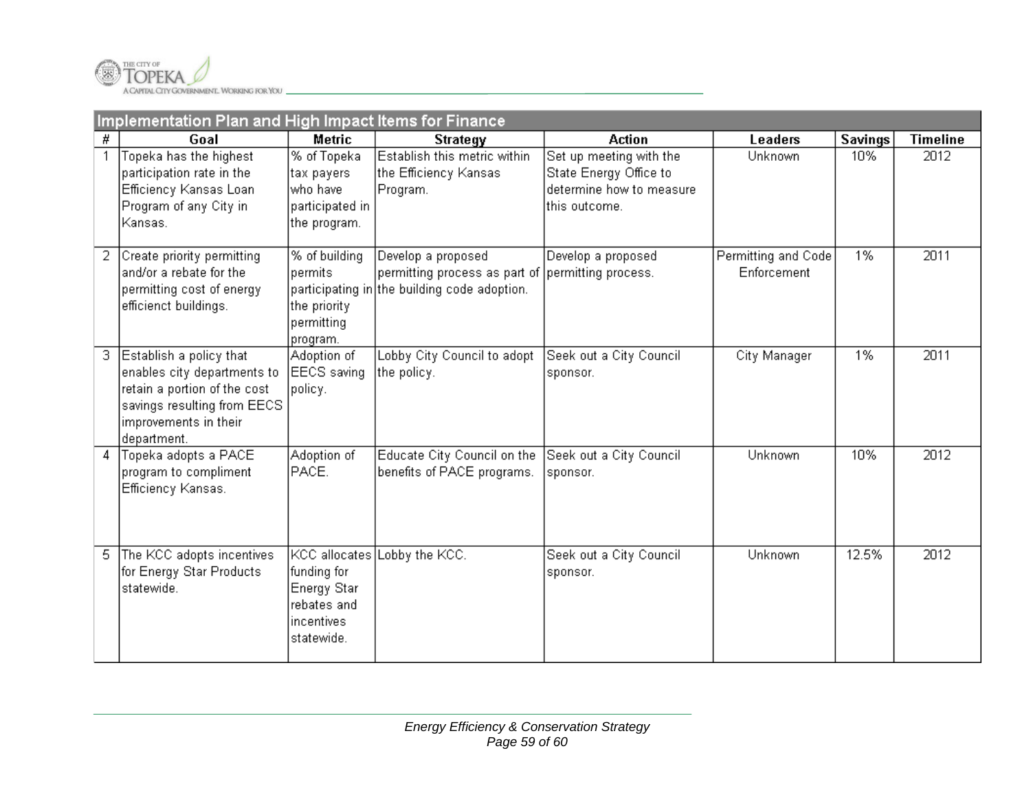## Implementation Plan and High Impact Items for Finance

| # | Goal | Metric | Strategy | Action | Leaders | Savings | Timeline |
|---|---|---|---|---|---|---|---|
| 1 | Topeka has the highest participation rate in the Efficiency Kansas Loan Program of any City in Kansas. | % of Topeka tax payers who have participated in the program. | Establish this metric within the Efficiency Kansas Program. | Set up meeting with the State Energy Office to determine how to measure this outcome. | Unknown | 10% | 2012 |
| 2 | Create priority permitting and/or a rebate for the permitting cost of energy efficienct buildings. | % of building permits participating in the priority permitting program. | Develop a proposed permitting process as part of the building code adoption. | Develop a proposed permitting process. | Permitting and Code Enforcement | 1% | 2011 |
| 3 | Establish a policy that enables city departments to retain a portion of the cost savings resulting from EECS improvements in their department. | Adoption of EECS saving policy. | Lobby City Council to adopt the policy. | Seek out a City Council sponsor. | City Manager | 1% | 2011 |
| 4 | Topeka adopts a PACE program to compliment Efficiency Kansas. | Adoption of PACE. | Educate City Council on the benefits of PACE programs. | Seek out a City Council sponsor. | Unknown | 10% | 2012 |
| 5 | The KCC adopts incentives for Energy Star Products statewide. | KCC allocates funding for Energy Star rebates and incentives statewide. | Lobby the KCC. | Seek out a City Council sponsor. | Unknown | 12.5% | 2012 |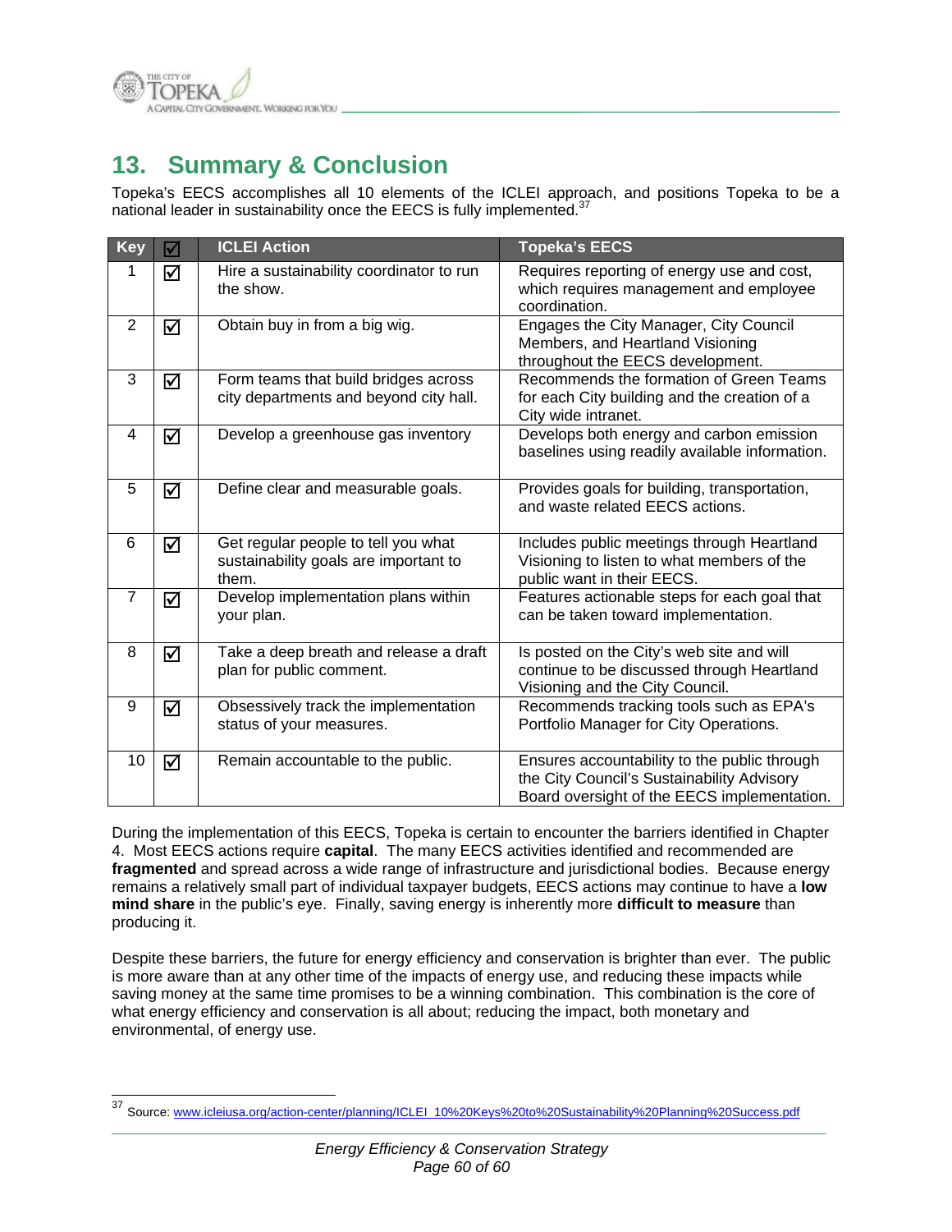# 13. Summary & Conclusion

Topeka's EECS accomplishes all 10 elements of the ICLEI approach, and positions Topeka to be a national leader in sustainability once the EECS is fully implemented.[37]

| Key | ☑ | ICLEI Action | Topeka's EECS |
|---|---|---|---|
| 1 | ☑ | Hire a sustainability coordinator to run the show. | Requires reporting of energy use and cost, which requires management and employee coordination. |
| 2 | ☑ | Obtain buy in from a big wig. | Engages the City Manager, City Council Members, and Heartland Visioning throughout the EECS development. |
| 3 | ☑ | Form teams that build bridges across city departments and beyond city hall. | Recommends the formation of Green Teams for each City building and the creation of a City wide intranet. |
| 4 | ☑ | Develop a greenhouse gas inventory | Develops both energy and carbon emission baselines using readily available information. |
| 5 | ☑ | Define clear and measurable goals. | Provides goals for building, transportation, and waste related EECS actions. |
| 6 | ☑ | Get regular people to tell you what sustainability goals are important to them. | Includes public meetings through Heartland Visioning to listen to what members of the public want in their EECS. |
| 7 | ☑ | Develop implementation plans within your plan. | Features actionable steps for each goal that can be taken toward implementation. |
| 8 | ☑ | Take a deep breath and release a draft plan for public comment. | Is posted on the City's web site and will continue to be discussed through Heartland Visioning and the City Council. |
| 9 | ☑ | Obsessively track the implementation status of your measures. | Recommends tracking tools such as EPA's Portfolio Manager for City Operations. |
| 10 | ☑ | Remain accountable to the public. | Ensures accountability to the public through the City Council's Sustainability Advisory Board oversight of the EECS implementation. |

During the implementation of this EECS, Topeka is certain to encounter the barriers identified in Chapter 4. Most EECS actions require **capital**. The many EECS activities identified and recommended are **fragmented** and spread across a wide range of infrastructure and jurisdictional bodies. Because energy remains a relatively small part of individual taxpayer budgets, EECS actions may continue to have a **low mind share** in the public's eye. Finally, saving energy is inherently more **difficult to measure** than producing it.

Despite these barriers, the future for energy efficiency and conservation is brighter than ever. The public is more aware than at any other time of the impacts of energy use, and reducing these impacts while saving money at the same time promises to be a winning combination. This combination is the core of what energy efficiency and conservation is all about; reducing the impact, both monetary and environmental, of energy use.

[37] Source: www.icleiusa.org/action-center/planning/ICLEI_10%20Keys%20to%20Sustainability%20Planning%20Success.pdf